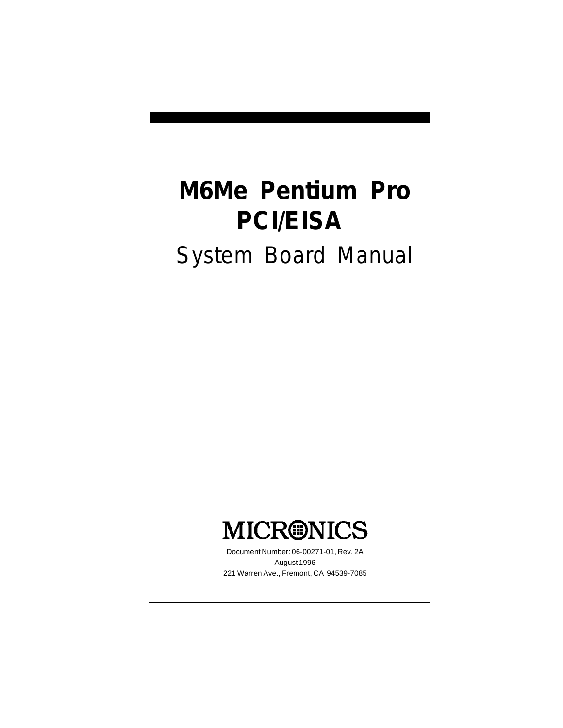# M6Me Pentium Pro PCI/EISA

## System Board Manual

MICRONICS

Document Number: 06-00271-01, Rev. 2A

August 1996

221 Warren Ave., Fremont, CA 94539-7085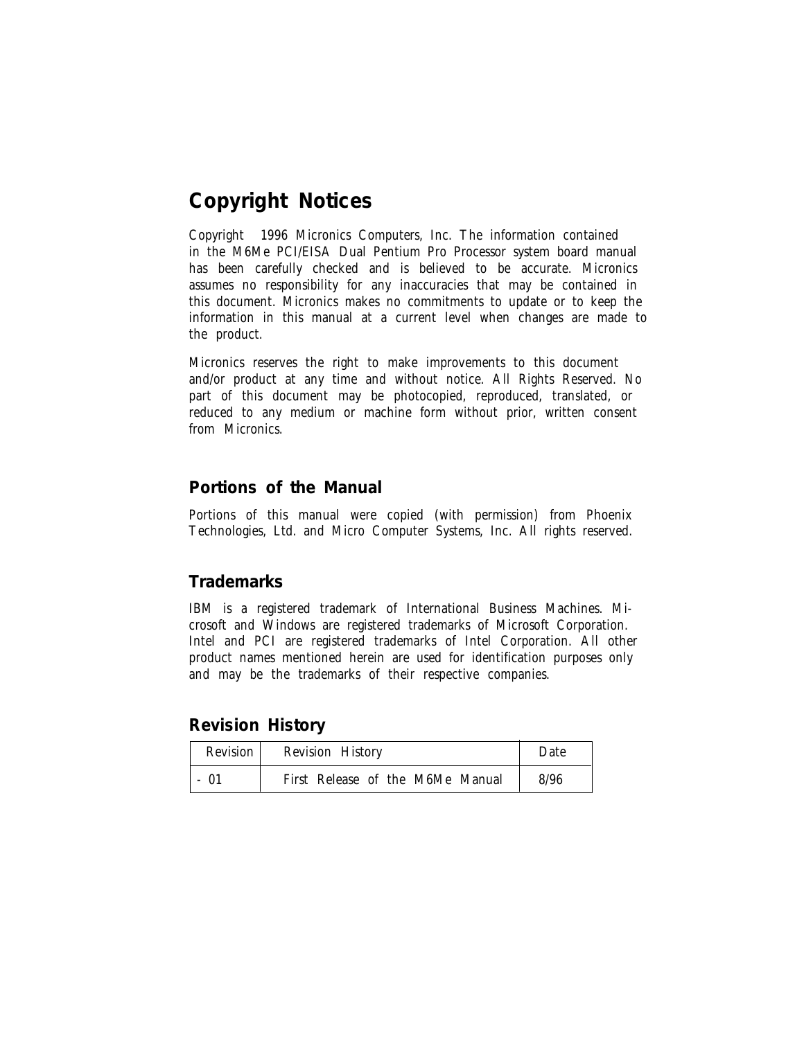# Copyright Notices

Copyright 1996 Micronics Computers, Inc. The information contained in the M6Me PCI/EISA Dual Pentium Pro Processor system board manual has been carefully checked and is believed to be accurate. Micronics assumes no responsibility for any inaccuracies that may be contained in this document. Micronics makes no commitments to update or to keep the information in this manual at a current level when changes are made to the product.

Micronics reserves the right to make improvements to this document and/or product at any time and without notice. All Rights Reserved. No part of this document may be photocopied, reproduced, translated, or reduced to any medium or machine form without prior, written consent from Micronics.

## Portions of the Manual

Portions of this manual were copied (with permission) from Phoenix Technologies, Ltd. and Micro Computer Systems, Inc. All rights reserved.

## Trademarks

IBM is a registered trademark of International Business Machines. Microsoft and Windows are registered trademarks of Microsoft Corporation. Intel and PCI are registered trademarks of Intel Corporation. All other product names mentioned herein are used for identification purposes only and may be the trademarks of their respective companies.

## Revision History

| Revision | Revision History | Date |
| --- | --- | --- |
| - 01 | First Release of the M6Me Manual | 8/96 |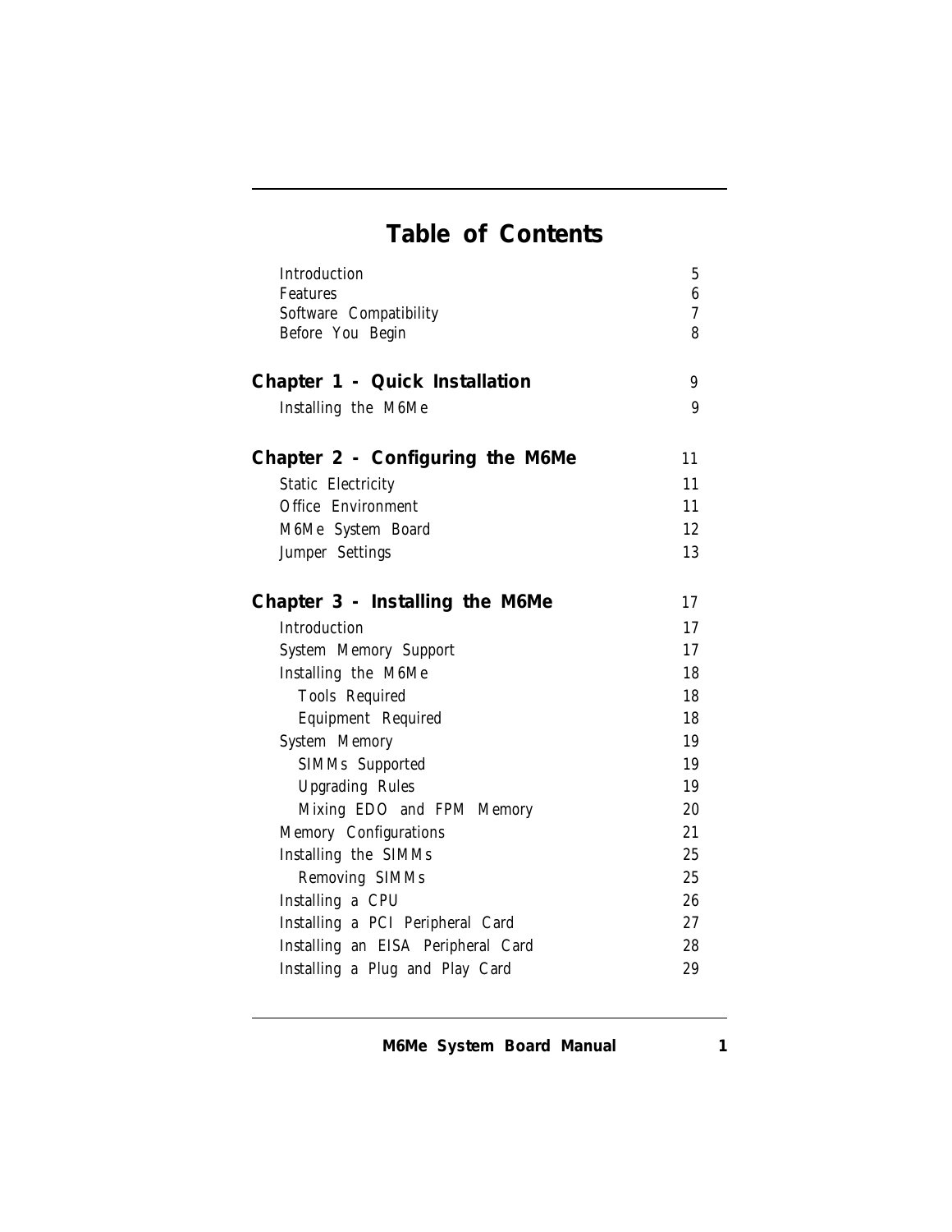# Table of Contents

| | |
|---|---|
| Introduction | 5 |
| Features | 6 |
| Software Compatibility | 7 |
| Before You Begin | 8 |
| **Chapter 1 - Quick Installation** | 9 |
| Installing the M6Me | 9 |
| **Chapter 2 - Configuring the M6Me** | 11 |
| Static Electricity | 11 |
| Office Environment | 11 |
| M6Me System Board | 12 |
| Jumper Settings | 13 |
| **Chapter 3 - Installing the M6Me** | 17 |
| Introduction | 17 |
| System Memory Support | 17 |
| Installing the M6Me | 18 |
| Tools Required | 18 |
| Equipment Required | 18 |
| System Memory | 19 |
| SIMMs Supported | 19 |
| Upgrading Rules | 19 |
| Mixing EDO and FPM Memory | 20 |
| Memory Configurations | 21 |
| Installing the SIMMs | 25 |
| Removing SIMMs | 25 |
| Installing a CPU | 26 |
| Installing a PCI Peripheral Card | 27 |
| Installing an EISA Peripheral Card | 28 |
| Installing a Plug and Play Card | 29 |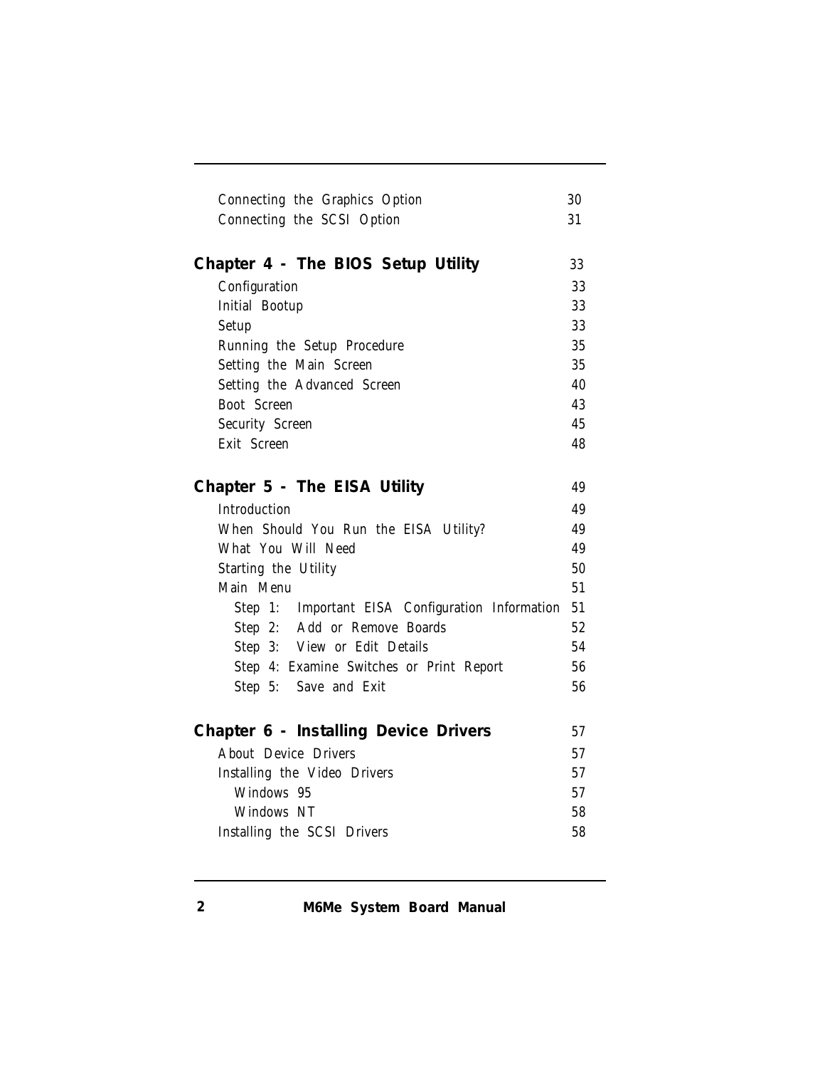| | |
|---|---|
| Connecting the Graphics Option | 30 |
| Connecting the SCSI Option | 31 |

**Chapter 4 - The BIOS Setup Utility** 33

| | |
|---|---|
| Configuration | 33 |
| Initial Bootup | 33 |
| Setup | 33 |
| Running the Setup Procedure | 35 |
| Setting the Main Screen | 35 |
| Setting the Advanced Screen | 40 |
| Boot Screen | 43 |
| Security Screen | 45 |
| Exit Screen | 48 |

**Chapter 5 - The EISA Utility** 49

| | |
|---|---|
| Introduction | 49 |
| When Should You Run the EISA Utility? | 49 |
| What You Will Need | 49 |
| Starting the Utility | 50 |
| Main Menu | 51 |
| Step 1: Important EISA Configuration Information | 51 |
| Step 2: Add or Remove Boards | 52 |
| Step 3: View or Edit Details | 54 |
| Step 4: Examine Switches or Print Report | 56 |
| Step 5: Save and Exit | 56 |

**Chapter 6 - Installing Device Drivers** 57

| | |
|---|---|
| About Device Drivers | 57 |
| Installing the Video Drivers | 57 |
| Windows 95 | 57 |
| Windows NT | 58 |
| Installing the SCSI Drivers | 58 |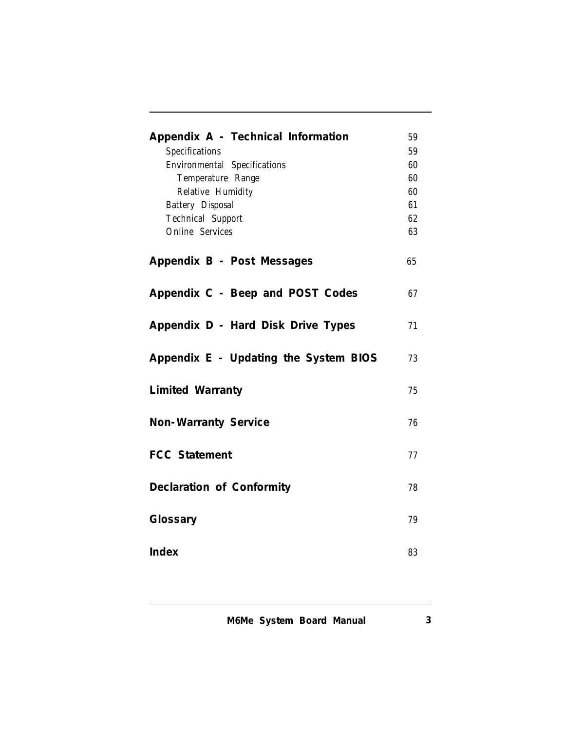| | |
|---|---|
| **Appendix A - Technical Information** | 59 |
| Specifications | 59 |
| Environmental Specifications | 60 |
| Temperature Range | 60 |
| Relative Humidity | 60 |
| Battery Disposal | 61 |
| Technical Support | 62 |
| Online Services | 63 |
| **Appendix B - Post Messages** | 65 |
| **Appendix C - Beep and POST Codes** | 67 |
| **Appendix D - Hard Disk Drive Types** | 71 |
| **Appendix E - Updating the System BIOS** | 73 |
| **Limited Warranty** | 75 |
| **Non-Warranty Service** | 76 |
| **FCC Statement** | 77 |
| **Declaration of Conformity** | 78 |
| **Glossary** | 79 |
| **Index** | 83 |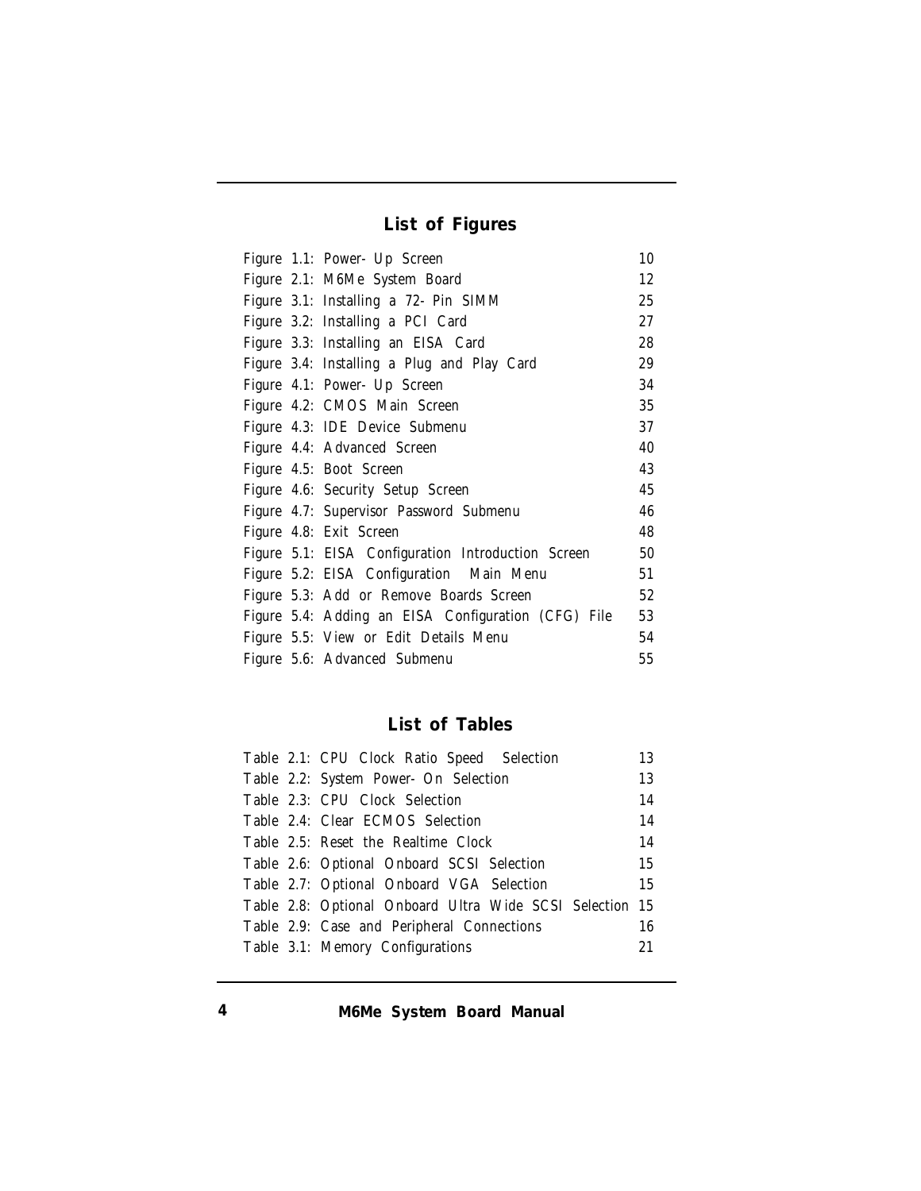## List of Figures

| | |
|---|---|
| Figure 1.1: Power-Up Screen | 10 |
| Figure 2.1: M6Me System Board | 12 |
| Figure 3.1: Installing a 72-Pin SIMM | 25 |
| Figure 3.2: Installing a PCI Card | 27 |
| Figure 3.3: Installing an EISA Card | 28 |
| Figure 3.4: Installing a Plug and Play Card | 29 |
| Figure 4.1: Power-Up Screen | 34 |
| Figure 4.2: CMOS Main Screen | 35 |
| Figure 4.3: IDE Device Submenu | 37 |
| Figure 4.4: Advanced Screen | 40 |
| Figure 4.5: Boot Screen | 43 |
| Figure 4.6: Security Setup Screen | 45 |
| Figure 4.7: Supervisor Password Submenu | 46 |
| Figure 4.8: Exit Screen | 48 |
| Figure 5.1: EISA Configuration Introduction Screen | 50 |
| Figure 5.2: EISA Configuration Main Menu | 51 |
| Figure 5.3: Add or Remove Boards Screen | 52 |
| Figure 5.4: Adding an EISA Configuration (CFG) File | 53 |
| Figure 5.5: View or Edit Details Menu | 54 |
| Figure 5.6: Advanced Submenu | 55 |

## List of Tables

| | |
|---|---|
| Table 2.1: CPU Clock Ratio Speed Selection | 13 |
| Table 2.2: System Power-On Selection | 13 |
| Table 2.3: CPU Clock Selection | 14 |
| Table 2.4: Clear ECMOS Selection | 14 |
| Table 2.5: Reset the Realtime Clock | 14 |
| Table 2.6: Optional Onboard SCSI Selection | 15 |
| Table 2.7: Optional Onboard VGA Selection | 15 |
| Table 2.8: Optional Onboard Ultra Wide SCSI Selection | 15 |
| Table 2.9: Case and Peripheral Connections | 16 |
| Table 3.1: Memory Configurations | 21 |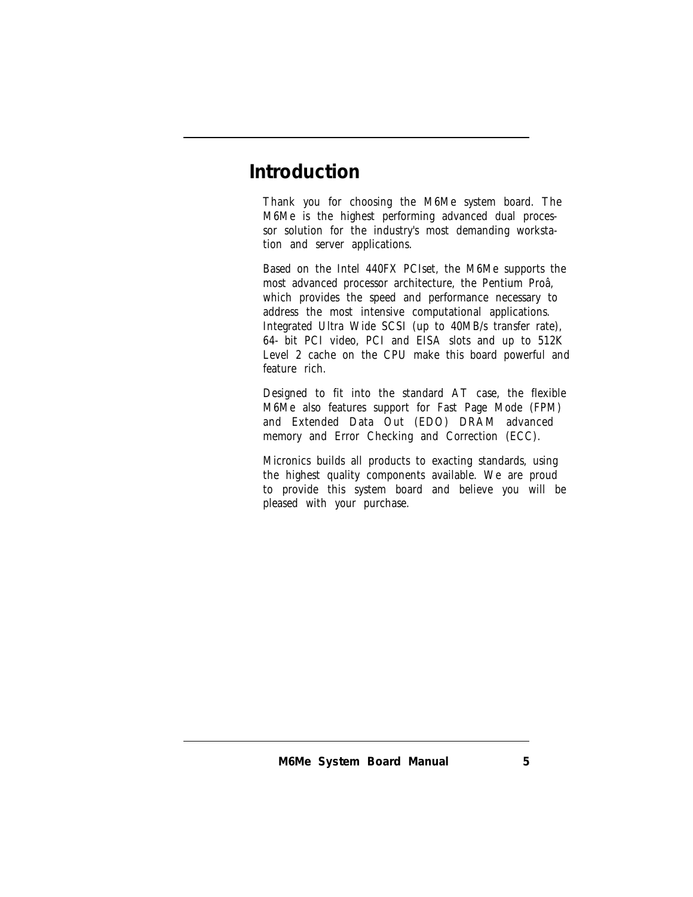# Introduction

Thank you for choosing the M6Me system board. The M6Me is the highest performing advanced dual processor solution for the industry's most demanding workstation and server applications.

Based on the Intel 440FX PCIset, the M6Me supports the most advanced processor architecture, the Pentium Proâ, which provides the speed and performance necessary to address the most intensive computational applications. Integrated Ultra Wide SCSI (up to 40MB/s transfer rate), 64- bit PCI video, PCI and EISA slots and up to 512K Level 2 cache on the CPU make this board powerful and feature rich.

Designed to fit into the standard AT case, the flexible M6Me also features support for Fast Page Mode (FPM) and Extended Data Out (EDO) DRAM advanced memory and Error Checking and Correction (ECC).

Micronics builds all products to exacting standards, using the highest quality components available. We are proud to provide this system board and believe you will be pleased with your purchase.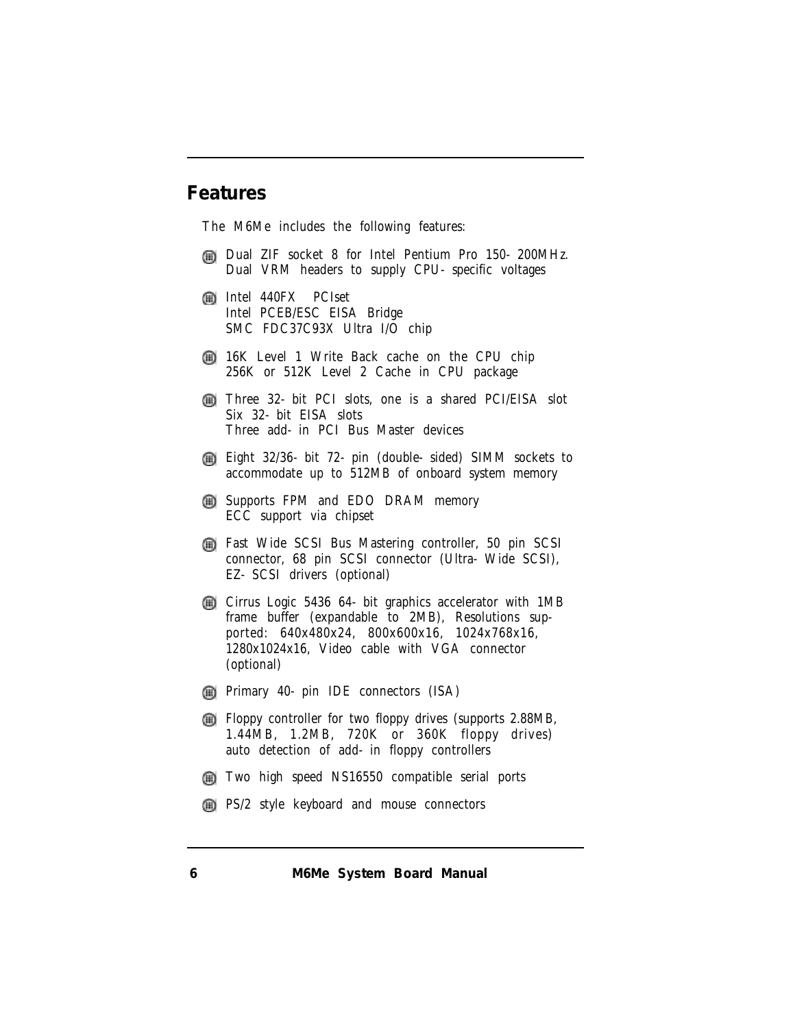## Features

The M6Me includes the following features:

- Dual ZIF socket 8 for Intel Pentium Pro 150- 200MHz.
  Dual VRM headers to supply CPU- specific voltages
- Intel 440FX PCIset
  Intel PCEB/ESC EISA Bridge
  SMC FDC37C93X Ultra I/O chip
- 16K Level 1 Write Back cache on the CPU chip
  256K or 512K Level 2 Cache in CPU package
- Three 32- bit PCI slots, one is a shared PCI/EISA slot
  Six 32- bit EISA slots
  Three add- in PCI Bus Master devices
- Eight 32/36- bit 72- pin (double- sided) SIMM sockets to accommodate up to 512MB of onboard system memory
- Supports FPM and EDO DRAM memory
  ECC support via chipset
- Fast Wide SCSI Bus Mastering controller, 50 pin SCSI connector, 68 pin SCSI connector (Ultra- Wide SCSI), EZ- SCSI drivers (optional)
- Cirrus Logic 5436 64- bit graphics accelerator with 1MB frame buffer (expandable to 2MB), Resolutions supported: 640x480x24, 800x600x16, 1024x768x16, 1280x1024x16, Video cable with VGA connector (optional)
- Primary 40- pin IDE connectors (ISA)
- Floppy controller for two floppy drives (supports 2.88MB, 1.44MB, 1.2MB, 720K or 360K floppy drives) auto detection of add- in floppy controllers
- Two high speed NS16550 compatible serial ports
- PS/2 style keyboard and mouse connectors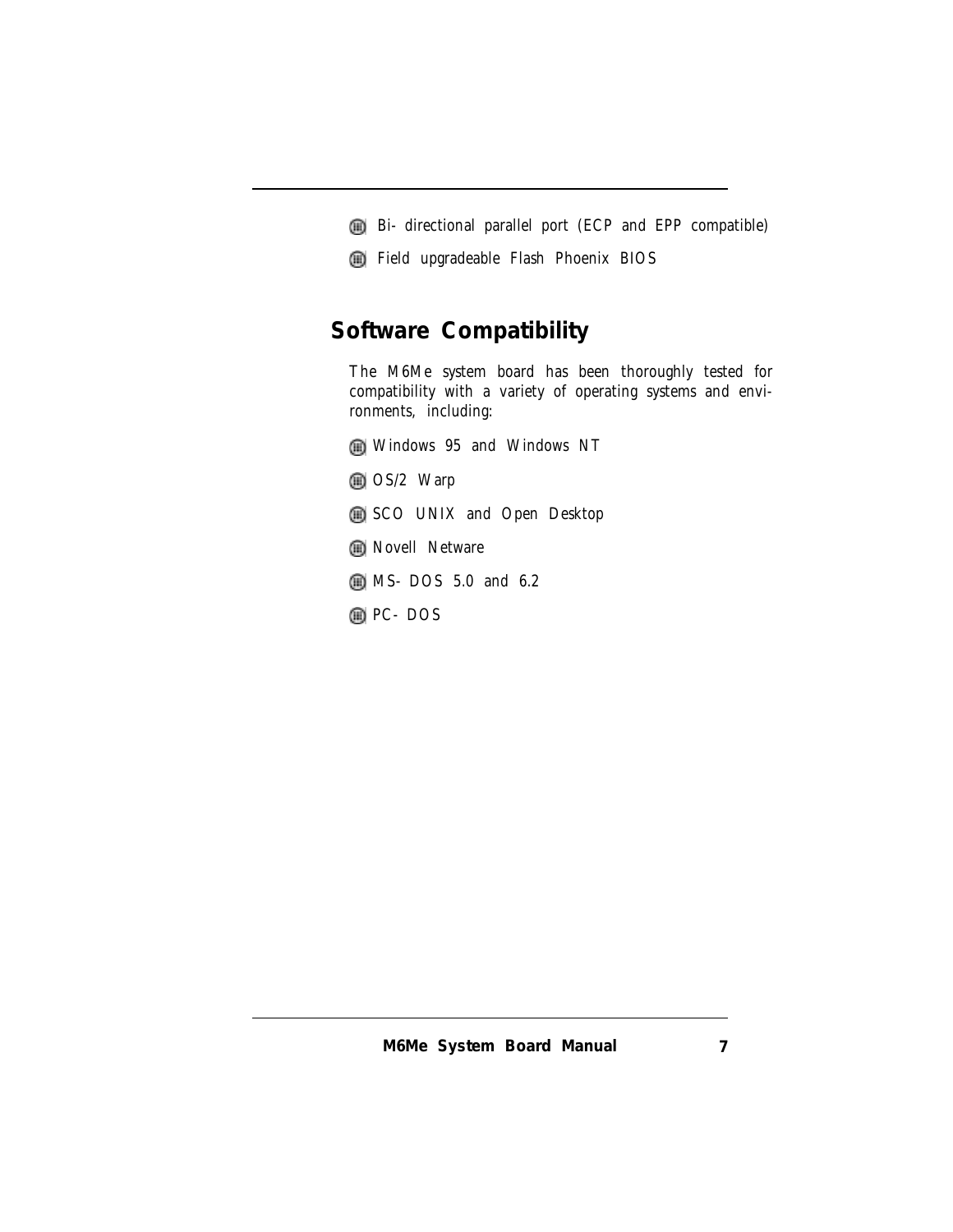- Bi-directional parallel port (ECP and EPP compatible)
- Field upgradeable Flash Phoenix BIOS

## Software Compatibility

The M6Me system board has been thoroughly tested for compatibility with a variety of operating systems and environments, including:

- Windows 95 and Windows NT
- OS/2 Warp
- SCO UNIX and Open Desktop
- Novell Netware
- MS-DOS 5.0 and 6.2
- PC-DOS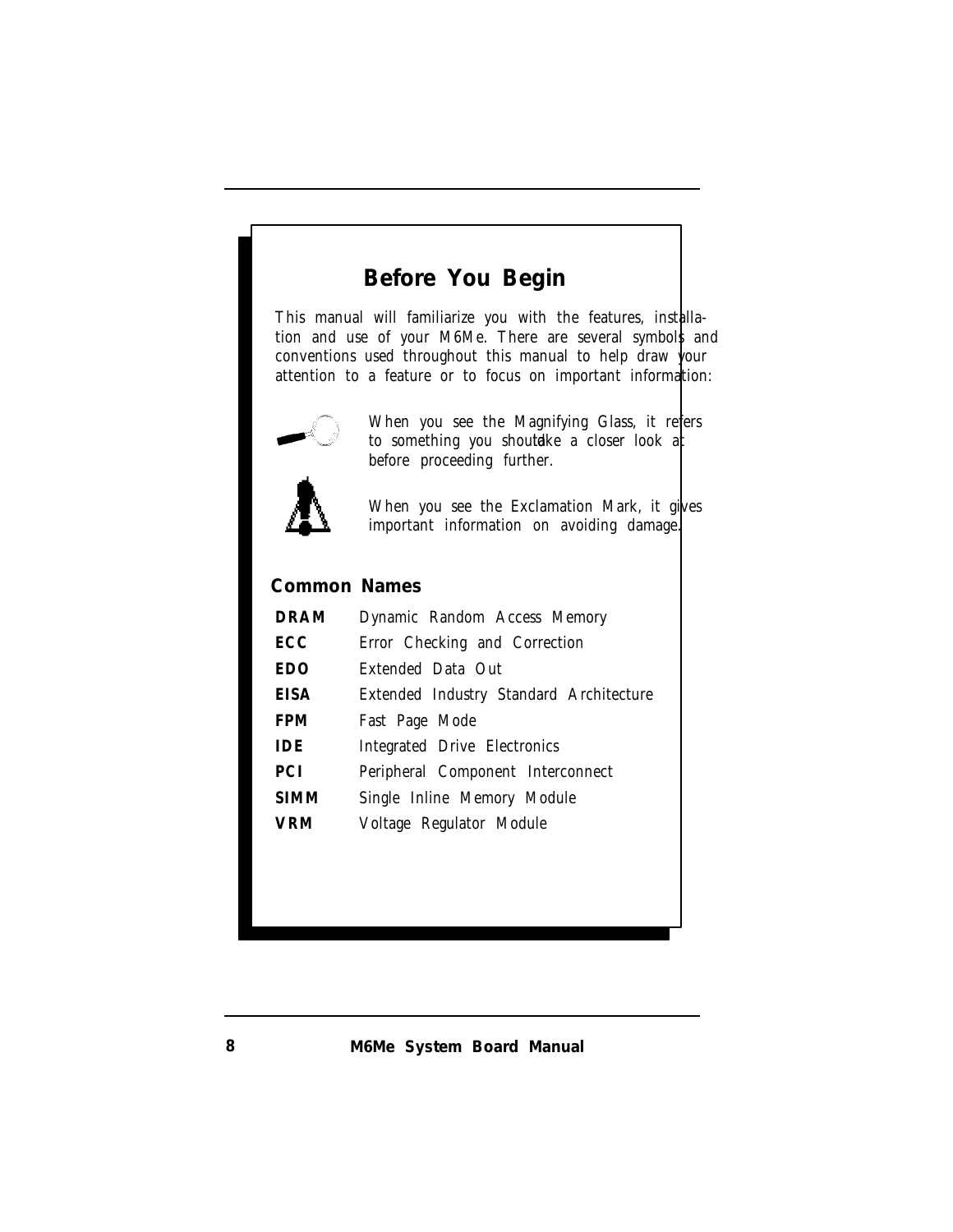# Before You Begin

This manual will familiarize you with the features, installation and use of your M6Me. There are several symbols and conventions used throughout this manual to help draw your attention to a feature or to focus on important information:

When you see the Magnifying Glass, it refers to something you should take a closer look at before proceeding further.

When you see the Exclamation Mark, it gives important information on avoiding damage.

## Common Names

| | |
|---|---|
| **DRAM** | Dynamic Random Access Memory |
| **ECC** | Error Checking and Correction |
| **EDO** | Extended Data Out |
| **EISA** | Extended Industry Standard Architecture |
| **FPM** | Fast Page Mode |
| **IDE** | Integrated Drive Electronics |
| **PCI** | Peripheral Component Interconnect |
| **SIMM** | Single Inline Memory Module |
| **VRM** | Voltage Regulator Module |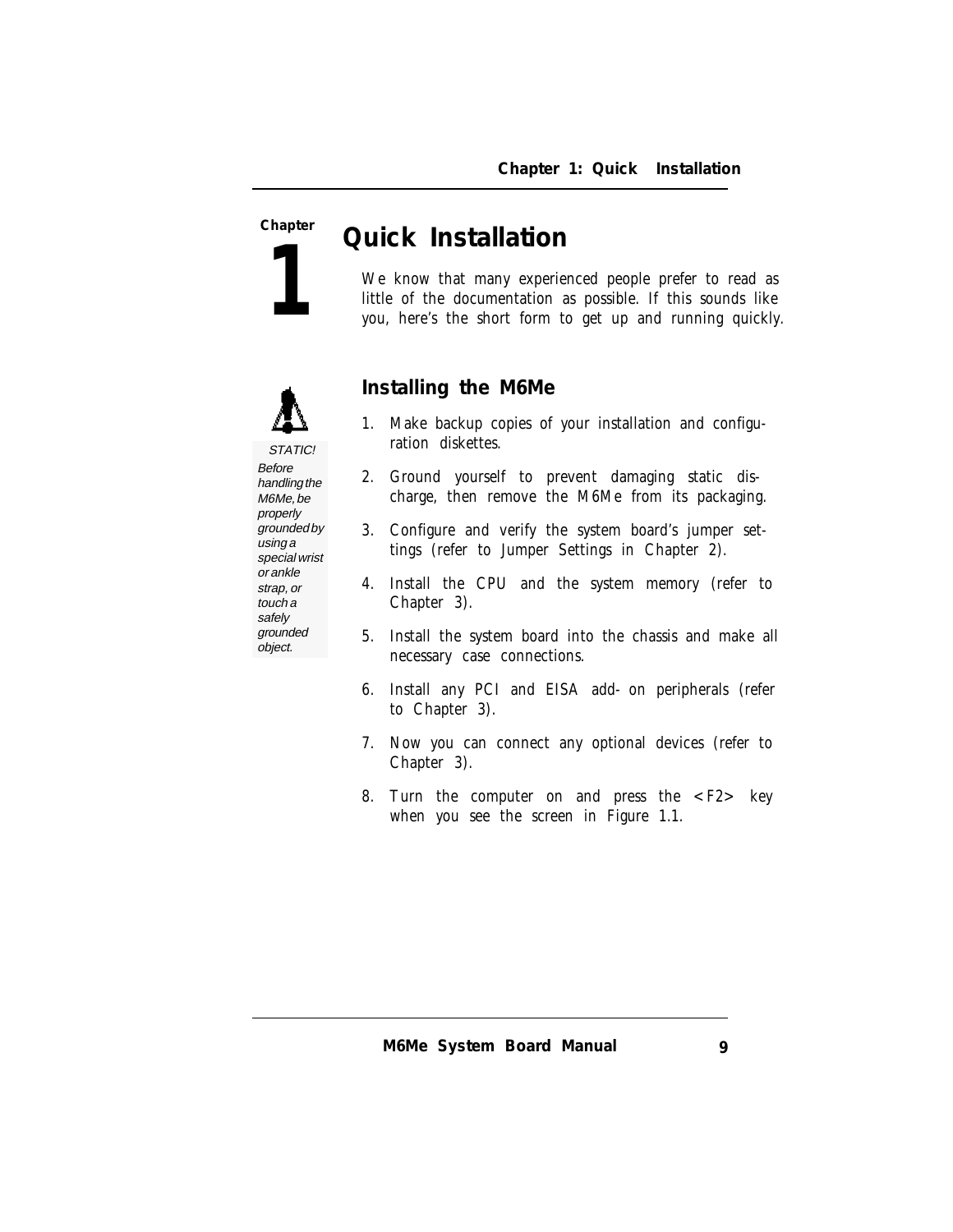Chapter

# 1 Quick Installation

We know that many experienced people prefer to read as little of the documentation as possible. If this sounds like you, here's the short form to get up and running quickly.

> STATIC!
> *Before handling the M6Me, be properly grounded by using a special wrist or ankle strap, or touch a safely grounded object.*

## Installing the M6Me

1. Make backup copies of your installation and configuration diskettes.
2. Ground yourself to prevent damaging static discharge, then remove the M6Me from its packaging.
3. Configure and verify the system board's jumper settings (refer to Jumper Settings in Chapter 2).
4. Install the CPU and the system memory (refer to Chapter 3).
5. Install the system board into the chassis and make all necessary case connections.
6. Install any PCI and EISA add-on peripherals (refer to Chapter 3).
7. Now you can connect any optional devices (refer to Chapter 3).
8. Turn the computer on and press the <F2> key when you see the screen in Figure 1.1.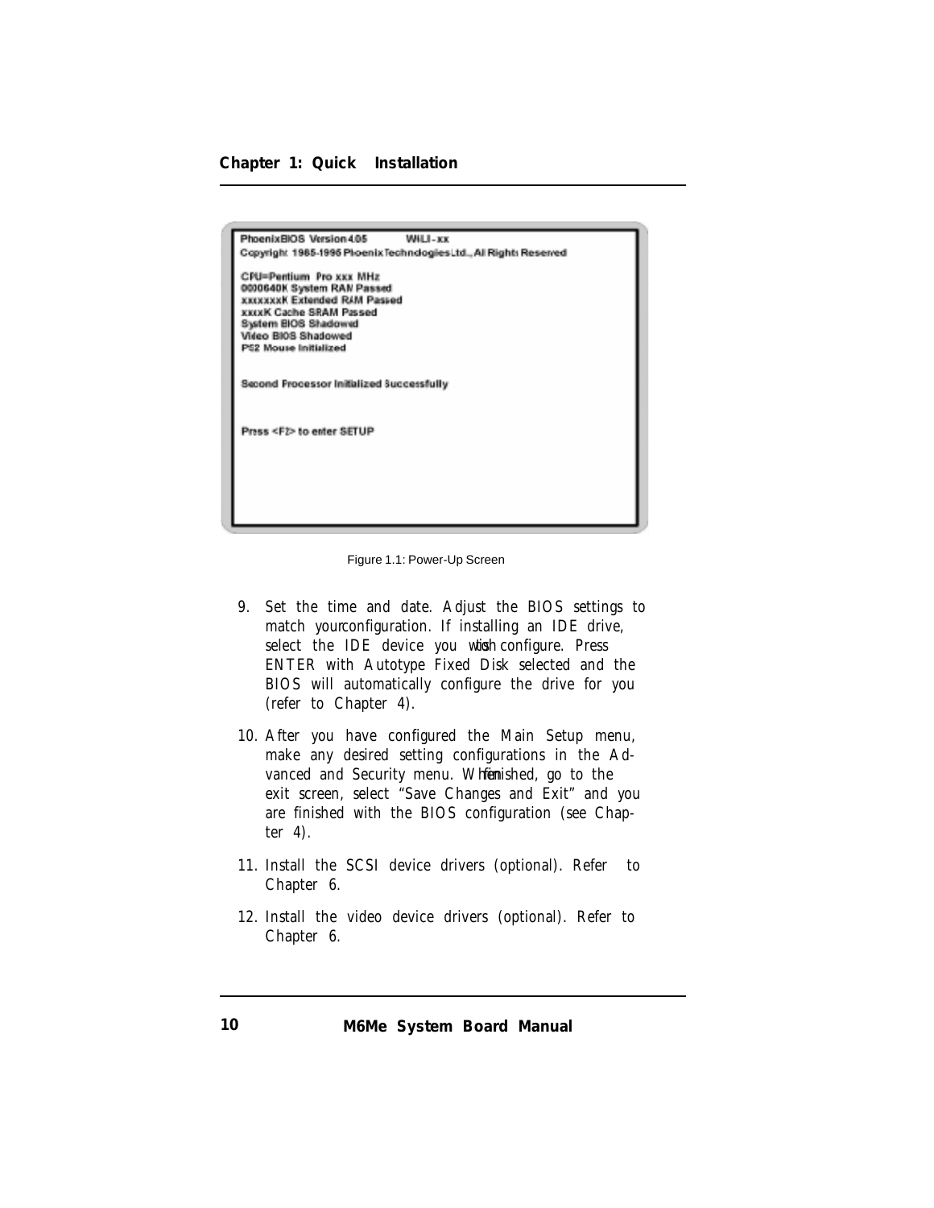```
PhoenixBIOS Version 4.05          WILI-xx
Copyright 1985-1996 Phoenix Technologies Ltd., All Rights Reserved

CPU=Pentium Pro xxx MHz
0000640K System RAM Passed
xxxxxxxK Extended RAM Passed
xxxxK Cache SRAM Passed
System BIOS Shadowed
Video BIOS Shadowed
PS2 Mouse Initialized


Second Processor Initialized Successfully


Press <F2> to enter SETUP
```

Figure 1.1: Power-Up Screen

9. Set the time and date. Adjust the BIOS settings to match your configuration. If installing an IDE drive, select the IDE device you wish to configure. Press ENTER with Autotype Fixed Disk selected and the BIOS will automatically configure the drive for you (refer to Chapter 4).

10. After you have configured the Main Setup menu, make any desired setting configurations in the Advanced and Security menu. When finished, go to the exit screen, select "Save Changes and Exit" and you are finished with the BIOS configuration (see Chapter 4).

11. Install the SCSI device drivers (optional). Refer to Chapter 6.

12. Install the video device drivers (optional). Refer to Chapter 6.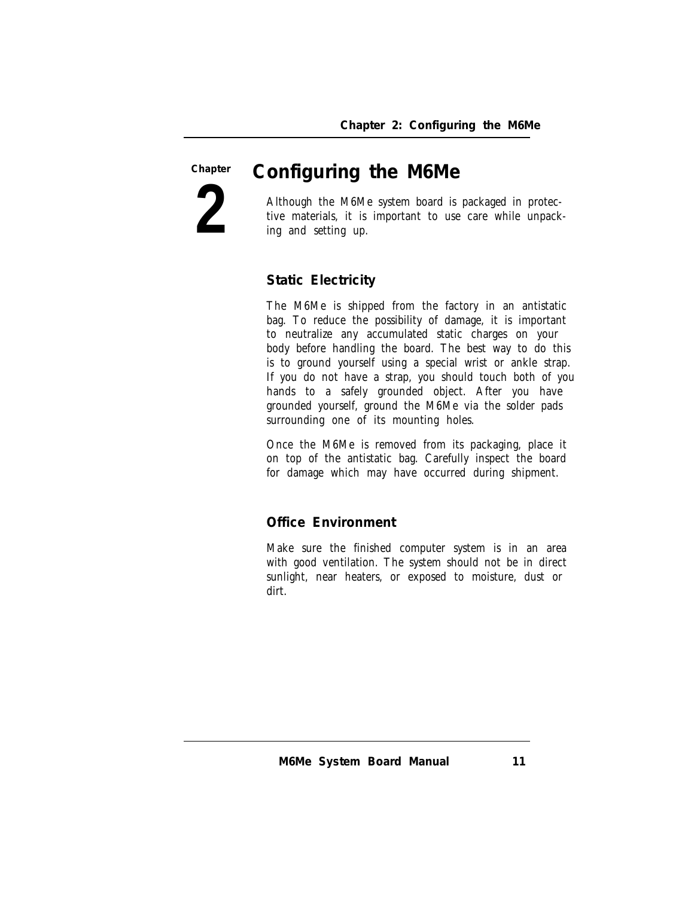Chapter 2

# Configuring the M6Me

Although the M6Me system board is packaged in protective materials, it is important to use care while unpacking and setting up.

## Static Electricity

The M6Me is shipped from the factory in an antistatic bag. To reduce the possibility of damage, it is important to neutralize any accumulated static charges on your body before handling the board. The best way to do this is to ground yourself using a special wrist or ankle strap. If you do not have a strap, you should touch both of you hands to a safely grounded object. After you have grounded yourself, ground the M6Me via the solder pads surrounding one of its mounting holes.

Once the M6Me is removed from its packaging, place it on top of the antistatic bag. Carefully inspect the board for damage which may have occurred during shipment.

## Office Environment

Make sure the finished computer system is in an area with good ventilation. The system should not be in direct sunlight, near heaters, or exposed to moisture, dust or dirt.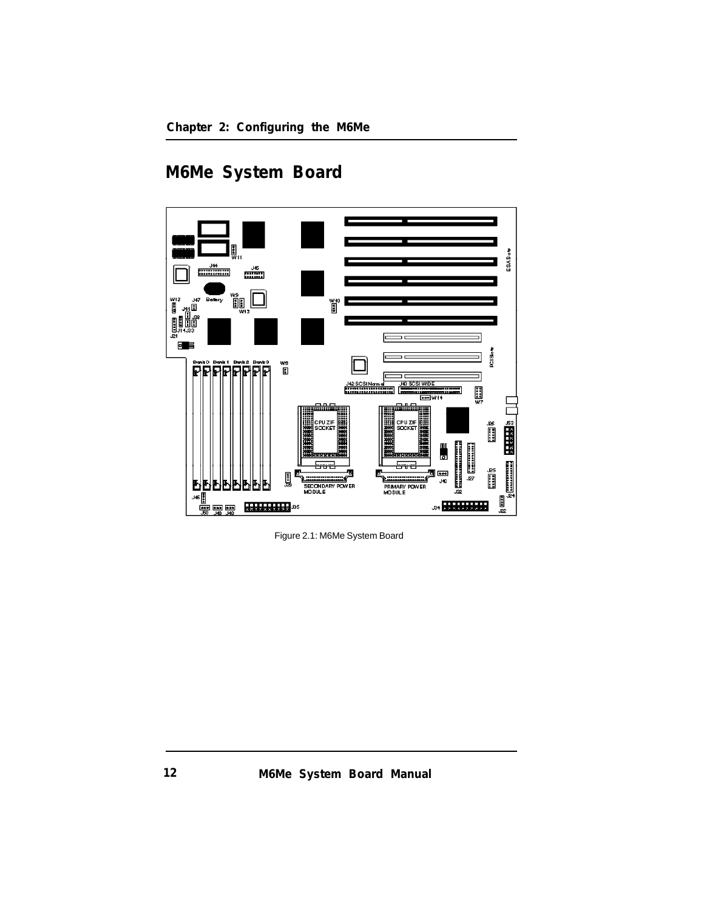# M6Me System Board

Figure 2.1: M6Me System Board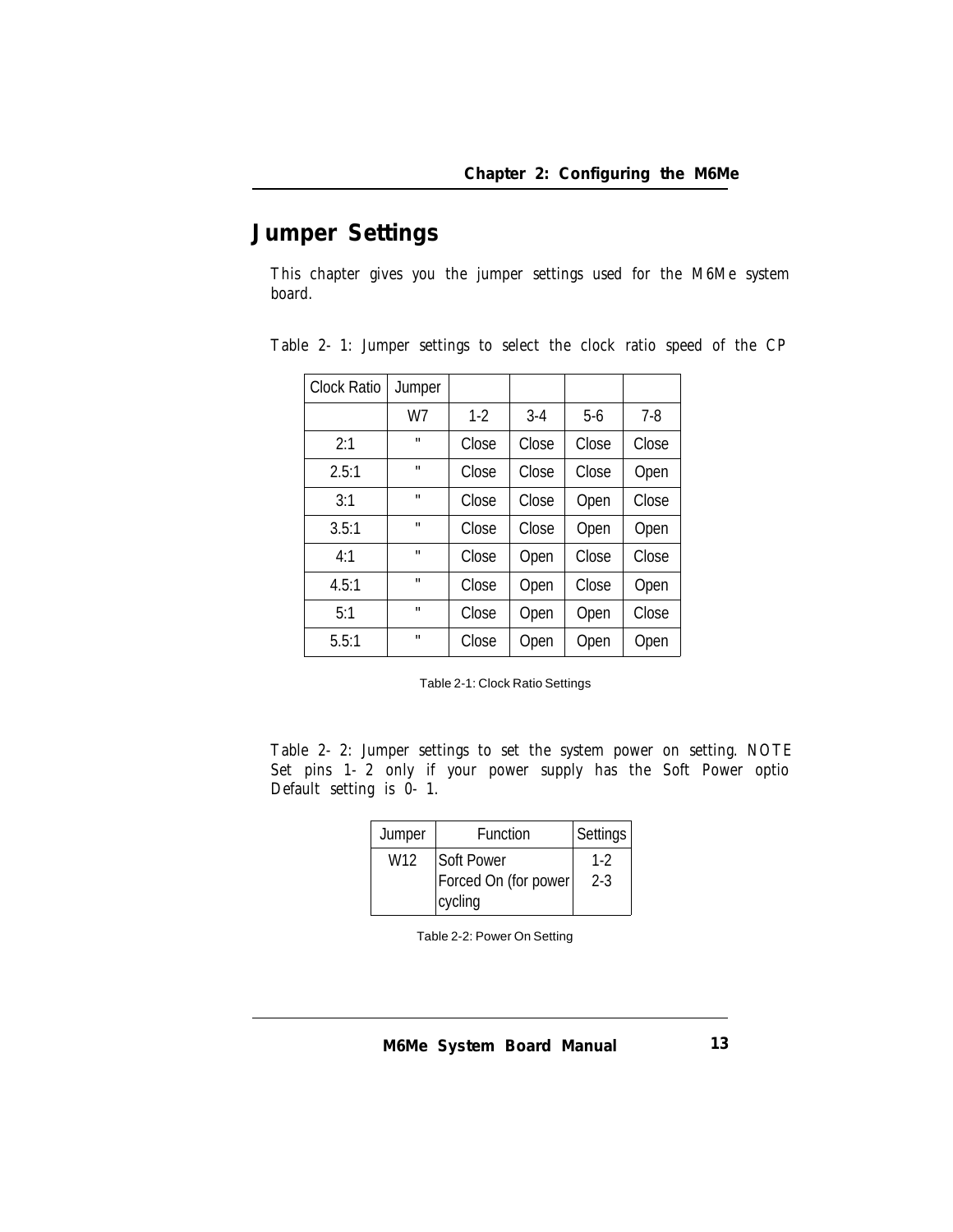# Jumper Settings

This chapter gives you the jumper settings used for the M6Me system board.

Table 2- 1: Jumper settings to select the clock ratio speed of the CP

| Clock Ratio | Jumper | | | | |
|---|---|---|---|---|---|
| | W7 | 1-2 | 3-4 | 5-6 | 7-8 |
| 2:1 | " | Close | Close | Close | Close |
| 2.5:1 | " | Close | Close | Close | Open |
| 3:1 | " | Close | Close | Open | Close |
| 3.5:1 | " | Close | Close | Open | Open |
| 4:1 | " | Close | Open | Close | Close |
| 4.5:1 | " | Close | Open | Close | Open |
| 5:1 | " | Close | Open | Open | Close |
| 5.5:1 | " | Close | Open | Open | Open |

Table 2-1: Clock Ratio Settings

Table 2- 2: Jumper settings to set the system power on setting. NOTE Set pins 1- 2 only if your power supply has the Soft Power optio Default setting is 0- 1.

| Jumper | Function | Settings |
|---|---|---|
| W12 | Soft Power<br>Forced On (for power cycling | 1-2<br>2-3 |

Table 2-2: Power On Setting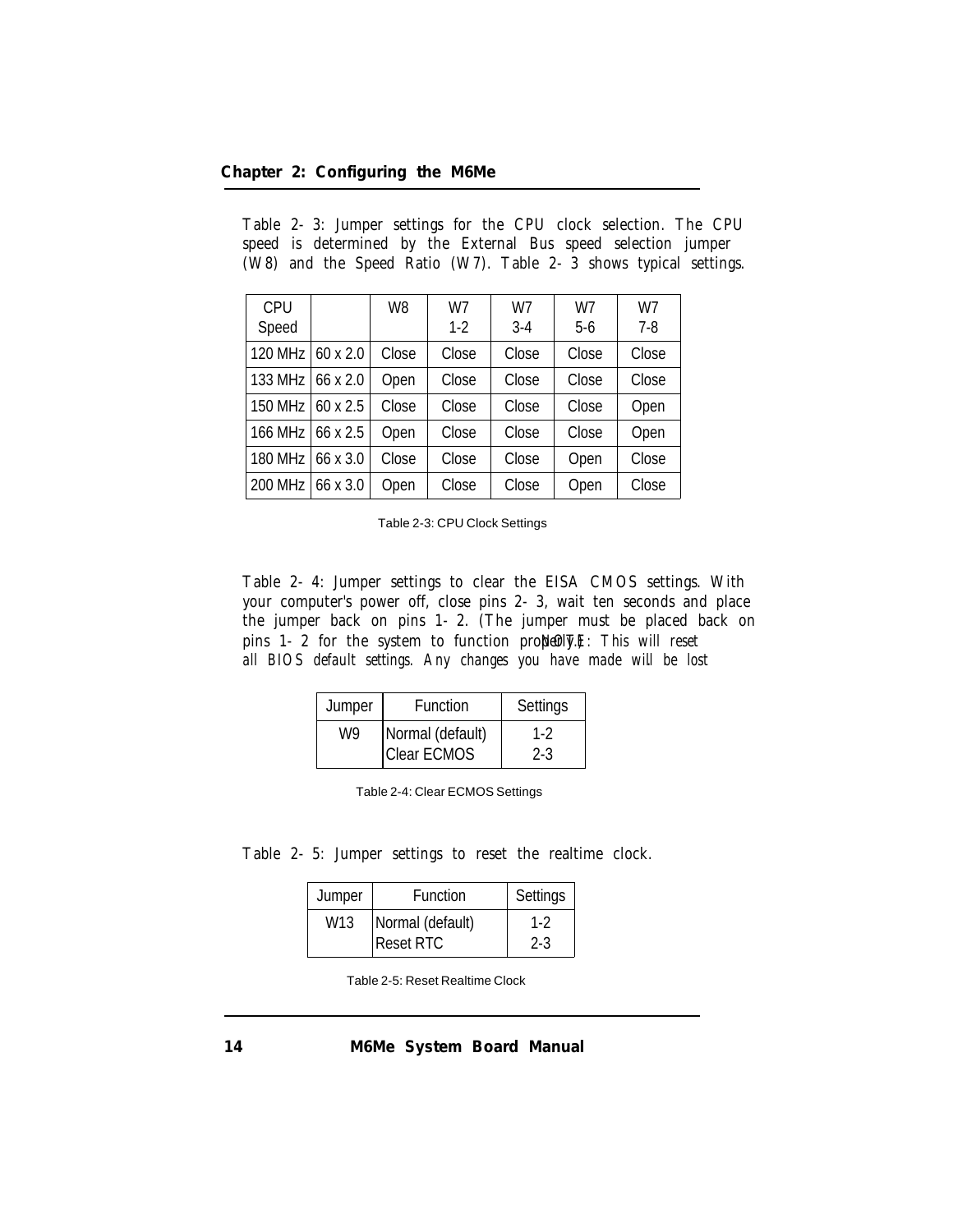Table 2-3: Jumper settings for the CPU clock selection. The CPU speed is determined by the External Bus speed selection jumper (W8) and the Speed Ratio (W7). Table 2-3 shows typical settings.

| CPU Speed | | W8 | W7 1-2 | W7 3-4 | W7 5-6 | W7 7-8 |
|---|---|---|---|---|---|---|
| 120 MHz | 60 x 2.0 | Close | Close | Close | Close | Close |
| 133 MHz | 66 x 2.0 | Open | Close | Close | Close | Close |
| 150 MHz | 60 x 2.5 | Close | Close | Close | Close | Open |
| 166 MHz | 66 x 2.5 | Open | Close | Close | Close | Open |
| 180 MHz | 66 x 3.0 | Close | Close | Close | Open | Close |
| 200 MHz | 66 x 3.0 | Open | Close | Close | Open | Close |

Table 2-3: CPU Clock Settings

Table 2-4: Jumper settings to clear the EISA CMOS settings. With your computer's power off, close pins 2-3, wait ten seconds and place the jumper back on pins 1-2. (The jumper must be placed back on pins 1-2 for the system to function properly.) *NOTE: This will reset all BIOS default settings. Any changes you have made will be lost*

| Jumper | Function | Settings |
|---|---|---|
| W9 | Normal (default)<br>Clear ECMOS | 1-2<br>2-3 |

Table 2-4: Clear ECMOS Settings

Table 2-5: Jumper settings to reset the realtime clock.

| Jumper | Function | Settings |
|---|---|---|
| W13 | Normal (default)<br>Reset RTC | 1-2<br>2-3 |

Table 2-5: Reset Realtime Clock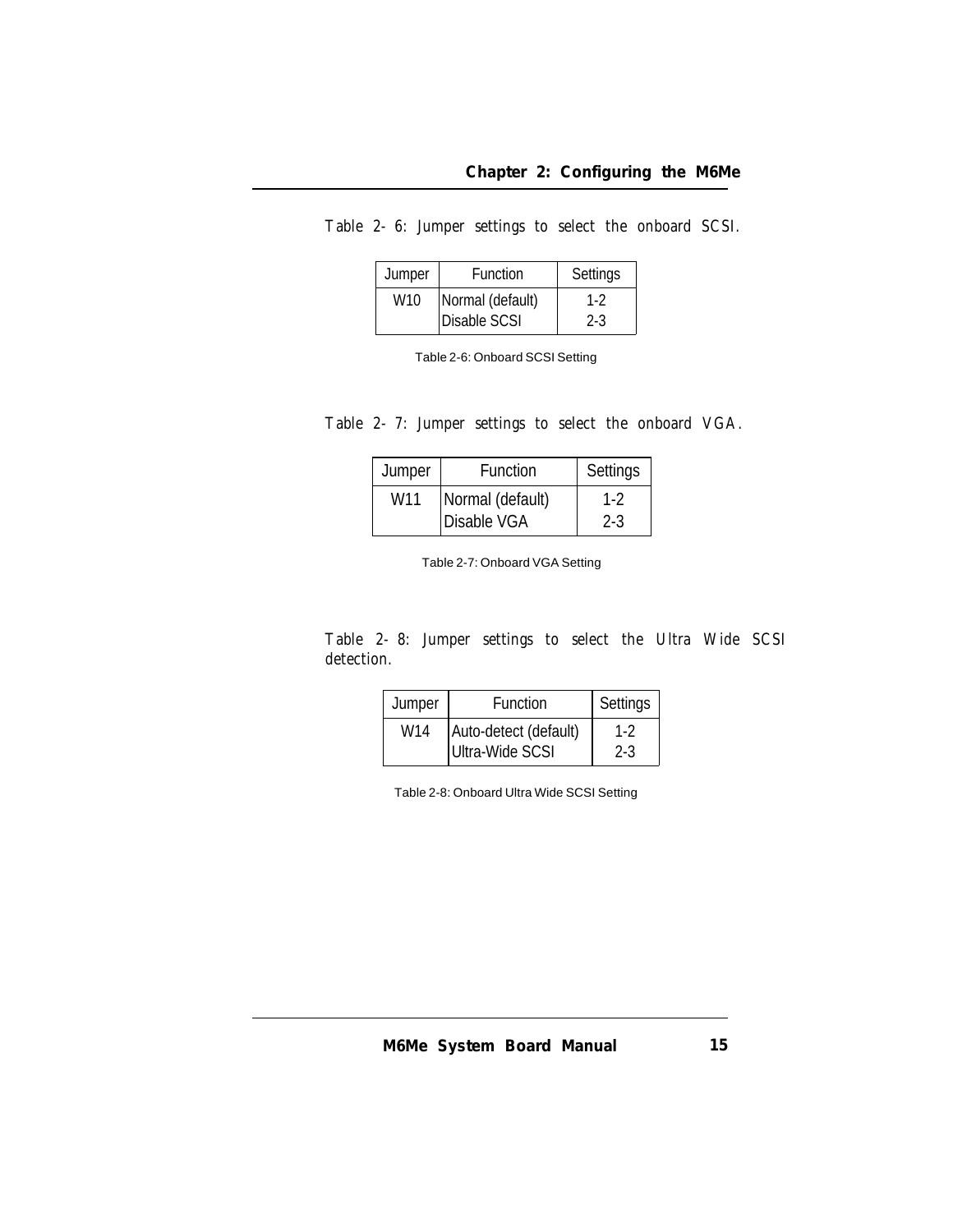Table 2- 6: Jumper settings to select the onboard SCSI.

| Jumper | Function | Settings |
|---|---|---|
| W10 | Normal (default)<br>Disable SCSI | 1-2<br>2-3 |

Table 2-6: Onboard SCSI Setting

Table 2- 7: Jumper settings to select the onboard VGA.

| Jumper | Function | Settings |
|---|---|---|
| W11 | Normal (default)<br>Disable VGA | 1-2<br>2-3 |

Table 2-7: Onboard VGA Setting

Table 2- 8: Jumper settings to select the Ultra Wide SCSI detection.

| Jumper | Function | Settings |
|---|---|---|
| W14 | Auto-detect (default)<br>Ultra-Wide SCSI | 1-2<br>2-3 |

Table 2-8: Onboard Ultra Wide SCSI Setting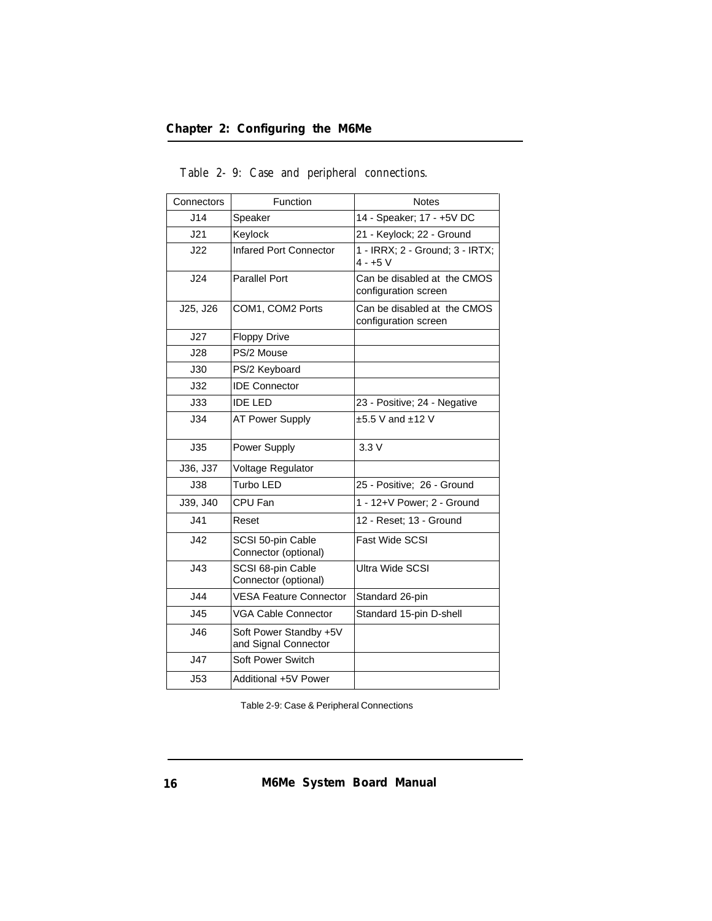Table 2- 9: Case and peripheral connections.

| Connectors | Function | Notes |
|---|---|---|
| J14 | Speaker | 14 - Speaker; 17 - +5V DC |
| J21 | Keylock | 21 - Keylock; 22 - Ground |
| J22 | Infared Port Connector | 1 - IRRX; 2 - Ground; 3 - IRTX; 4 - +5 V |
| J24 | Parallel Port | Can be disabled at the CMOS configuration screen |
| J25, J26 | COM1, COM2 Ports | Can be disabled at the CMOS configuration screen |
| J27 | Floppy Drive | |
| J28 | PS/2 Mouse | |
| J30 | PS/2 Keyboard | |
| J32 | IDE Connector | |
| J33 | IDE LED | 23 - Positive; 24 - Negative |
| J34 | AT Power Supply | ±5.5 V and ±12 V |
| J35 | Power Supply | 3.3 V |
| J36, J37 | Voltage Regulator | |
| J38 | Turbo LED | 25 - Positive; 26 - Ground |
| J39, J40 | CPU Fan | 1 - 12+V Power; 2 - Ground |
| J41 | Reset | 12 - Reset; 13 - Ground |
| J42 | SCSI 50-pin Cable Connector (optional) | Fast Wide SCSI |
| J43 | SCSI 68-pin Cable Connector (optional) | Ultra Wide SCSI |
| J44 | VESA Feature Connector | Standard 26-pin |
| J45 | VGA Cable Connector | Standard 15-pin D-shell |
| J46 | Soft Power Standby +5V and Signal Connector | |
| J47 | Soft Power Switch | |
| J53 | Additional +5V Power | |

Table 2-9: Case & Peripheral Connections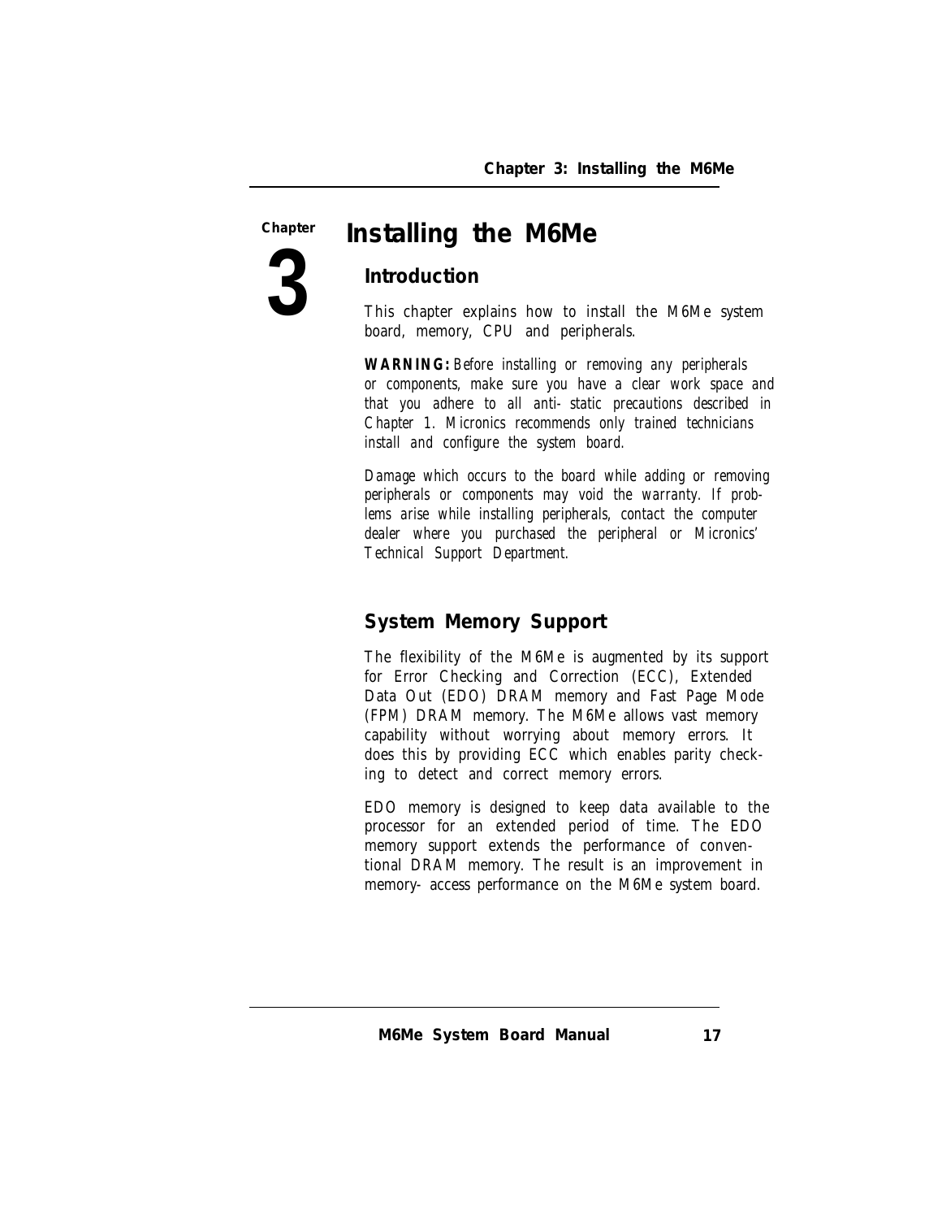# Chapter 3 Installing the M6Me

## Introduction

This chapter explains how to install the M6Me system board, memory, CPU and peripherals.

***WARNING:*** *Before installing or removing any peripherals or components, make sure you have a clear work space and that you adhere to all anti- static precautions described in Chapter 1. Micronics recommends only trained technicians install and configure the system board.*

*Damage which occurs to the board while adding or removing peripherals or components may void the warranty. If problems arise while installing peripherals, contact the computer dealer where you purchased the peripheral or Micronics' Technical Support Department.*

## System Memory Support

The flexibility of the M6Me is augmented by its support for Error Checking and Correction (ECC), Extended Data Out (EDO) DRAM memory and Fast Page Mode (FPM) DRAM memory. The M6Me allows vast memory capability without worrying about memory errors. It does this by providing ECC which enables parity checking to detect and correct memory errors.

EDO memory is designed to keep data available to the processor for an extended period of time. The EDO memory support extends the performance of conventional DRAM memory. The result is an improvement in memory- access performance on the M6Me system board.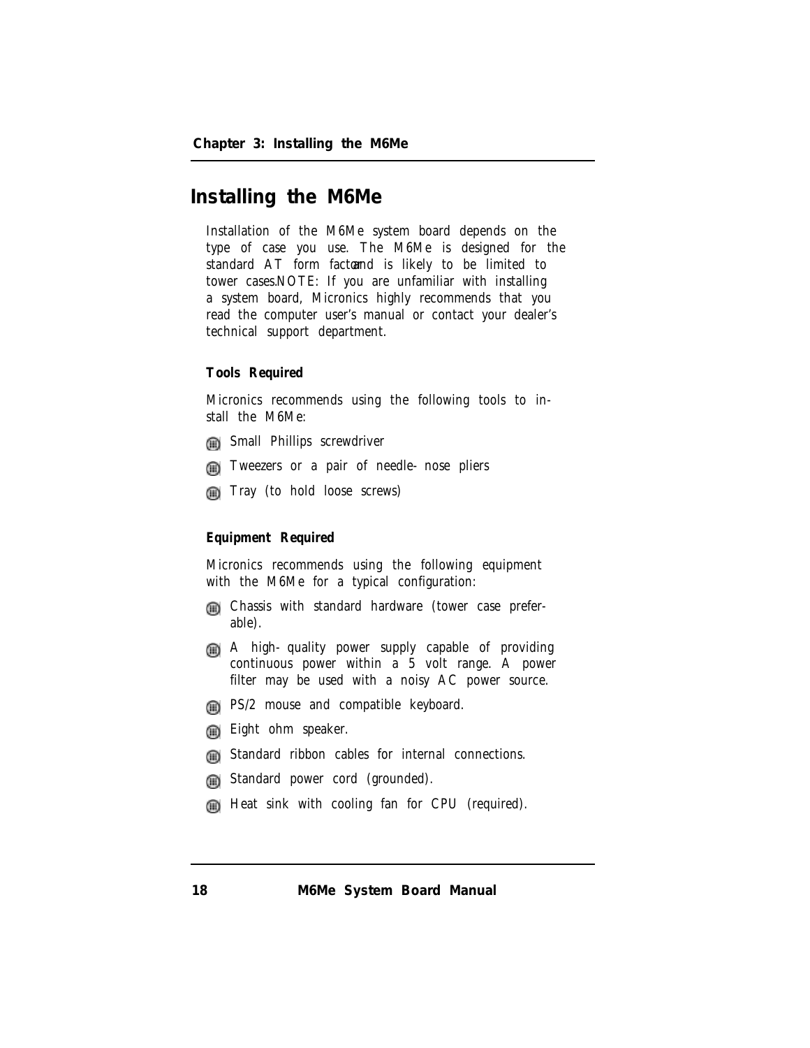# Installing the M6Me

Installation of the M6Me system board depends on the type of case you use. The M6Me is designed for the standard AT form factor and is likely to be limited to tower cases. NOTE: If you are unfamiliar with installing a system board, Micronics highly recommends that you read the computer user's manual or contact your dealer's technical support department.

### Tools Required

Micronics recommends using the following tools to install the M6Me:

- Small Phillips screwdriver
- Tweezers or a pair of needle-nose pliers
- Tray (to hold loose screws)

### Equipment Required

Micronics recommends using the following equipment with the M6Me for a typical configuration:

- Chassis with standard hardware (tower case preferable).
- A high-quality power supply capable of providing continuous power within a 5 volt range. A power filter may be used with a noisy AC power source.
- PS/2 mouse and compatible keyboard.
- Eight ohm speaker.
- Standard ribbon cables for internal connections.
- Standard power cord (grounded).
- Heat sink with cooling fan for CPU (required).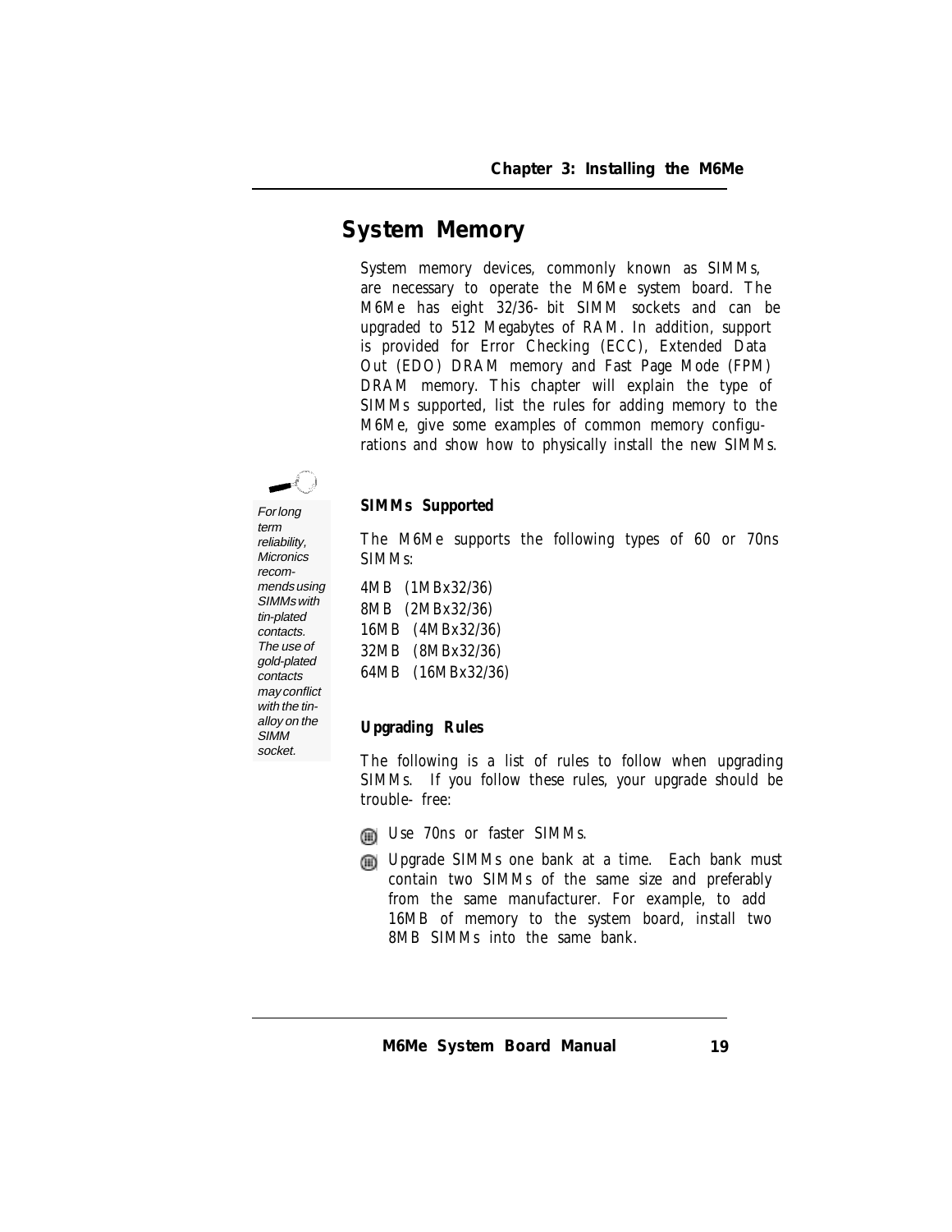## System Memory

System memory devices, commonly known as SIMMs, are necessary to operate the M6Me system board. The M6Me has eight 32/36- bit SIMM sockets and can be upgraded to 512 Megabytes of RAM. In addition, support is provided for Error Checking (ECC), Extended Data Out (EDO) DRAM memory and Fast Page Mode (FPM) DRAM memory. This chapter will explain the type of SIMMs supported, list the rules for adding memory to the M6Me, give some examples of common memory configurations and show how to physically install the new SIMMs.

*For long term reliability, Micronics recommends using SIMMs with tin-plated contacts. The use of gold-plated contacts may conflict with the tin-alloy on the SIMM socket.*

### SIMMs Supported

The M6Me supports the following types of 60 or 70ns SIMMs:

4MB (1MBx32/36)
8MB (2MBx32/36)
16MB (4MBx32/36)
32MB (8MBx32/36)
64MB (16MBx32/36)

### Upgrading Rules

The following is a list of rules to follow when upgrading SIMMs. If you follow these rules, your upgrade should be trouble- free:

- Use 70ns or faster SIMMs.
- Upgrade SIMMs one bank at a time. Each bank must contain two SIMMs of the same size and preferably from the same manufacturer. For example, to add 16MB of memory to the system board, install two 8MB SIMMs into the same bank.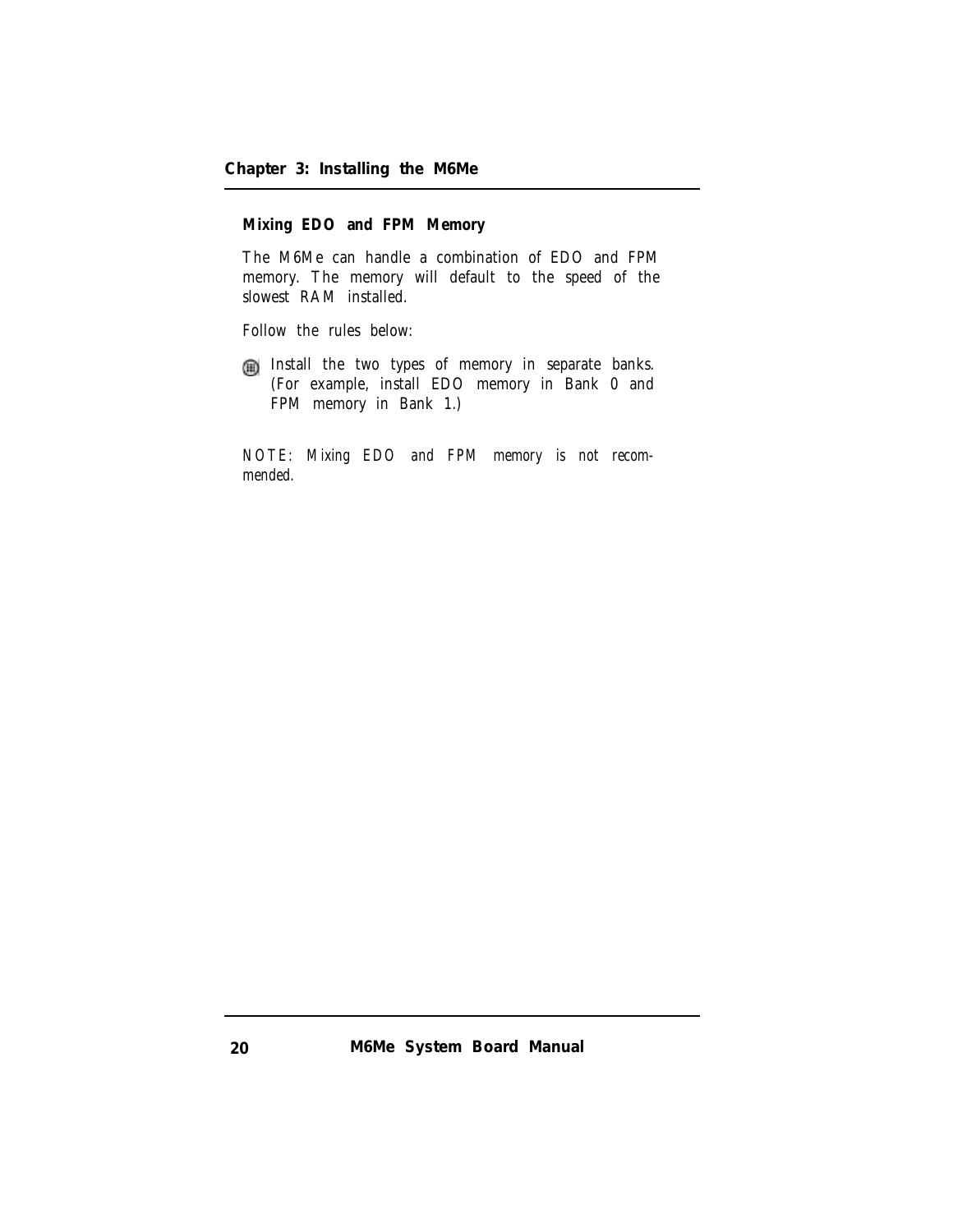### Mixing EDO and FPM Memory

The M6Me can handle a combination of EDO and FPM memory. The memory will default to the speed of the slowest RAM installed.

Follow the rules below:

- Install the two types of memory in separate banks. (For example, install EDO memory in Bank 0 and FPM memory in Bank 1.)

*NOTE: Mixing EDO and FPM memory is not recommended.*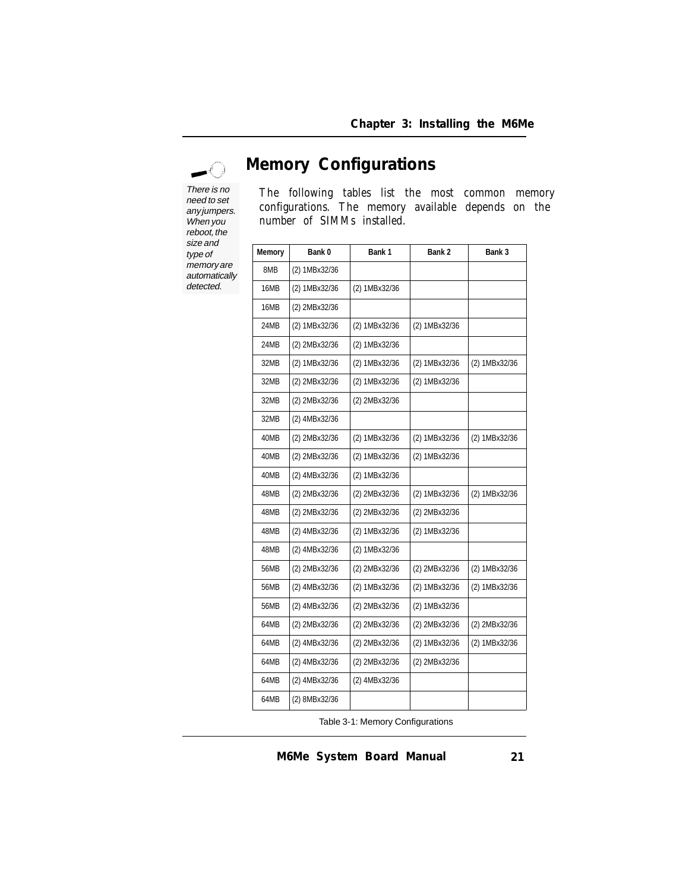## Memory Configurations

*There is no need to set any jumpers. When you reboot, the size and type of memory are automatically detected.*

The following tables list the most common memory configurations. The memory available depends on the number of SIMMs installed.

| Memory | Bank 0 | Bank 1 | Bank 2 | Bank 3 |
|---|---|---|---|---|
| 8MB | (2) 1MBx32/36 | | | |
| 16MB | (2) 1MBx32/36 | (2) 1MBx32/36 | | |
| 16MB | (2) 2MBx32/36 | | | |
| 24MB | (2) 1MBx32/36 | (2) 1MBx32/36 | (2) 1MBx32/36 | |
| 24MB | (2) 2MBx32/36 | (2) 1MBx32/36 | | |
| 32MB | (2) 1MBx32/36 | (2) 1MBx32/36 | (2) 1MBx32/36 | (2) 1MBx32/36 |
| 32MB | (2) 2MBx32/36 | (2) 1MBx32/36 | (2) 1MBx32/36 | |
| 32MB | (2) 2MBx32/36 | (2) 2MBx32/36 | | |
| 32MB | (2) 4MBx32/36 | | | |
| 40MB | (2) 2MBx32/36 | (2) 1MBx32/36 | (2) 1MBx32/36 | (2) 1MBx32/36 |
| 40MB | (2) 2MBx32/36 | (2) 1MBx32/36 | (2) 1MBx32/36 | |
| 40MB | (2) 4MBx32/36 | (2) 1MBx32/36 | | |
| 48MB | (2) 2MBx32/36 | (2) 2MBx32/36 | (2) 1MBx32/36 | (2) 1MBx32/36 |
| 48MB | (2) 2MBx32/36 | (2) 2MBx32/36 | (2) 2MBx32/36 | |
| 48MB | (2) 4MBx32/36 | (2) 1MBx32/36 | (2) 1MBx32/36 | |
| 48MB | (2) 4MBx32/36 | (2) 1MBx32/36 | | |
| 56MB | (2) 2MBx32/36 | (2) 2MBx32/36 | (2) 2MBx32/36 | (2) 1MBx32/36 |
| 56MB | (2) 4MBx32/36 | (2) 1MBx32/36 | (2) 1MBx32/36 | (2) 1MBx32/36 |
| 56MB | (2) 4MBx32/36 | (2) 2MBx32/36 | (2) 1MBx32/36 | |
| 64MB | (2) 2MBx32/36 | (2) 2MBx32/36 | (2) 2MBx32/36 | (2) 2MBx32/36 |
| 64MB | (2) 4MBx32/36 | (2) 2MBx32/36 | (2) 1MBx32/36 | (2) 1MBx32/36 |
| 64MB | (2) 4MBx32/36 | (2) 2MBx32/36 | (2) 2MBx32/36 | |
| 64MB | (2) 4MBx32/36 | (2) 4MBx32/36 | | |
| 64MB | (2) 8MBx32/36 | | | |

Table 3-1: Memory Configurations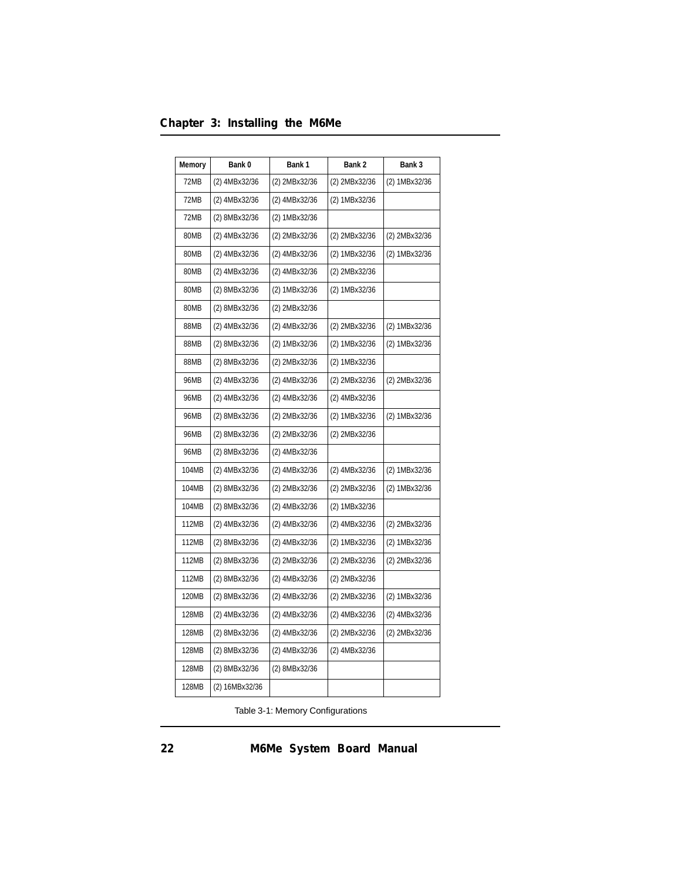| Memory | Bank 0 | Bank 1 | Bank 2 | Bank 3 |
|---|---|---|---|---|
| 72MB | (2) 4MBx32/36 | (2) 2MBx32/36 | (2) 2MBx32/36 | (2) 1MBx32/36 |
| 72MB | (2) 4MBx32/36 | (2) 4MBx32/36 | (2) 1MBx32/36 | |
| 72MB | (2) 8MBx32/36 | (2) 1MBx32/36 | | |
| 80MB | (2) 4MBx32/36 | (2) 2MBx32/36 | (2) 2MBx32/36 | (2) 2MBx32/36 |
| 80MB | (2) 4MBx32/36 | (2) 4MBx32/36 | (2) 1MBx32/36 | (2) 1MBx32/36 |
| 80MB | (2) 4MBx32/36 | (2) 4MBx32/36 | (2) 2MBx32/36 | |
| 80MB | (2) 8MBx32/36 | (2) 1MBx32/36 | (2) 1MBx32/36 | |
| 80MB | (2) 8MBx32/36 | (2) 2MBx32/36 | | |
| 88MB | (2) 4MBx32/36 | (2) 4MBx32/36 | (2) 2MBx32/36 | (2) 1MBx32/36 |
| 88MB | (2) 8MBx32/36 | (2) 1MBx32/36 | (2) 1MBx32/36 | (2) 1MBx32/36 |
| 88MB | (2) 8MBx32/36 | (2) 2MBx32/36 | (2) 1MBx32/36 | |
| 96MB | (2) 4MBx32/36 | (2) 4MBx32/36 | (2) 2MBx32/36 | (2) 2MBx32/36 |
| 96MB | (2) 4MBx32/36 | (2) 4MBx32/36 | (2) 4MBx32/36 | |
| 96MB | (2) 8MBx32/36 | (2) 2MBx32/36 | (2) 1MBx32/36 | (2) 1MBx32/36 |
| 96MB | (2) 8MBx32/36 | (2) 2MBx32/36 | (2) 2MBx32/36 | |
| 96MB | (2) 8MBx32/36 | (2) 4MBx32/36 | | |
| 104MB | (2) 4MBx32/36 | (2) 4MBx32/36 | (2) 4MBx32/36 | (2) 1MBx32/36 |
| 104MB | (2) 8MBx32/36 | (2) 2MBx32/36 | (2) 2MBx32/36 | (2) 1MBx32/36 |
| 104MB | (2) 8MBx32/36 | (2) 4MBx32/36 | (2) 1MBx32/36 | |
| 112MB | (2) 4MBx32/36 | (2) 4MBx32/36 | (2) 4MBx32/36 | (2) 2MBx32/36 |
| 112MB | (2) 8MBx32/36 | (2) 4MBx32/36 | (2) 1MBx32/36 | (2) 1MBx32/36 |
| 112MB | (2) 8MBx32/36 | (2) 2MBx32/36 | (2) 2MBx32/36 | (2) 2MBx32/36 |
| 112MB | (2) 8MBx32/36 | (2) 4MBx32/36 | (2) 2MBx32/36 | |
| 120MB | (2) 8MBx32/36 | (2) 4MBx32/36 | (2) 2MBx32/36 | (2) 1MBx32/36 |
| 128MB | (2) 4MBx32/36 | (2) 4MBx32/36 | (2) 4MBx32/36 | (2) 4MBx32/36 |
| 128MB | (2) 8MBx32/36 | (2) 4MBx32/36 | (2) 2MBx32/36 | (2) 2MBx32/36 |
| 128MB | (2) 8MBx32/36 | (2) 4MBx32/36 | (2) 4MBx32/36 | |
| 128MB | (2) 8MBx32/36 | (2) 8MBx32/36 | | |
| 128MB | (2) 16MBx32/36 | | | |

Table 3-1: Memory Configurations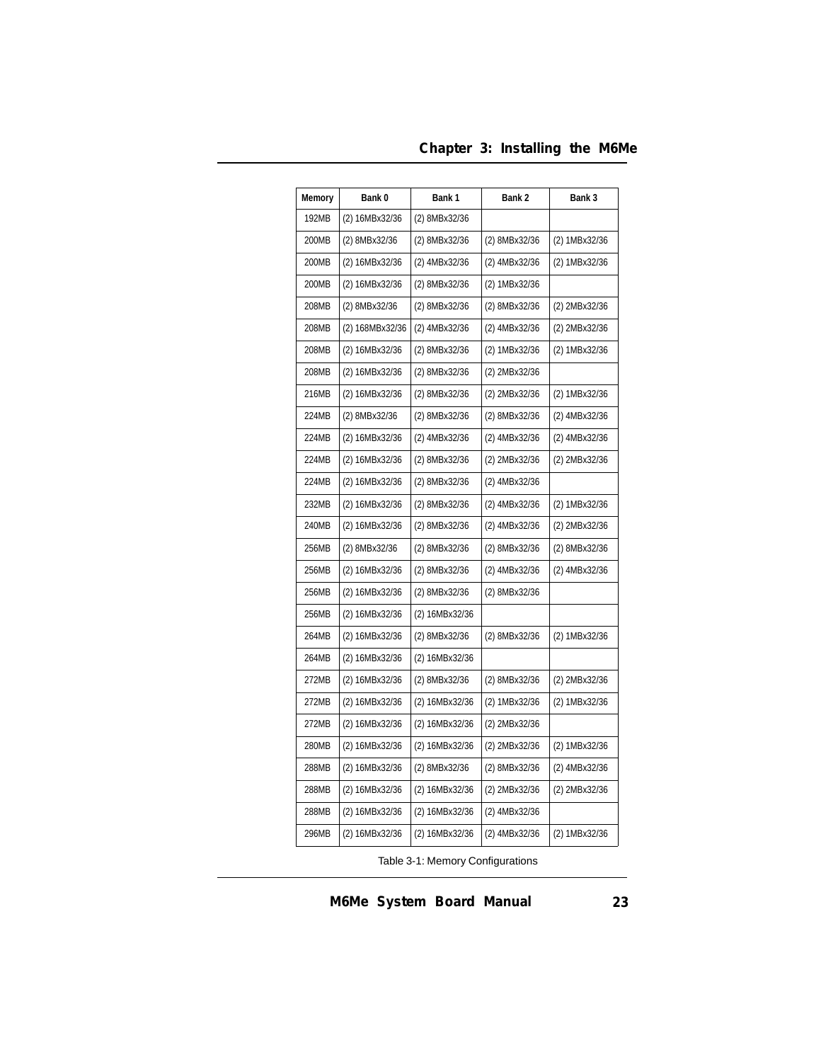| Memory | Bank 0 | Bank 1 | Bank 2 | Bank 3 |
|---|---|---|---|---|
| 192MB | (2) 16MBx32/36 | (2) 8MBx32/36 | | |
| 200MB | (2) 8MBx32/36 | (2) 8MBx32/36 | (2) 8MBx32/36 | (2) 1MBx32/36 |
| 200MB | (2) 16MBx32/36 | (2) 4MBx32/36 | (2) 4MBx32/36 | (2) 1MBx32/36 |
| 200MB | (2) 16MBx32/36 | (2) 8MBx32/36 | (2) 1MBx32/36 | |
| 208MB | (2) 8MBx32/36 | (2) 8MBx32/36 | (2) 8MBx32/36 | (2) 2MBx32/36 |
| 208MB | (2) 168MBx32/36 | (2) 4MBx32/36 | (2) 4MBx32/36 | (2) 2MBx32/36 |
| 208MB | (2) 16MBx32/36 | (2) 8MBx32/36 | (2) 1MBx32/36 | (2) 1MBx32/36 |
| 208MB | (2) 16MBx32/36 | (2) 8MBx32/36 | (2) 2MBx32/36 | |
| 216MB | (2) 16MBx32/36 | (2) 8MBx32/36 | (2) 2MBx32/36 | (2) 1MBx32/36 |
| 224MB | (2) 8MBx32/36 | (2) 8MBx32/36 | (2) 8MBx32/36 | (2) 4MBx32/36 |
| 224MB | (2) 16MBx32/36 | (2) 4MBx32/36 | (2) 4MBx32/36 | (2) 4MBx32/36 |
| 224MB | (2) 16MBx32/36 | (2) 8MBx32/36 | (2) 2MBx32/36 | (2) 2MBx32/36 |
| 224MB | (2) 16MBx32/36 | (2) 8MBx32/36 | (2) 4MBx32/36 | |
| 232MB | (2) 16MBx32/36 | (2) 8MBx32/36 | (2) 4MBx32/36 | (2) 1MBx32/36 |
| 240MB | (2) 16MBx32/36 | (2) 8MBx32/36 | (2) 4MBx32/36 | (2) 2MBx32/36 |
| 256MB | (2) 8MBx32/36 | (2) 8MBx32/36 | (2) 8MBx32/36 | (2) 8MBx32/36 |
| 256MB | (2) 16MBx32/36 | (2) 8MBx32/36 | (2) 4MBx32/36 | (2) 4MBx32/36 |
| 256MB | (2) 16MBx32/36 | (2) 8MBx32/36 | (2) 8MBx32/36 | |
| 256MB | (2) 16MBx32/36 | (2) 16MBx32/36 | | |
| 264MB | (2) 16MBx32/36 | (2) 8MBx32/36 | (2) 8MBx32/36 | (2) 1MBx32/36 |
| 264MB | (2) 16MBx32/36 | (2) 16MBx32/36 | | |
| 272MB | (2) 16MBx32/36 | (2) 8MBx32/36 | (2) 8MBx32/36 | (2) 2MBx32/36 |
| 272MB | (2) 16MBx32/36 | (2) 16MBx32/36 | (2) 1MBx32/36 | (2) 1MBx32/36 |
| 272MB | (2) 16MBx32/36 | (2) 16MBx32/36 | (2) 2MBx32/36 | |
| 280MB | (2) 16MBx32/36 | (2) 16MBx32/36 | (2) 2MBx32/36 | (2) 1MBx32/36 |
| 288MB | (2) 16MBx32/36 | (2) 8MBx32/36 | (2) 8MBx32/36 | (2) 4MBx32/36 |
| 288MB | (2) 16MBx32/36 | (2) 16MBx32/36 | (2) 2MBx32/36 | (2) 2MBx32/36 |
| 288MB | (2) 16MBx32/36 | (2) 16MBx32/36 | (2) 4MBx32/36 | |
| 296MB | (2) 16MBx32/36 | (2) 16MBx32/36 | (2) 4MBx32/36 | (2) 1MBx32/36 |

Table 3-1: Memory Configurations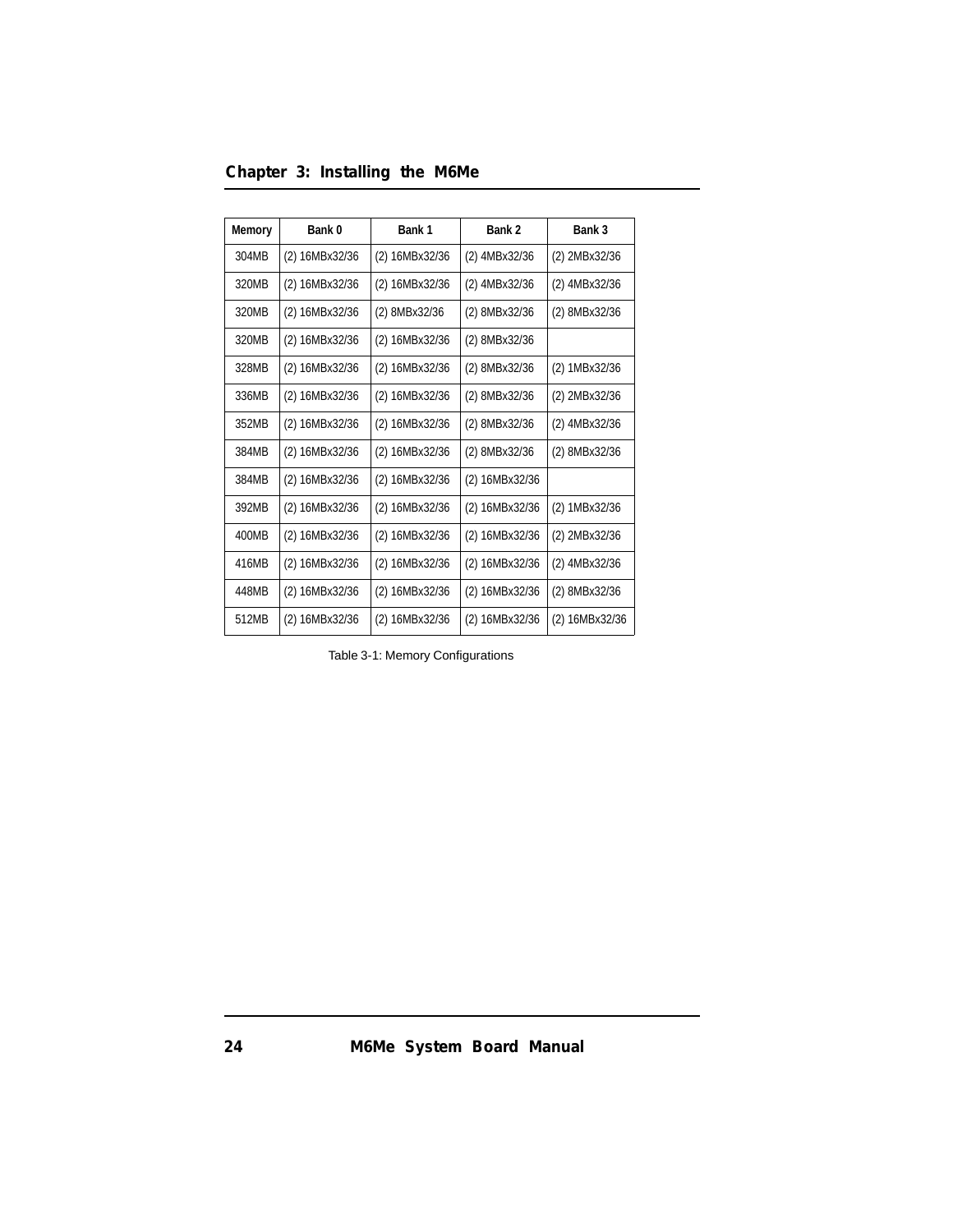| Memory | Bank 0 | Bank 1 | Bank 2 | Bank 3 |
|---|---|---|---|---|
| 304MB | (2) 16MBx32/36 | (2) 16MBx32/36 | (2) 4MBx32/36 | (2) 2MBx32/36 |
| 320MB | (2) 16MBx32/36 | (2) 16MBx32/36 | (2) 4MBx32/36 | (2) 4MBx32/36 |
| 320MB | (2) 16MBx32/36 | (2) 8MBx32/36 | (2) 8MBx32/36 | (2) 8MBx32/36 |
| 320MB | (2) 16MBx32/36 | (2) 16MBx32/36 | (2) 8MBx32/36 | |
| 328MB | (2) 16MBx32/36 | (2) 16MBx32/36 | (2) 8MBx32/36 | (2) 1MBx32/36 |
| 336MB | (2) 16MBx32/36 | (2) 16MBx32/36 | (2) 8MBx32/36 | (2) 2MBx32/36 |
| 352MB | (2) 16MBx32/36 | (2) 16MBx32/36 | (2) 8MBx32/36 | (2) 4MBx32/36 |
| 384MB | (2) 16MBx32/36 | (2) 16MBx32/36 | (2) 8MBx32/36 | (2) 8MBx32/36 |
| 384MB | (2) 16MBx32/36 | (2) 16MBx32/36 | (2) 16MBx32/36 | |
| 392MB | (2) 16MBx32/36 | (2) 16MBx32/36 | (2) 16MBx32/36 | (2) 1MBx32/36 |
| 400MB | (2) 16MBx32/36 | (2) 16MBx32/36 | (2) 16MBx32/36 | (2) 2MBx32/36 |
| 416MB | (2) 16MBx32/36 | (2) 16MBx32/36 | (2) 16MBx32/36 | (2) 4MBx32/36 |
| 448MB | (2) 16MBx32/36 | (2) 16MBx32/36 | (2) 16MBx32/36 | (2) 8MBx32/36 |
| 512MB | (2) 16MBx32/36 | (2) 16MBx32/36 | (2) 16MBx32/36 | (2) 16MBx32/36 |

Table 3-1: Memory Configurations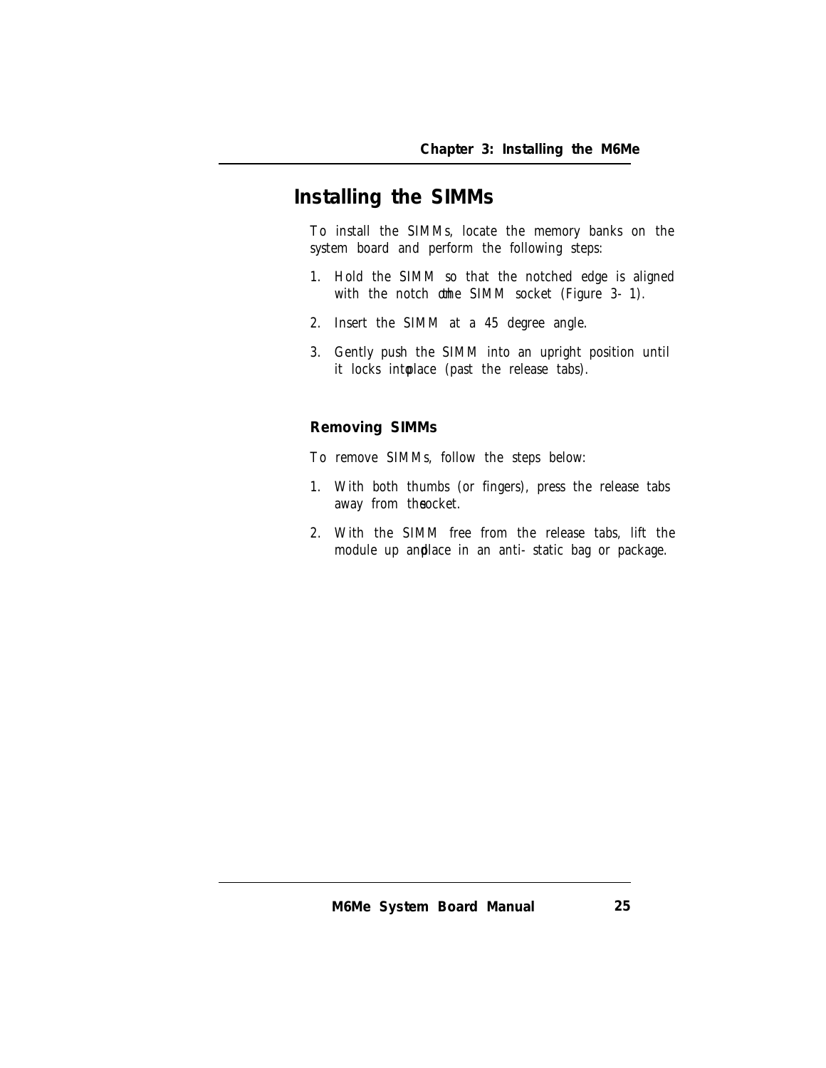## Installing the SIMMs

To install the SIMMs, locate the memory banks on the system board and perform the following steps:

1. Hold the SIMM so that the notched edge is aligned with the notch on the SIMM socket (Figure 3-1).
2. Insert the SIMM at a 45 degree angle.
3. Gently push the SIMM into an upright position until it locks into place (past the release tabs).

### Removing SIMMs

To remove SIMMs, follow the steps below:

1. With both thumbs (or fingers), press the release tabs away from the socket.
2. With the SIMM free from the release tabs, lift the module up and place in an anti-static bag or package.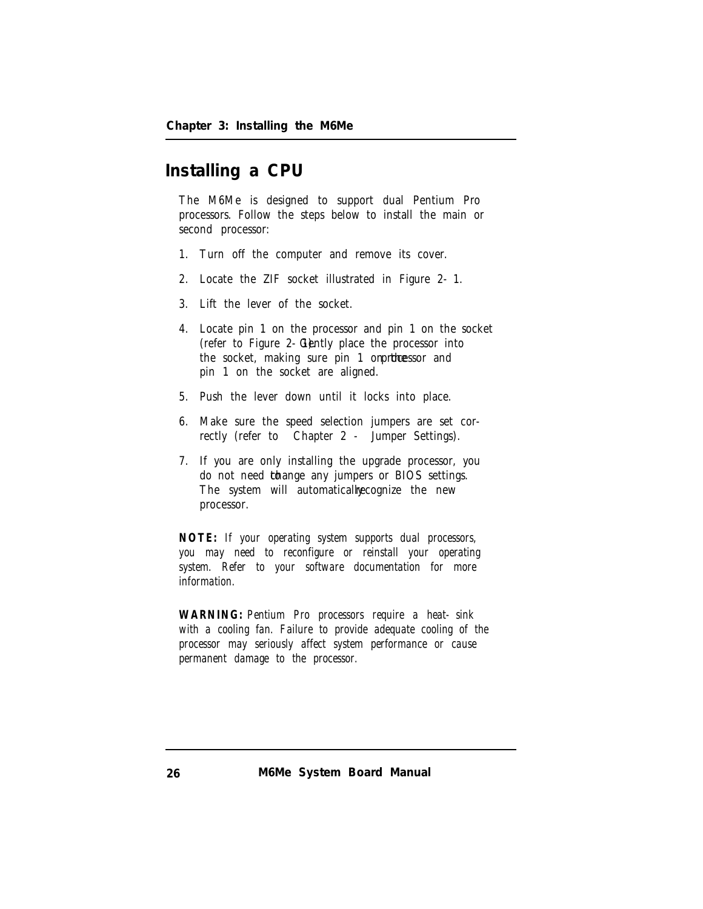## Installing a CPU

The M6Me is designed to support dual Pentium Pro processors. Follow the steps below to install the main or second processor:

1. Turn off the computer and remove its cover.
2. Locate the ZIF socket illustrated in Figure 2-1.
3. Lift the lever of the socket.
4. Locate pin 1 on the processor and pin 1 on the socket (refer to Figure 2-1). Gently place the processor into the socket, making sure pin 1 on the processor and pin 1 on the socket are aligned.
5. Push the lever down until it locks into place.
6. Make sure the speed selection jumpers are set correctly (refer to Chapter 2 - Jumper Settings).
7. If you are only installing the upgrade processor, you do not need to change any jumpers or BIOS settings. The system will automatically recognize the new processor.

***NOTE:*** *If your operating system supports dual processors, you may need to reconfigure or reinstall your operating system. Refer to your software documentation for more information.*

***WARNING:*** *Pentium Pro processors require a heat-sink with a cooling fan. Failure to provide adequate cooling of the processor may seriously affect system performance or cause permanent damage to the processor.*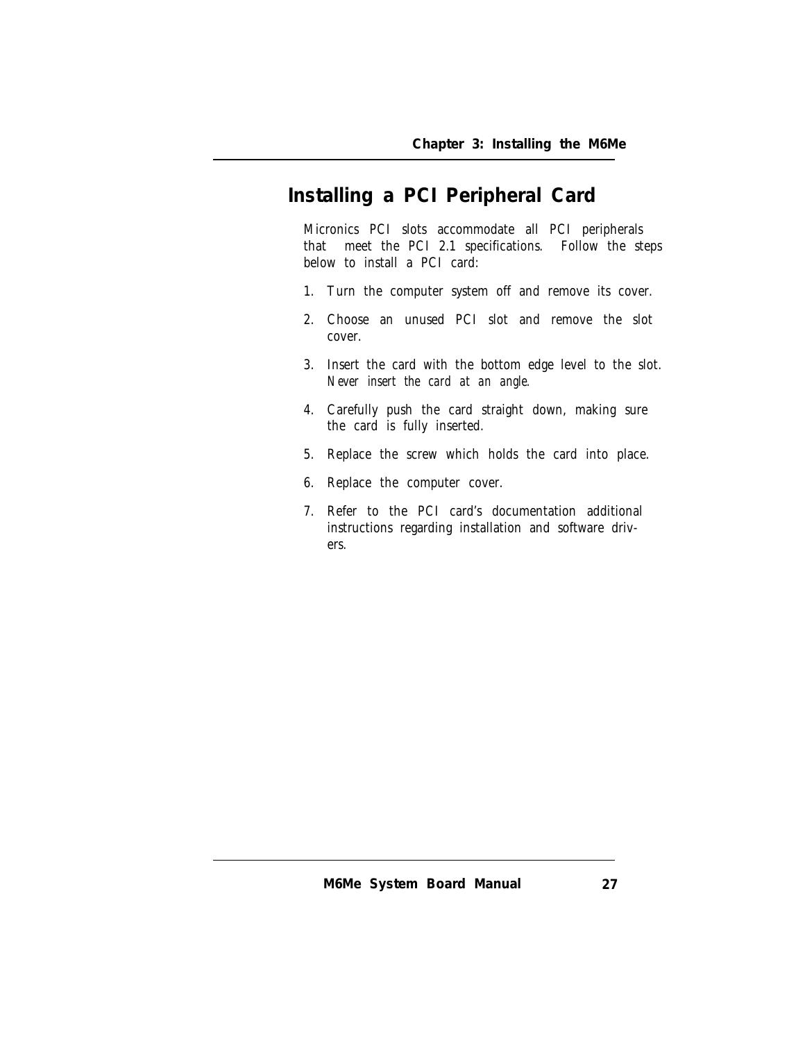## Installing a PCI Peripheral Card

Micronics PCI slots accommodate all PCI peripherals that meet the PCI 2.1 specifications. Follow the steps below to install a PCI card:

1. Turn the computer system off and remove its cover.

2. Choose an unused PCI slot and remove the slot cover.

3. Insert the card with the bottom edge level to the slot. *Never insert the card at an angle.*

4. Carefully push the card straight down, making sure the card is fully inserted.

5. Replace the screw which holds the card into place.

6. Replace the computer cover.

7. Refer to the PCI card's documentation additional instructions regarding installation and software drivers.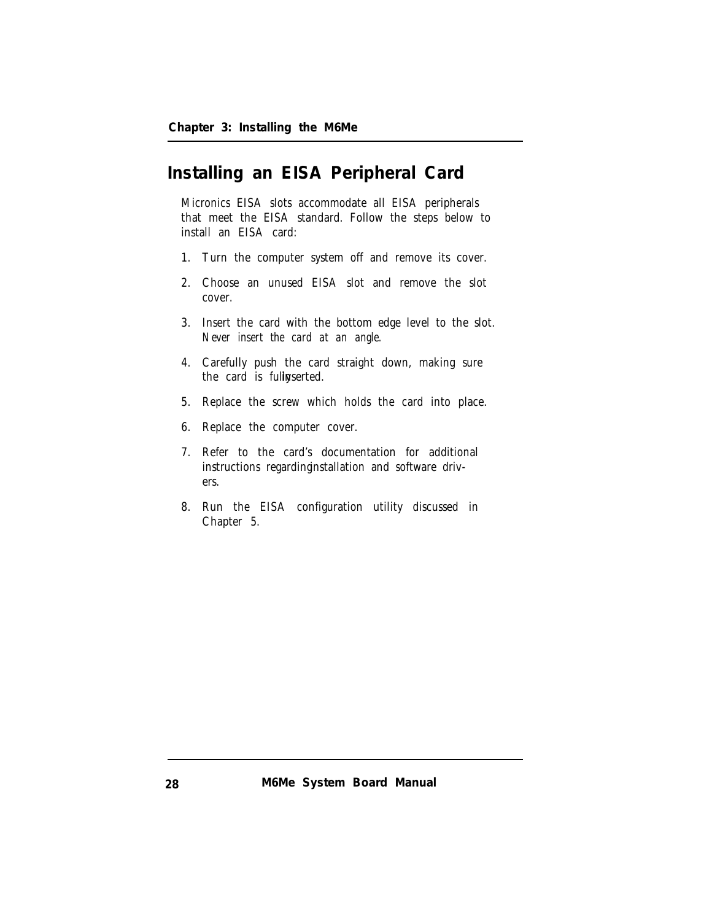## Installing an EISA Peripheral Card

Micronics EISA slots accommodate all EISA peripherals that meet the EISA standard. Follow the steps below to install an EISA card:

1. Turn the computer system off and remove its cover.
2. Choose an unused EISA slot and remove the slot cover.
3. Insert the card with the bottom edge level to the slot. *Never insert the card at an angle.*
4. Carefully push the card straight down, making sure the card is fully inserted.
5. Replace the screw which holds the card into place.
6. Replace the computer cover.
7. Refer to the card's documentation for additional instructions regarding installation and software drivers.
8. Run the EISA configuration utility discussed in Chapter 5.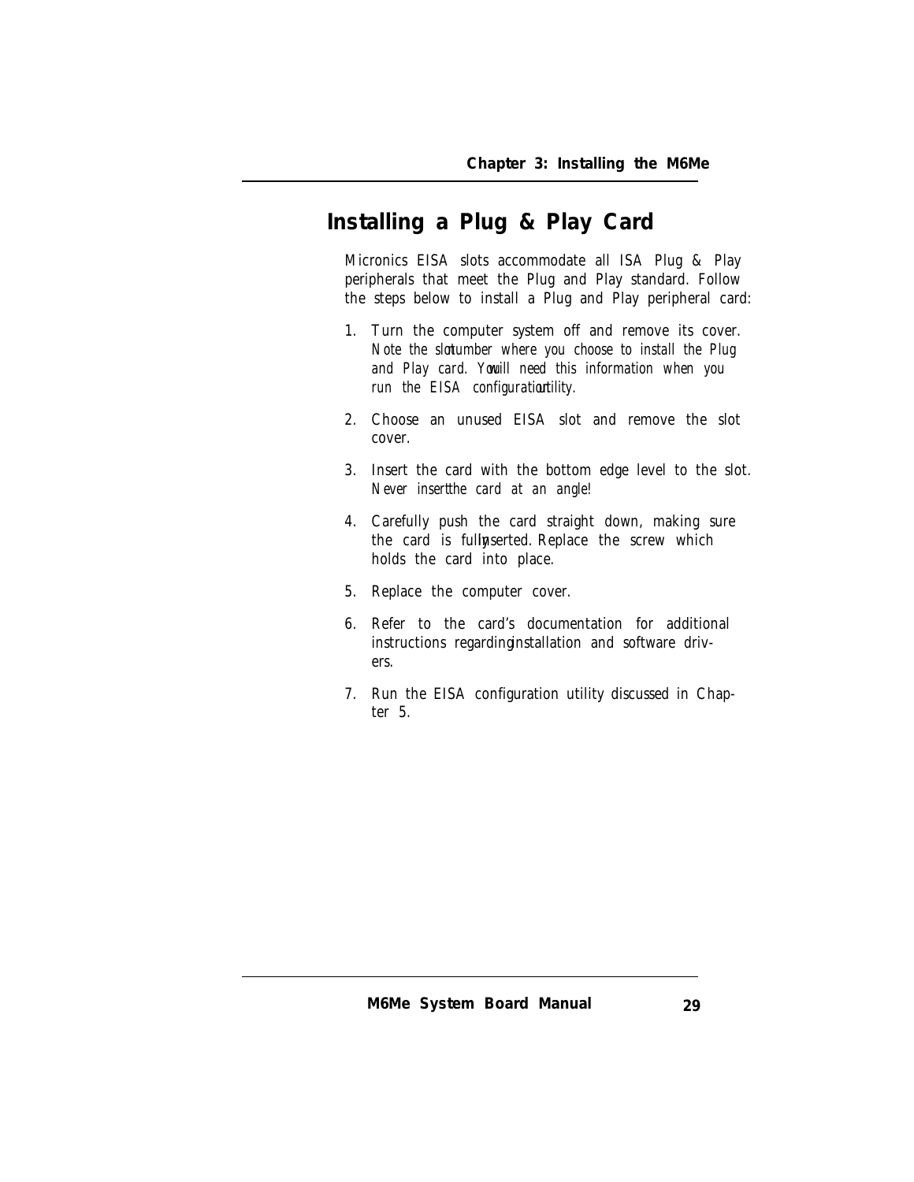## Installing a Plug & Play Card

Micronics EISA slots accommodate all ISA Plug & Play peripherals that meet the Plug and Play standard. Follow the steps below to install a Plug and Play peripheral card:

1. Turn the computer system off and remove its cover. *Note the slot number where you choose to install the Plug and Play card. You will need this information when you run the EISA configuration utility.*

2. Choose an unused EISA slot and remove the slot cover.

3. Insert the card with the bottom edge level to the slot. *Never insert the card at an angle!*

4. Carefully push the card straight down, making sure the card is fully inserted. Replace the screw which holds the card into place.

5. Replace the computer cover.

6. Refer to the card's documentation for additional instructions regarding installation and software drivers.

7. Run the EISA configuration utility discussed in Chapter 5.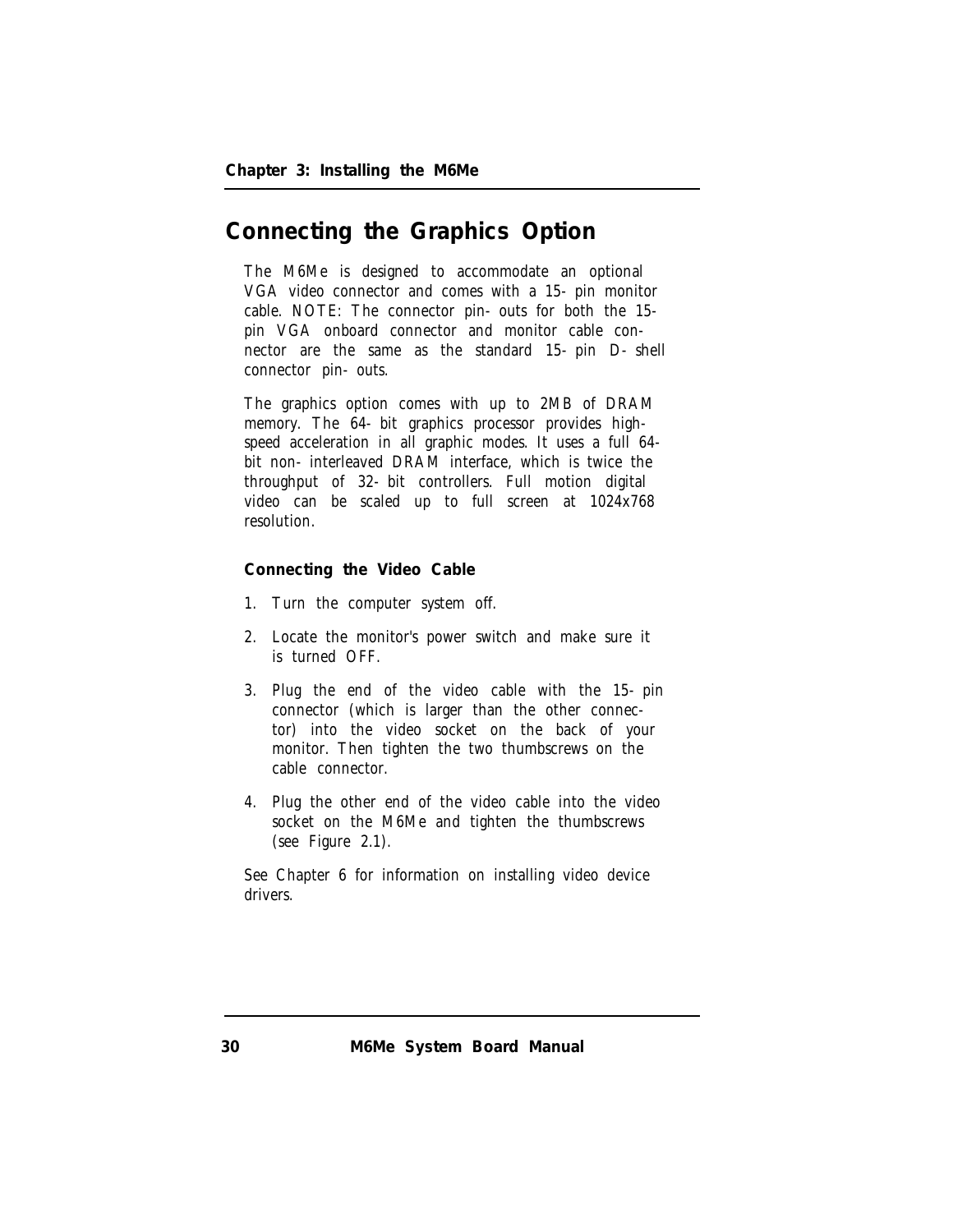## Connecting the Graphics Option

The M6Me is designed to accommodate an optional VGA video connector and comes with a 15-pin monitor cable. NOTE: The connector pin-outs for both the 15-pin VGA onboard connector and monitor cable connector are the same as the standard 15-pin D-shell connector pin-outs.

The graphics option comes with up to 2MB of DRAM memory. The 64-bit graphics processor provides high-speed acceleration in all graphic modes. It uses a full 64-bit non-interleaved DRAM interface, which is twice the throughput of 32-bit controllers. Full motion digital video can be scaled up to full screen at 1024x768 resolution.

### Connecting the Video Cable

1. Turn the computer system off.
2. Locate the monitor's power switch and make sure it is turned OFF.
3. Plug the end of the video cable with the 15-pin connector (which is larger than the other connector) into the video socket on the back of your monitor. Then tighten the two thumbscrews on the cable connector.
4. Plug the other end of the video cable into the video socket on the M6Me and tighten the thumbscrews (see Figure 2.1).

See Chapter 6 for information on installing video device drivers.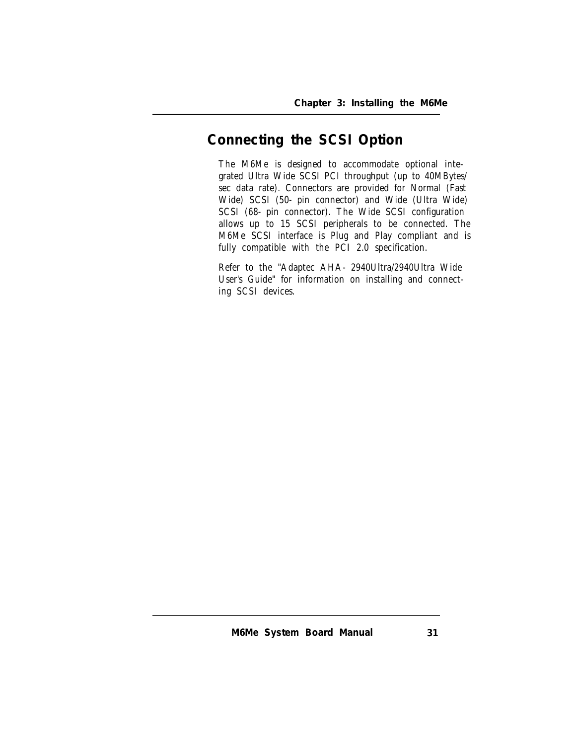## Connecting the SCSI Option

The M6Me is designed to accommodate optional integrated Ultra Wide SCSI PCI throughput (up to 40MBytes/sec data rate). Connectors are provided for Normal (Fast Wide) SCSI (50- pin connector) and Wide (Ultra Wide) SCSI (68- pin connector). The Wide SCSI configuration allows up to 15 SCSI peripherals to be connected. The M6Me SCSI interface is Plug and Play compliant and is fully compatible with the PCI 2.0 specification.

Refer to the "Adaptec AHA- 2940Ultra/2940Ultra Wide User's Guide" for information on installing and connecting SCSI devices.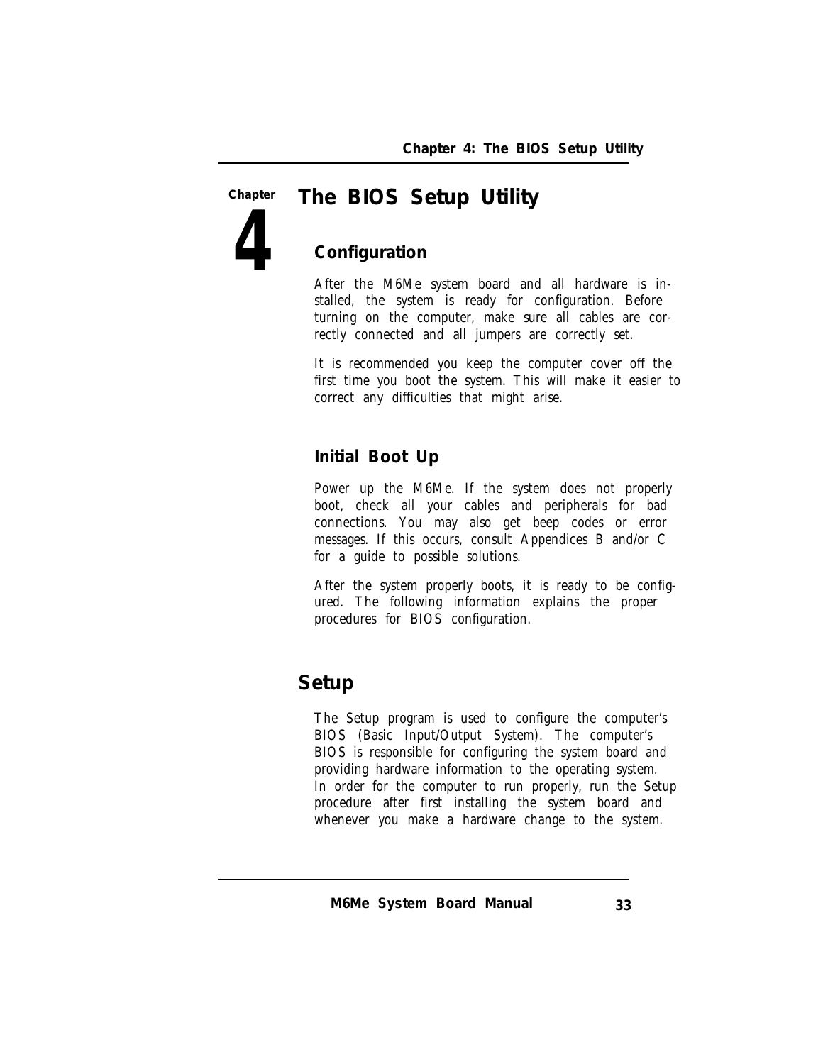# Chapter 4 The BIOS Setup Utility

## Configuration

After the M6Me system board and all hardware is installed, the system is ready for configuration. Before turning on the computer, make sure all cables are correctly connected and all jumpers are correctly set.

It is recommended you keep the computer cover off the first time you boot the system. This will make it easier to correct any difficulties that might arise.

## Initial Boot Up

Power up the M6Me. If the system does not properly boot, check all your cables and peripherals for bad connections. You may also get beep codes or error messages. If this occurs, consult Appendices B and/or C for a guide to possible solutions.

After the system properly boots, it is ready to be configured. The following information explains the proper procedures for BIOS configuration.

# Setup

The Setup program is used to configure the computer's BIOS (Basic Input/Output System). The computer's BIOS is responsible for configuring the system board and providing hardware information to the operating system. In order for the computer to run properly, run the Setup procedure after first installing the system board and whenever you make a hardware change to the system.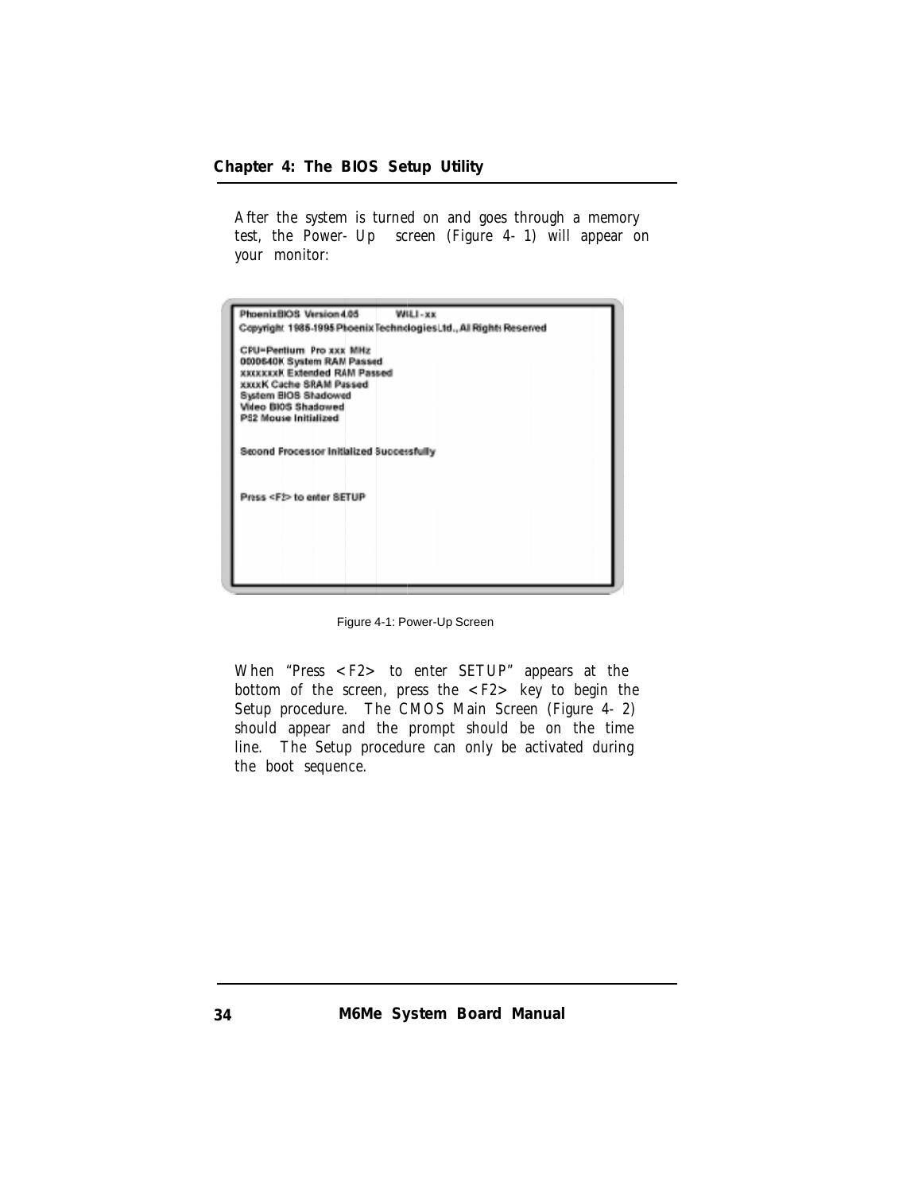After the system is turned on and goes through a memory test, the Power-Up screen (Figure 4-1) will appear on your monitor:

```
PhoenixBIOS Version 4.05          WILI-xx
Copyright 1985-1995 Phoenix Technologies Ltd., All Rights Reserved

CPU=Pentium Pro xxx MHz
0000640K System RAM Passed
xxxxxxxK Extended RAM Passed
xxxxK Cache SRAM Passed
System BIOS Shadowed
Video BIOS Shadowed
PS2 Mouse Initialized


Second Processor Initialized Successfully



Press <F2> to enter SETUP
```

Figure 4-1: Power-Up Screen

When "Press <F2> to enter SETUP" appears at the bottom of the screen, press the <F2> key to begin the Setup procedure. The CMOS Main Screen (Figure 4-2) should appear and the prompt should be on the time line. The Setup procedure can only be activated during the boot sequence.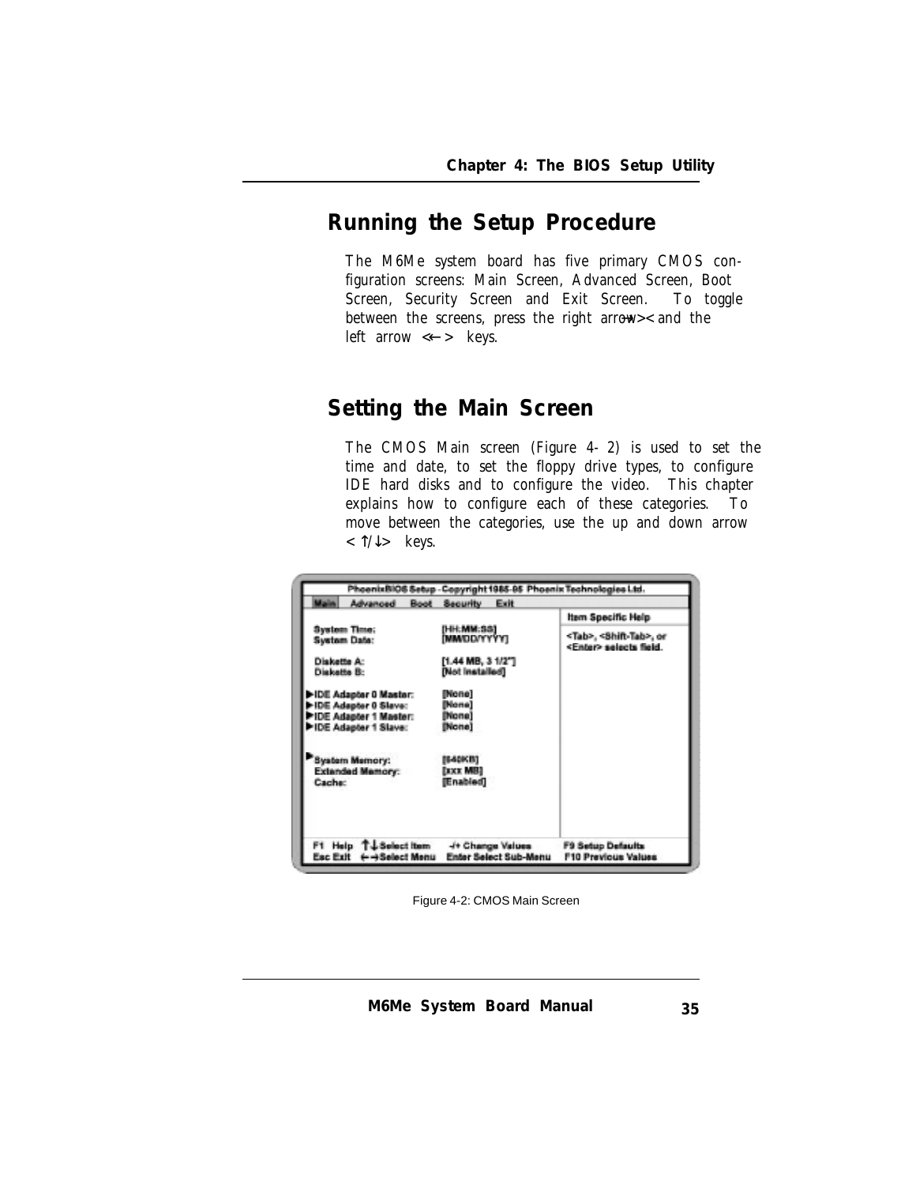## Running the Setup Procedure

The M6Me system board has five primary CMOS configuration screens: Main Screen, Advanced Screen, Boot Screen, Security Screen and Exit Screen. To toggle between the screens, press the right arrow <→> and the left arrow <←> keys.

## Setting the Main Screen

The CMOS Main screen (Figure 4-2) is used to set the time and date, to set the floppy drive types, to configure IDE hard disks and to configure the video. This chapter explains how to configure each of these categories. To move between the categories, use the up and down arrow <↑/↓> keys.

```
PhoenixBIOS Setup - Copyright 1985-95 Phoenix Technologies Ltd.
Main   Advanced   Boot   Security   Exit
                                                  Item Specific Help
System Time:              [HH:MM:SS]
System Date:              [MM/DD/YYYY]            <Tab>, <Shift-Tab>, or
                                                  <Enter> selects field.
Diskette A:               [1.44 MB, 3 1/2"]
Diskette B:               [Not Installed]

▶IDE Adapter 0 Master:    [None]
▶IDE Adapter 0 Slave:     [None]
▶IDE Adapter 1 Master:    [None]
▶IDE Adapter 1 Slave:     [None]

▶System Memory:           [640KB]
 Extended Memory:         [xxx MB]
 Cache:                   [Enabled]

F1  Help  ↑↓ Select Item   -/+ Change Values       F9 Setup Defaults
Esc Exit  ←→ Select Menu   Enter Select Sub-Menu   F10 Previous Values
```

Figure 4-2: CMOS Main Screen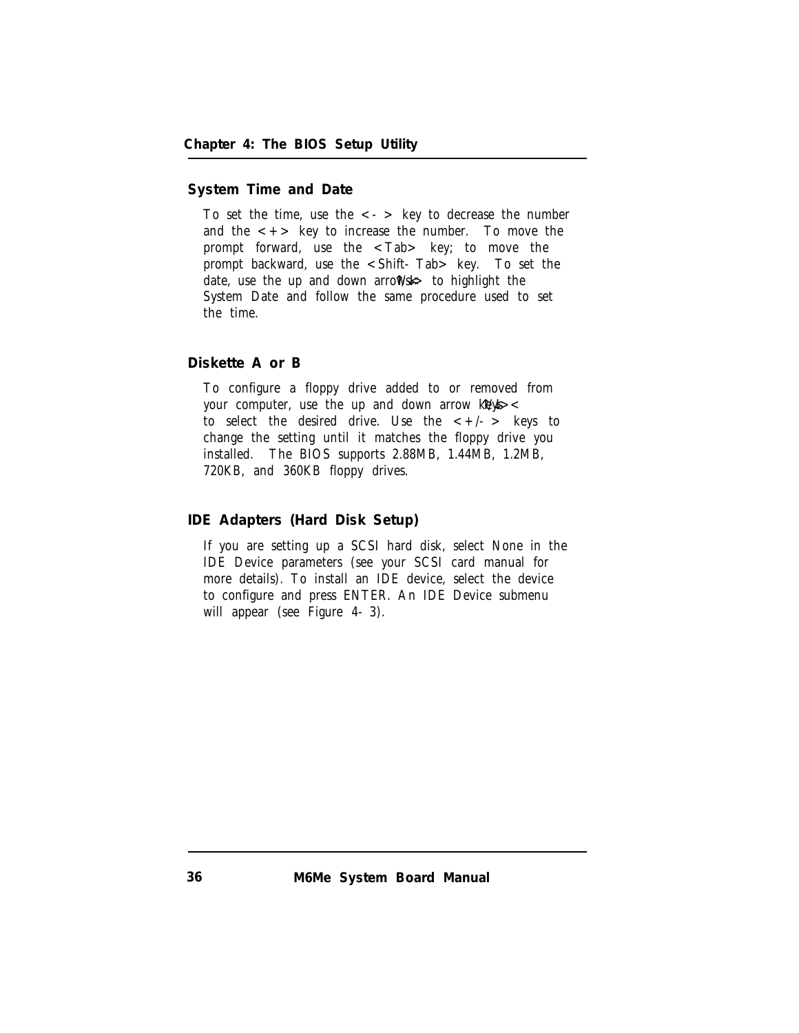## System Time and Date

To set the time, use the <-> key to decrease the number and the <+> key to increase the number. To move the prompt forward, use the <Tab> key; to move the prompt backward, use the <Shift-Tab> key. To set the date, use the up and down arrows <↑/↓> to highlight the System Date and follow the same procedure used to set the time.

## Diskette A or B

To configure a floppy drive added to or removed from your computer, use the up and down arrow keys <↑/↓> to select the desired drive. Use the <+/-> keys to change the setting until it matches the floppy drive you installed. The BIOS supports 2.88MB, 1.44MB, 1.2MB, 720KB, and 360KB floppy drives.

## IDE Adapters (Hard Disk Setup)

If you are setting up a SCSI hard disk, select None in the IDE Device parameters (see your SCSI card manual for more details). To install an IDE device, select the device to configure and press ENTER. An IDE Device submenu will appear (see Figure 4-3).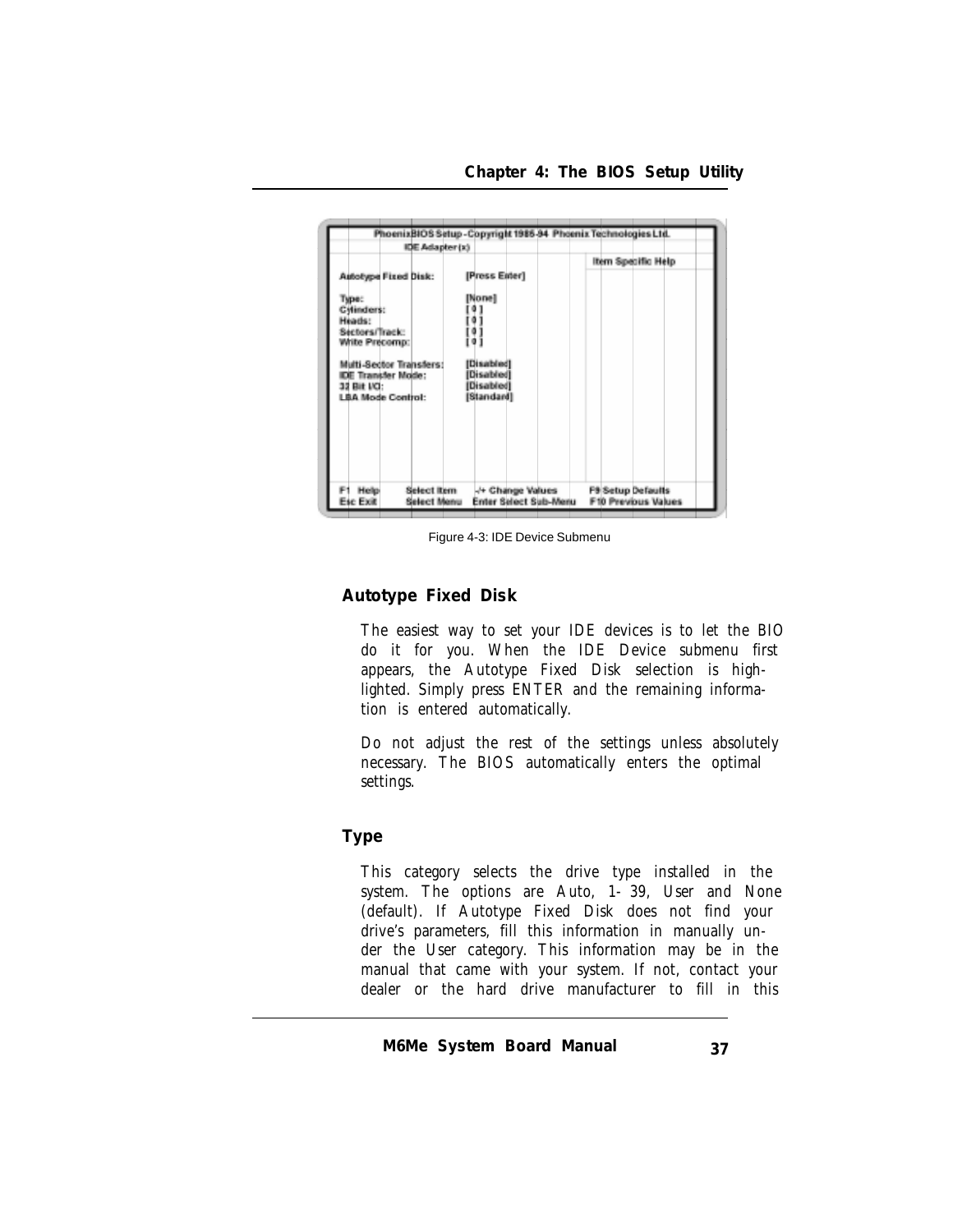```
PhoenixBIOS Setup - Copyright 1985-94 Phoenix Technologies Ltd.
        IDE Adapter (x)
                                                    Item Specific Help
Autotype Fixed Disk:        [Press Enter]

Type:                       [None]
Cylinders:                  [ 0 ]
Heads:                      [ 0 ]
Sectors/Track:              [ 0 ]
Write Precomp:              [ 0 ]

Multi-Sector Transfers:     [Disabled]
IDE Transfer Mode:          [Disabled]
32 Bit I/O:                 [Disabled]
LBA Mode Control:           [Standard]

F1  Help    Select Item   -/+ Change Values        F9 Setup Defaults
Esc Exit    Select Menu   Enter Select Sub-Menu    F10 Previous Values
```

Figure 4-3: IDE Device Submenu

### Autotype Fixed Disk

The easiest way to set your IDE devices is to let the BIO do it for you. When the IDE Device submenu first appears, the Autotype Fixed Disk selection is highlighted. Simply press ENTER and the remaining information is entered automatically.

Do not adjust the rest of the settings unless absolutely necessary. The BIOS automatically enters the optimal settings.

### Type

This category selects the drive type installed in the system. The options are Auto, 1- 39, User and None (default). If Autotype Fixed Disk does not find your drive's parameters, fill this information in manually under the User category. This information may be in the manual that came with your system. If not, contact your dealer or the hard drive manufacturer to fill in this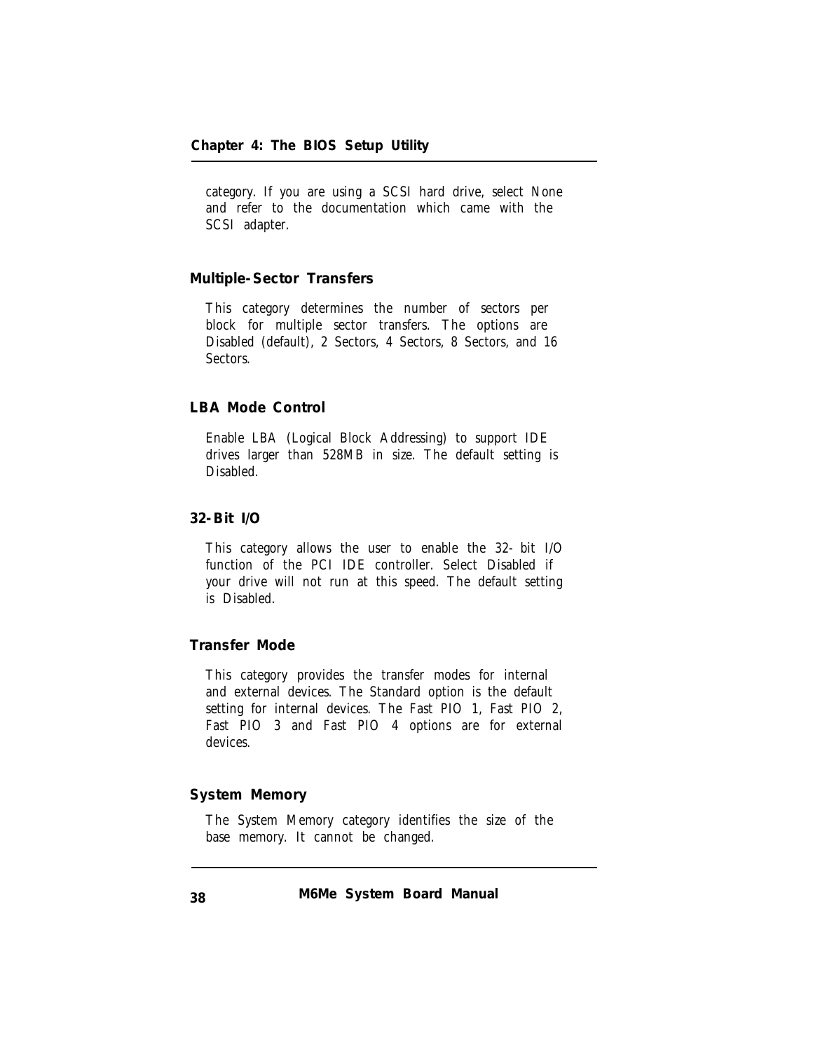category. If you are using a SCSI hard drive, select None and refer to the documentation which came with the SCSI adapter.

### Multiple-Sector Transfers

This category determines the number of sectors per block for multiple sector transfers. The options are Disabled (default), 2 Sectors, 4 Sectors, 8 Sectors, and 16 Sectors.

### LBA Mode Control

Enable LBA (Logical Block Addressing) to support IDE drives larger than 528MB in size. The default setting is Disabled.

### 32-Bit I/O

This category allows the user to enable the 32-bit I/O function of the PCI IDE controller. Select Disabled if your drive will not run at this speed. The default setting is Disabled.

### Transfer Mode

This category provides the transfer modes for internal and external devices. The Standard option is the default setting for internal devices. The Fast PIO 1, Fast PIO 2, Fast PIO 3 and Fast PIO 4 options are for external devices.

### System Memory

The System Memory category identifies the size of the base memory. It cannot be changed.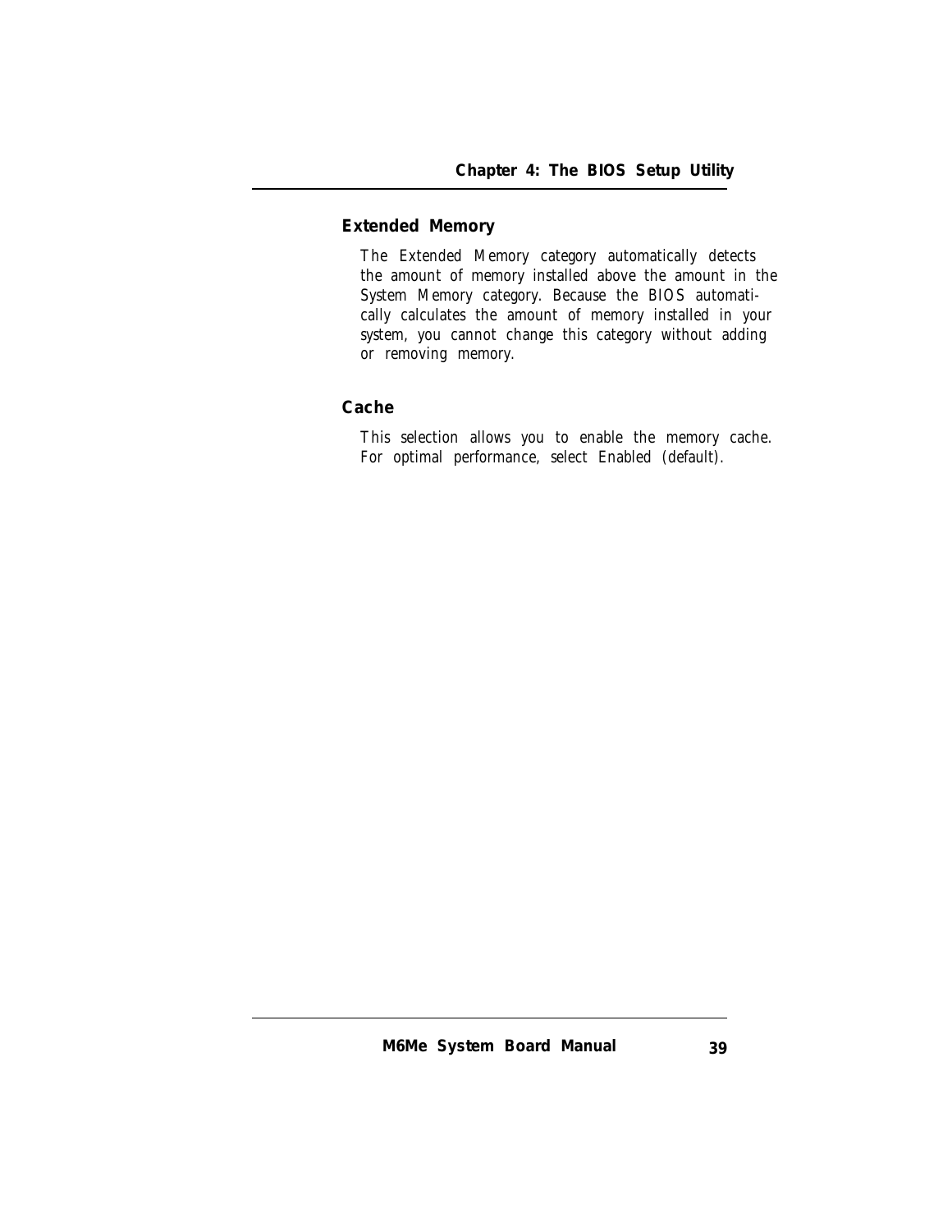## Extended Memory

The Extended Memory category automatically detects the amount of memory installed above the amount in the System Memory category. Because the BIOS automatically calculates the amount of memory installed in your system, you cannot change this category without adding or removing memory.

## Cache

This selection allows you to enable the memory cache. For optimal performance, select Enabled (default).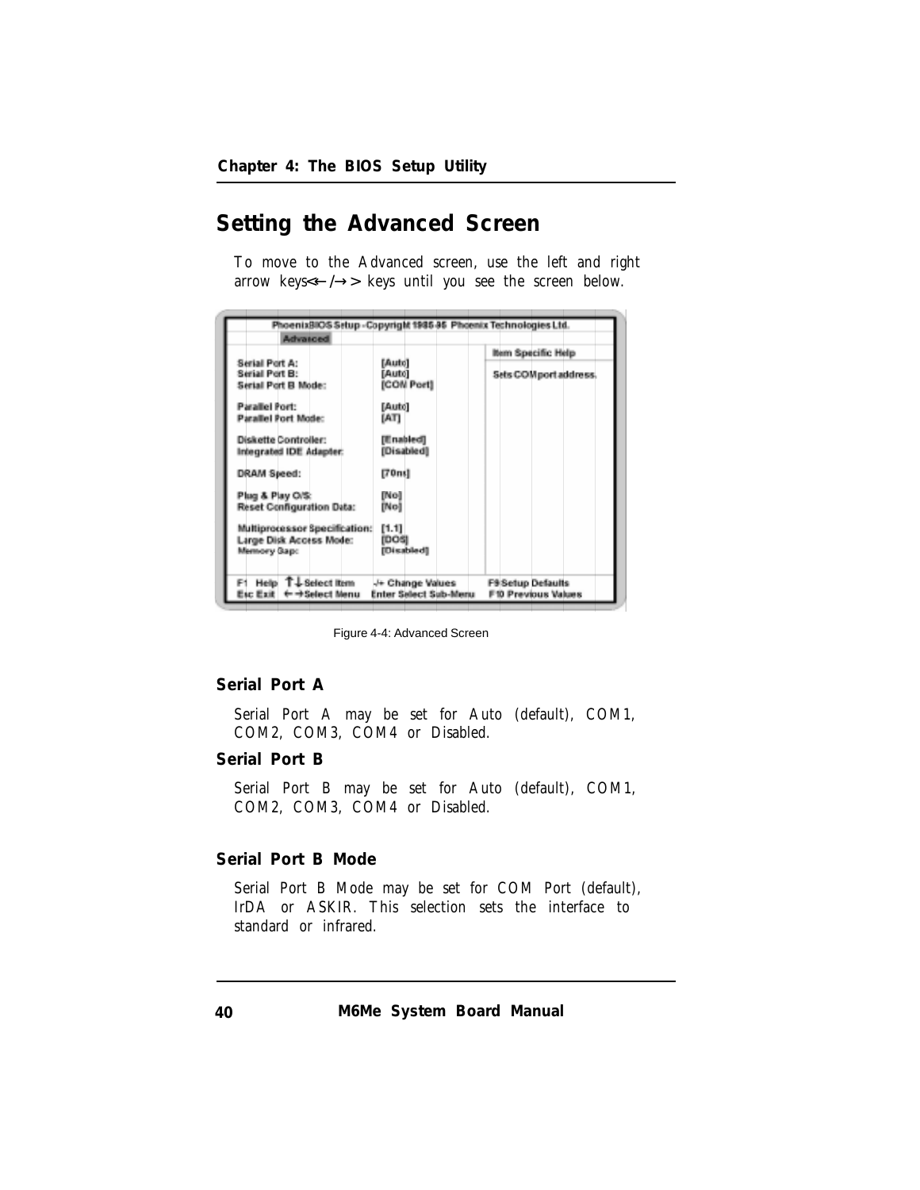## Setting the Advanced Screen

To move to the Advanced screen, use the left and right arrow keys<←/→> keys until you see the screen below.

```
PhoenixBIOS Setup - Copyright 1985-95 Phoenix Technologies Ltd.
Advanced
                                                    Item Specific Help
Serial Port A:                  [Auto]
Serial Port B:                  [Auto]              Sets COM port address.
Serial Port B Mode:             [COM Port]

Parallel Port:                  [Auto]
Parallel Port Mode:             [AT]

Diskette Controller:            [Enabled]
Integrated IDE Adapter:         [Disabled]

DRAM Speed:                     [70ns]

Plug & Play O/S:                [No]
Reset Configuration Data:       [No]

Multiprocessor Specification:   [1.1]
Large Disk Access Mode:         [DOS]
Memory Gap:                     [Disabled]

F1  Help  ↑↓Select Item    -/+ Change Values        F9 Setup Defaults
Esc Exit  ←→Select Menu    Enter Select Sub-Menu    F10 Previous Values
```

Figure 4-4: Advanced Screen

### Serial Port A

Serial Port A may be set for Auto (default), COM1, COM2, COM3, COM4 or Disabled.

### Serial Port B

Serial Port B may be set for Auto (default), COM1, COM2, COM3, COM4 or Disabled.

### Serial Port B Mode

Serial Port B Mode may be set for COM Port (default), IrDA or ASKIR. This selection sets the interface to standard or infrared.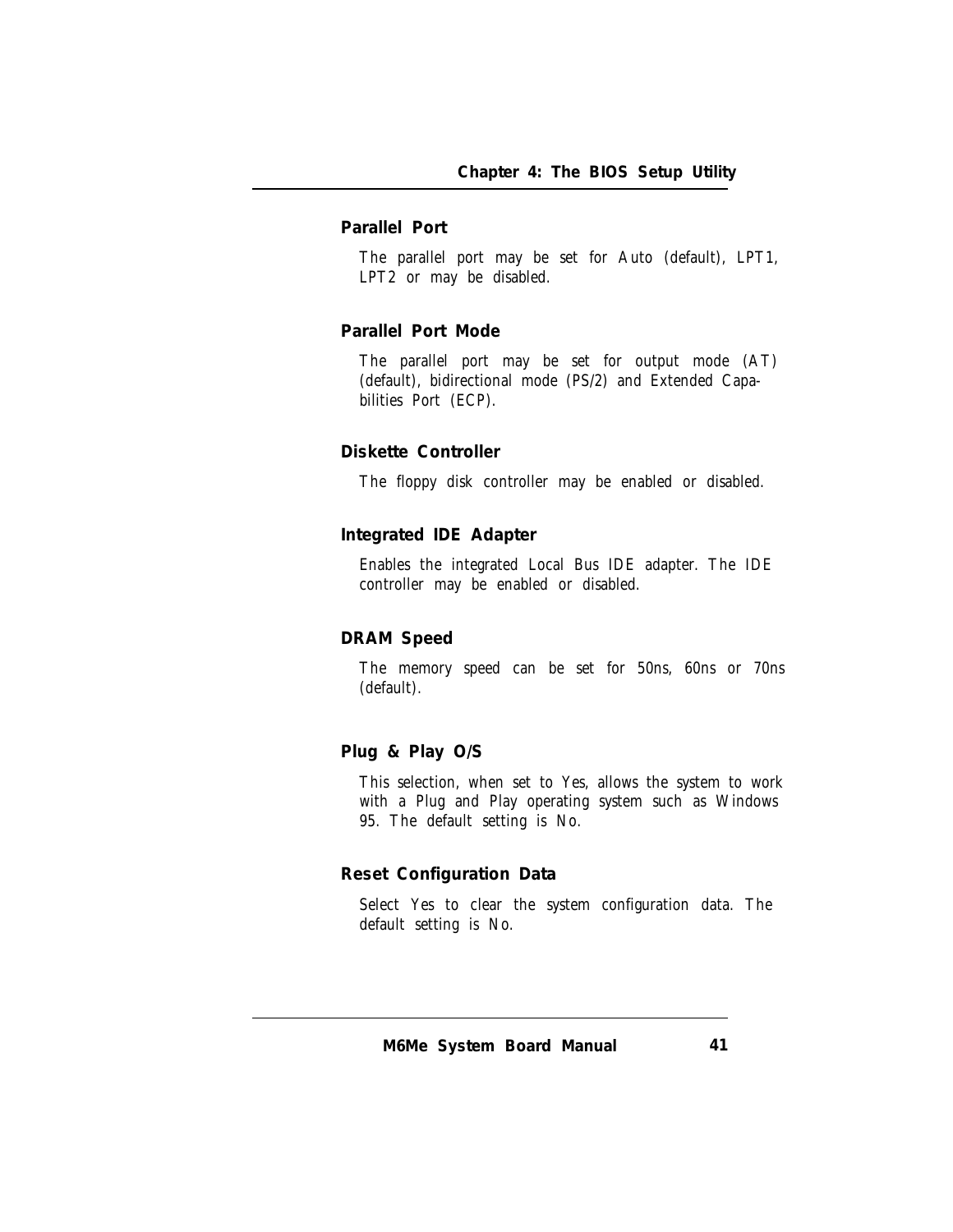### Parallel Port

The parallel port may be set for Auto (default), LPT1, LPT2 or may be disabled.

### Parallel Port Mode

The parallel port may be set for output mode (AT) (default), bidirectional mode (PS/2) and Extended Capabilities Port (ECP).

### Diskette Controller

The floppy disk controller may be enabled or disabled.

### Integrated IDE Adapter

Enables the integrated Local Bus IDE adapter. The IDE controller may be enabled or disabled.

### DRAM Speed

The memory speed can be set for 50ns, 60ns or 70ns (default).

### Plug & Play O/S

This selection, when set to Yes, allows the system to work with a Plug and Play operating system such as Windows 95. The default setting is No.

### Reset Configuration Data

Select Yes to clear the system configuration data. The default setting is No.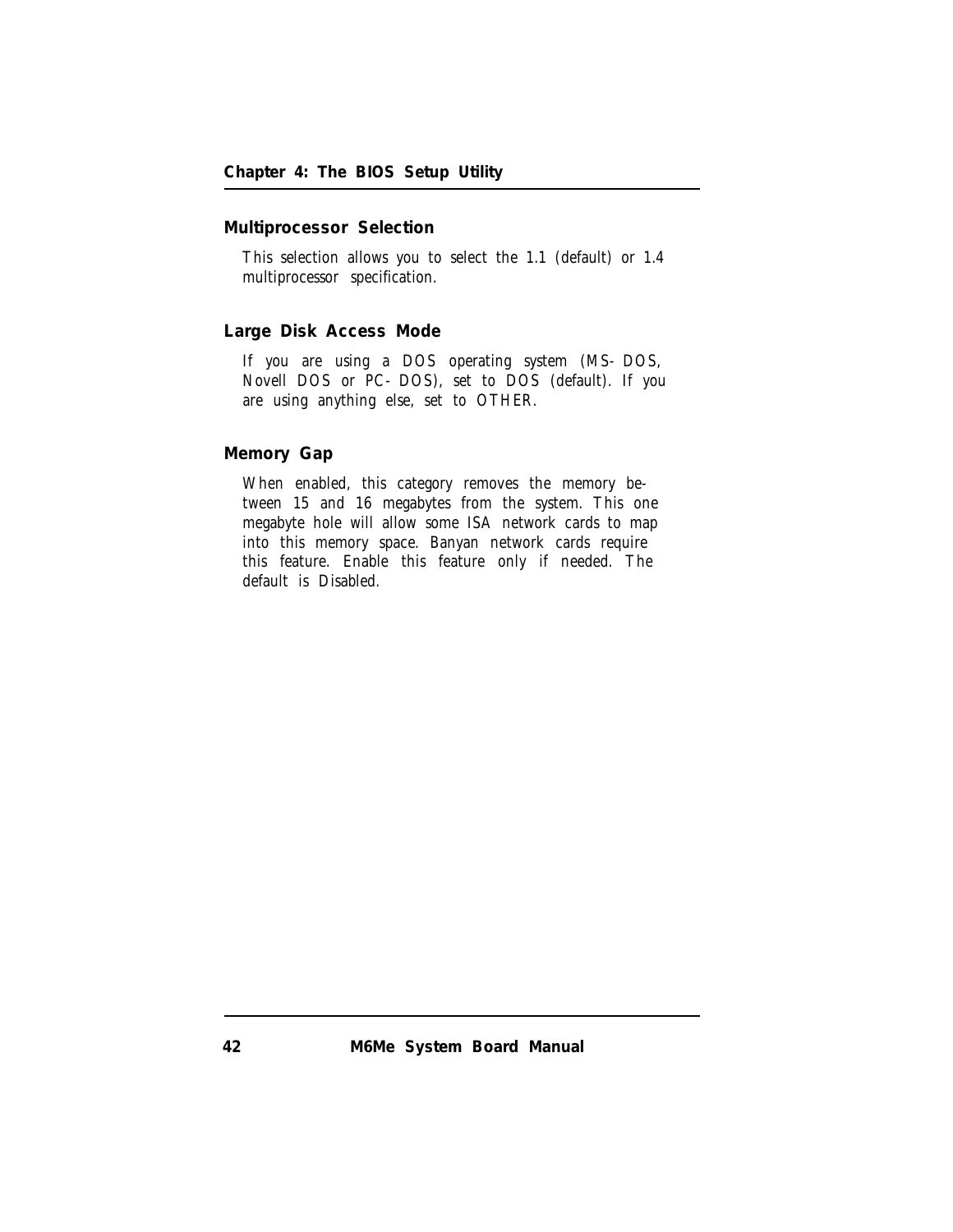### Multiprocessor Selection

This selection allows you to select the 1.1 (default) or 1.4 multiprocessor specification.

### Large Disk Access Mode

If you are using a DOS operating system (MS-DOS, Novell DOS or PC-DOS), set to DOS (default). If you are using anything else, set to OTHER.

### Memory Gap

When enabled, this category removes the memory between 15 and 16 megabytes from the system. This one megabyte hole will allow some ISA network cards to map into this memory space. Banyan network cards require this feature. Enable this feature only if needed. The default is Disabled.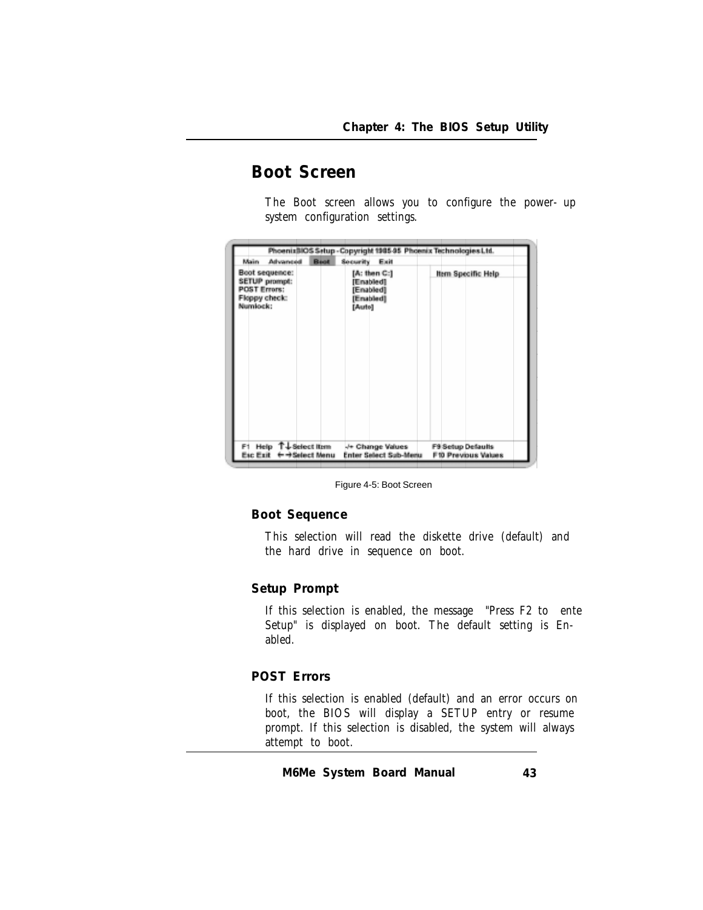## Boot Screen

The Boot screen allows you to configure the power- up system configuration settings.

```
PhoenixBIOS Setup - Copyright 1985-95 Phoenix Technologies Ltd.
Main   Advanced   Boot   Security   Exit

Boot sequence:           [A: then C:]        Item Specific Help
SETUP prompt:            [Enabled]
POST Errors:             [Enabled]
Floppy check:            [Enabled]
Numlock:                 [Auto]

F1  Help  ↑↓ Select Item    -/+ Change Values        F9 Setup Defaults
Esc Exit  ←→ Select Menu    Enter Select Sub-Menu    F10 Previous Values
```

Figure 4-5: Boot Screen

### Boot Sequence

This selection will read the diskette drive (default) and the hard drive in sequence on boot.

### Setup Prompt

If this selection is enabled, the message "Press F2 to ente Setup" is displayed on boot. The default setting is Enabled.

### POST Errors

If this selection is enabled (default) and an error occurs on boot, the BIOS will display a SETUP entry or resume prompt. If this selection is disabled, the system will always attempt to boot.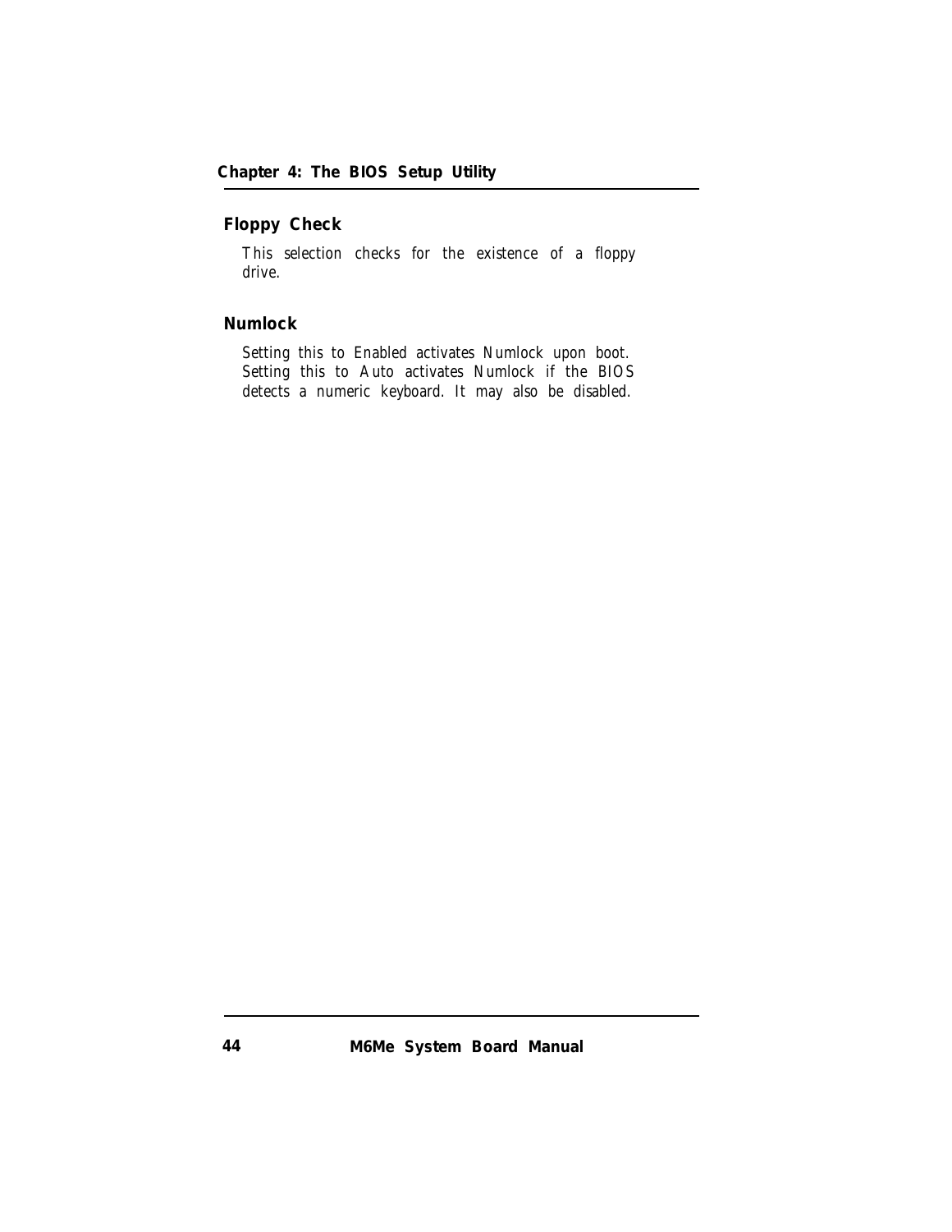### Floppy Check

This selection checks for the existence of a floppy drive.

### Numlock

Setting this to Enabled activates Numlock upon boot. Setting this to Auto activates Numlock if the BIOS detects a numeric keyboard. It may also be disabled.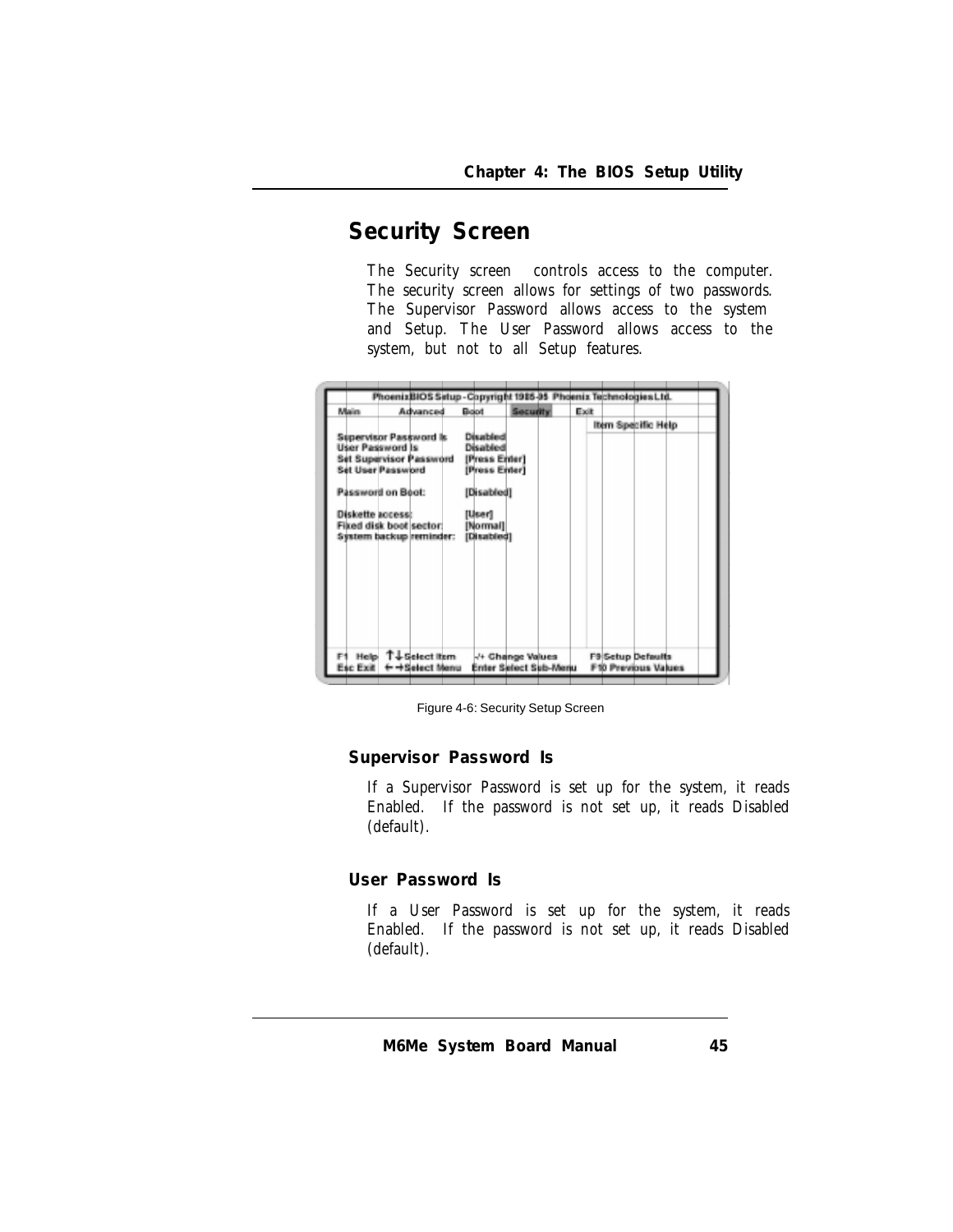## Security Screen

The Security screen controls access to the computer. The security screen allows for settings of two passwords. The Supervisor Password allows access to the system and Setup. The User Password allows access to the system, but not to all Setup features.

```
PhoenixBIOS Setup - Copyright 1985-95 Phoenix Technologies Ltd.
Main      Advanced      Boot      Security      Exit
                                                  Item Specific Help
Supervisor Password Is      Disabled
User Password Is            Disabled
Set Supervisor Password     [Press Enter]
Set User Password           [Press Enter]

Password on Boot:           [Disabled]

Diskette access:            [User]
Fixed disk boot sector:     [Normal]
System backup reminder:     [Disabled]

F1  Help   ↑↓ Select Item    -/+ Change Values         F9 Setup Defaults
Esc Exit   ←→ Select Menu    Enter Select Sub-Menu     F10 Previous Values
```

Figure 4-6: Security Setup Screen

### Supervisor Password Is

If a Supervisor Password is set up for the system, it reads Enabled. If the password is not set up, it reads Disabled (default).

### User Password Is

If a User Password is set up for the system, it reads Enabled. If the password is not set up, it reads Disabled (default).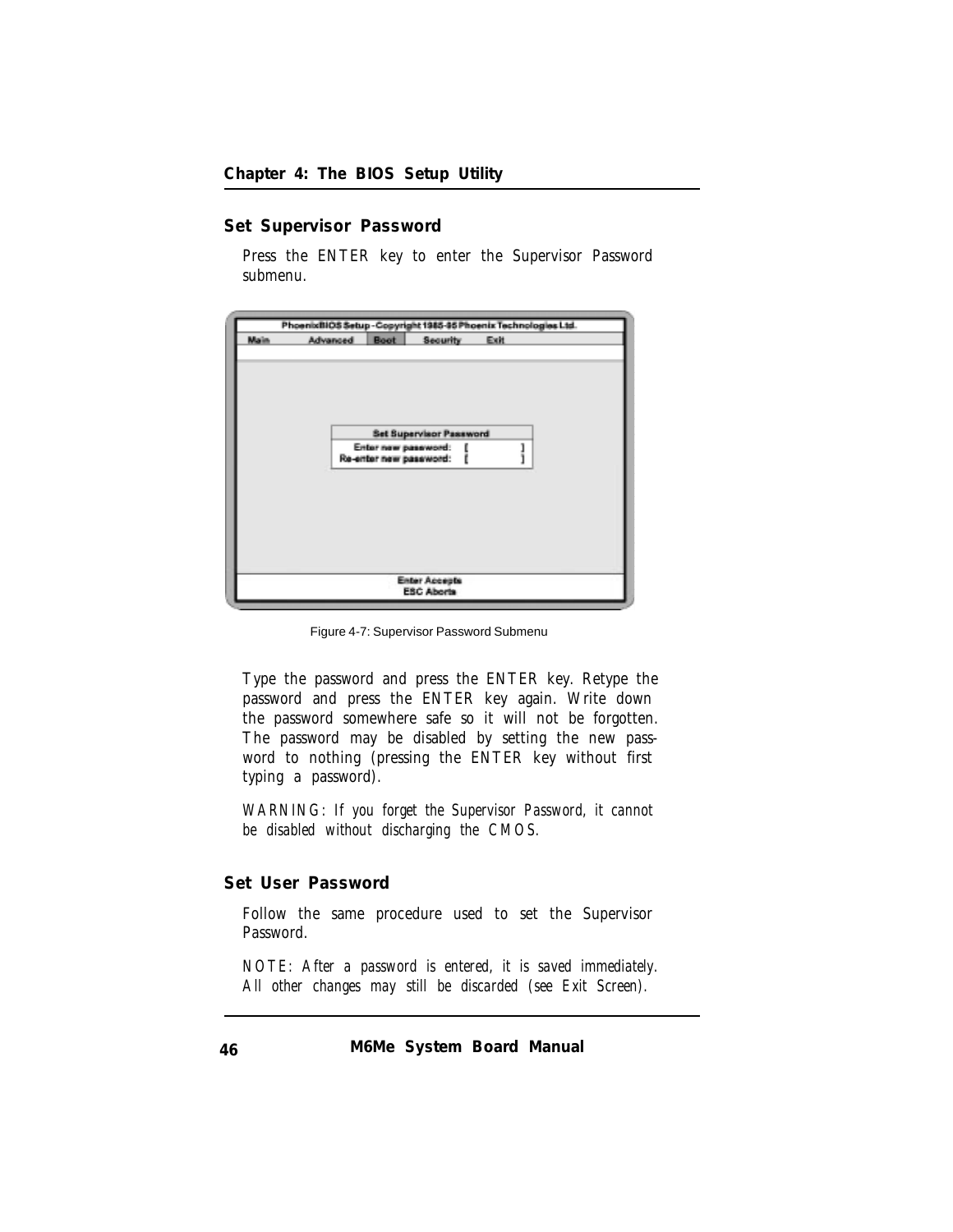## Set Supervisor Password

Press the ENTER key to enter the Supervisor Password submenu.

Figure 4-7: Supervisor Password Submenu

Type the password and press the ENTER key. Retype the password and press the ENTER key again. Write down the password somewhere safe so it will not be forgotten. The password may be disabled by setting the new password to nothing (pressing the ENTER key without first typing a password).

*WARNING: If you forget the Supervisor Password, it cannot be disabled without discharging the CMOS.*

## Set User Password

Follow the same procedure used to set the Supervisor Password.

*NOTE: After a password is entered, it is saved immediately. All other changes may still be discarded (see Exit Screen).*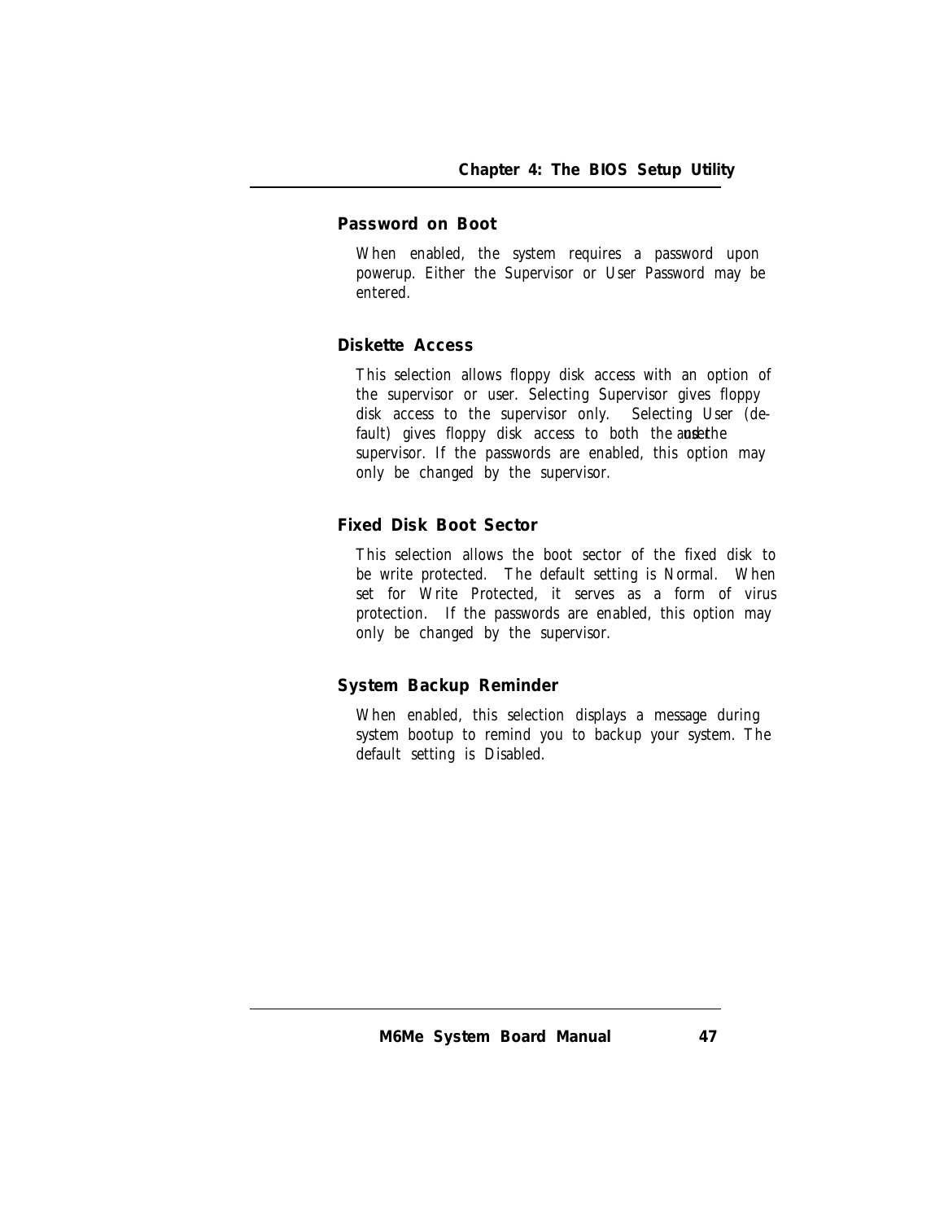### Password on Boot

When enabled, the system requires a password upon powerup. Either the Supervisor or User Password may be entered.

### Diskette Access

This selection allows floppy disk access with an option of the supervisor or user. Selecting Supervisor gives floppy disk access to the supervisor only. Selecting User (default) gives floppy disk access to both the user and the supervisor. If the passwords are enabled, this option may only be changed by the supervisor.

### Fixed Disk Boot Sector

This selection allows the boot sector of the fixed disk to be write protected. The default setting is Normal. When set for Write Protected, it serves as a form of virus protection. If the passwords are enabled, this option may only be changed by the supervisor.

### System Backup Reminder

When enabled, this selection displays a message during system bootup to remind you to backup your system. The default setting is Disabled.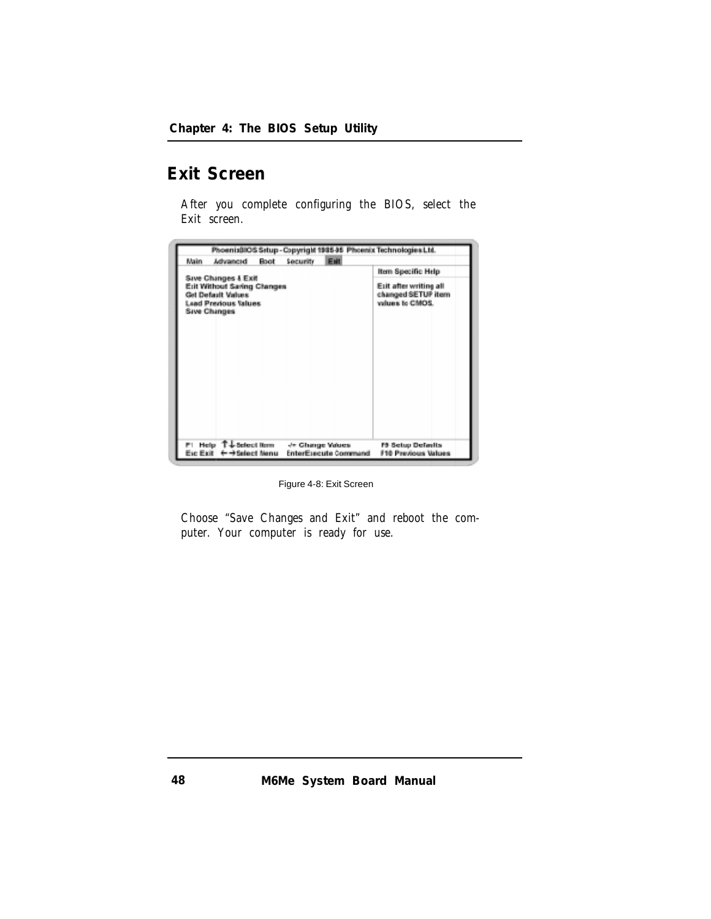## Exit Screen

After you complete configuring the BIOS, select the Exit screen.

```
PhoenixBIOS Setup - Copyright 1985-95  Phoenix Technologies Ltd.
Main   Advanced   Boot   Security   Exit
                                              Item Specific Help
Save Changes & Exit
Exit Without Saving Changes                   Exit after writing all
Get Default Values                            changed SETUP item
Load Previous Values                          values to CMOS.
Save Changes

F1  Help  ↑↓ Select Item    -/+ Change Values        F9 Setup Defaults
Esc Exit  ←→ Select Menu    Enter Execute Command    F10 Previous Values
```

Figure 4-8: Exit Screen

Choose "Save Changes and Exit" and reboot the computer. Your computer is ready for use.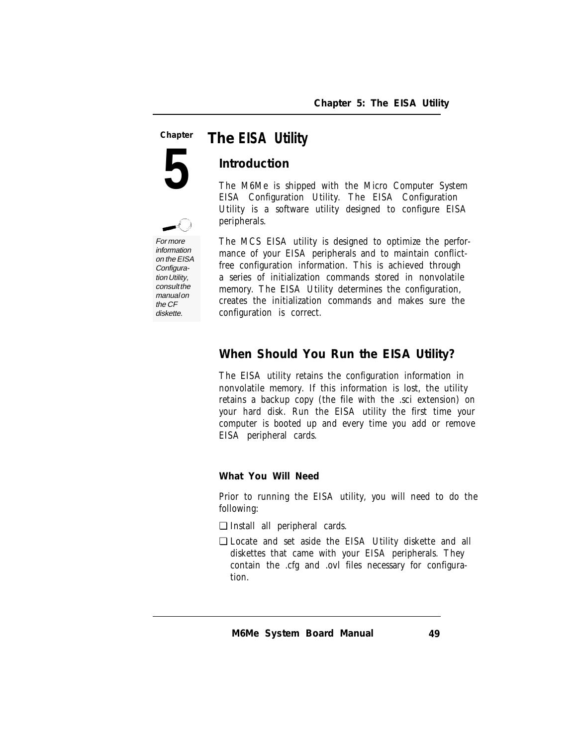# Chapter 5

## The EISA Utility

### Introduction

The M6Me is shipped with the Micro Computer System EISA Configuration Utility. The EISA Configuration Utility is a software utility designed to configure EISA peripherals.

*For more information on the EISA Configuration Utility, consult the manual on the CF diskette.*

The MCS EISA utility is designed to optimize the performance of your EISA peripherals and to maintain conflict-free configuration information. This is achieved through a series of initialization commands stored in nonvolatile memory. The EISA Utility determines the configuration, creates the initialization commands and makes sure the configuration is correct.

### When Should You Run the EISA Utility?

The EISA utility retains the configuration information in nonvolatile memory. If this information is lost, the utility retains a backup copy (the file with the .sci extension) on your hard disk. Run the EISA utility the first time your computer is booted up and every time you add or remove EISA peripheral cards.

#### What You Will Need

Prior to running the EISA utility, you will need to do the following:

- ❑ Install all peripheral cards.
- ❑ Locate and set aside the EISA Utility diskette and all diskettes that came with your EISA peripherals. They contain the .cfg and .ovl files necessary for configuration.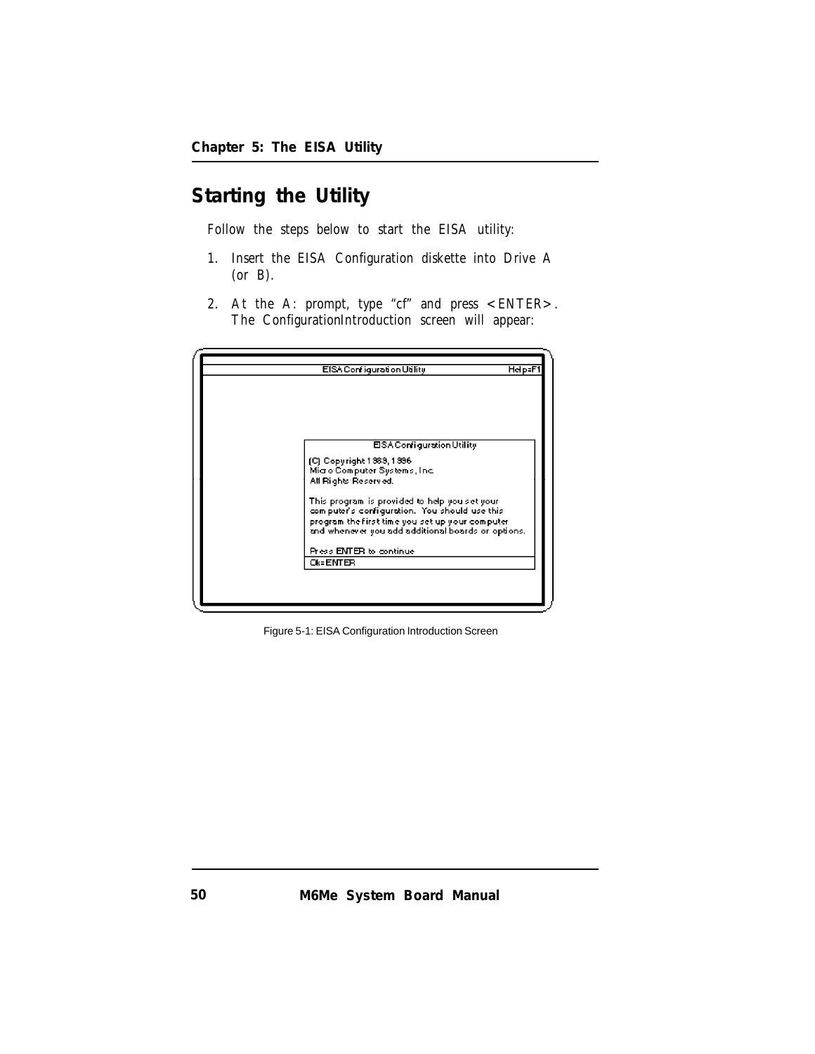## Starting the Utility

Follow the steps below to start the EISA utility:

1. Insert the EISA Configuration diskette into Drive A (or B).
2. At the A: prompt, type "cf" and press <ENTER>. The ConfigurationIntroduction screen will appear:

```
                    EISA Configuration Utility                    Help=F1

                              EISA Configuration Utility
                    (C) Copyright 1989, 1996
                    Micro Computer Systems, Inc.
                    All Rights Reserved.

                    This program is provided to help you set your
                    computer's configuration.  You should use this
                    program the first time you set up your computer
                    and whenever you add additional boards or options.

                    Press ENTER to continue
                    Ok=ENTER
```

Figure 5-1: EISA Configuration Introduction Screen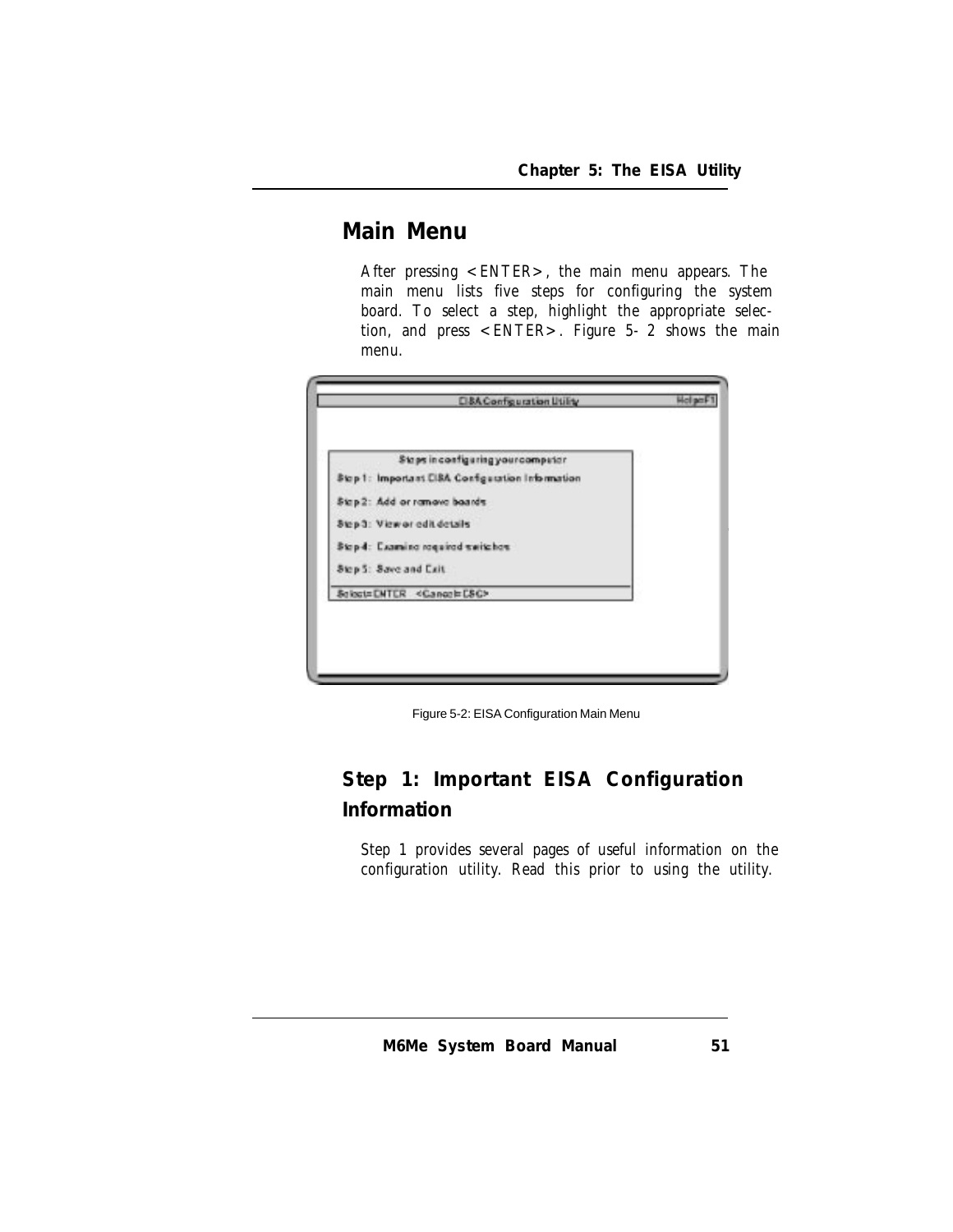## Main Menu

After pressing <ENTER>, the main menu appears. The main menu lists five steps for configuring the system board. To select a step, highlight the appropriate selection, and press <ENTER>. Figure 5-2 shows the main menu.

Figure 5-2: EISA Configuration Main Menu

### Step 1: Important EISA Configuration Information

Step 1 provides several pages of useful information on the configuration utility. Read this prior to using the utility.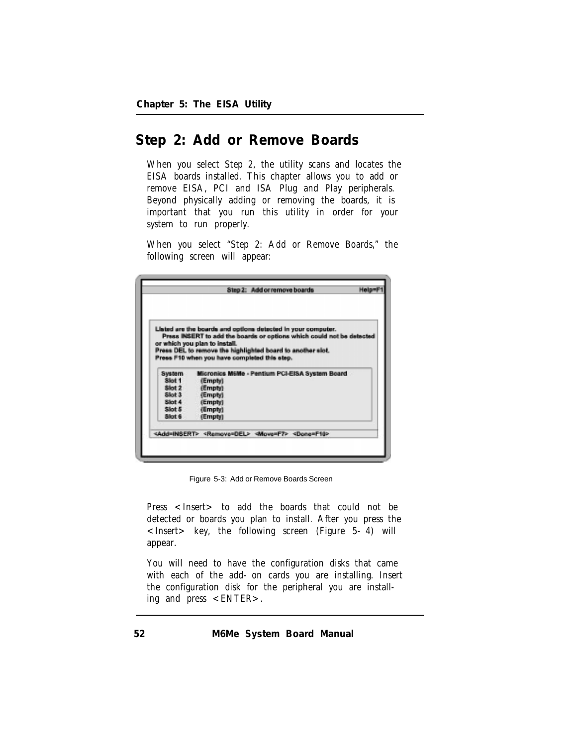## Step 2: Add or Remove Boards

When you select Step 2, the utility scans and locates the EISA boards installed. This chapter allows you to add or remove EISA, PCI and ISA Plug and Play peripherals. Beyond physically adding or removing the boards, it is important that you run this utility in order for your system to run properly.

When you select "Step 2: Add or Remove Boards," the following screen will appear:

```
                Step 2:  Add or remove boards                    Help=F1

 Listed are the boards and options detected in your computer.
   Press INSERT to add the boards or options which could not be detected
 or which you plan to install.
 Press DEL to remove the highlighted board to another slot.
 Press F10 when you have completed this step.

   System     Micronics M6Me - Pentium PCI-EISA System Board
     Slot 1       (Empty)
     Slot 2       (Empty)
     Slot 3       (Empty)
     Slot 4       (Empty)
     Slot 5       (Empty)
     Slot 6       (Empty)

 <Add=INSERT>  <Remove=DEL>  <Move=F7>  <Done=F10>
```

Figure 5-3: Add or Remove Boards Screen

Press <Insert> to add the boards that could not be detected or boards you plan to install. After you press the <Insert> key, the following screen (Figure 5-4) will appear.

You will need to have the configuration disks that came with each of the add-on cards you are installing. Insert the configuration disk for the peripheral you are installing and press <ENTER>.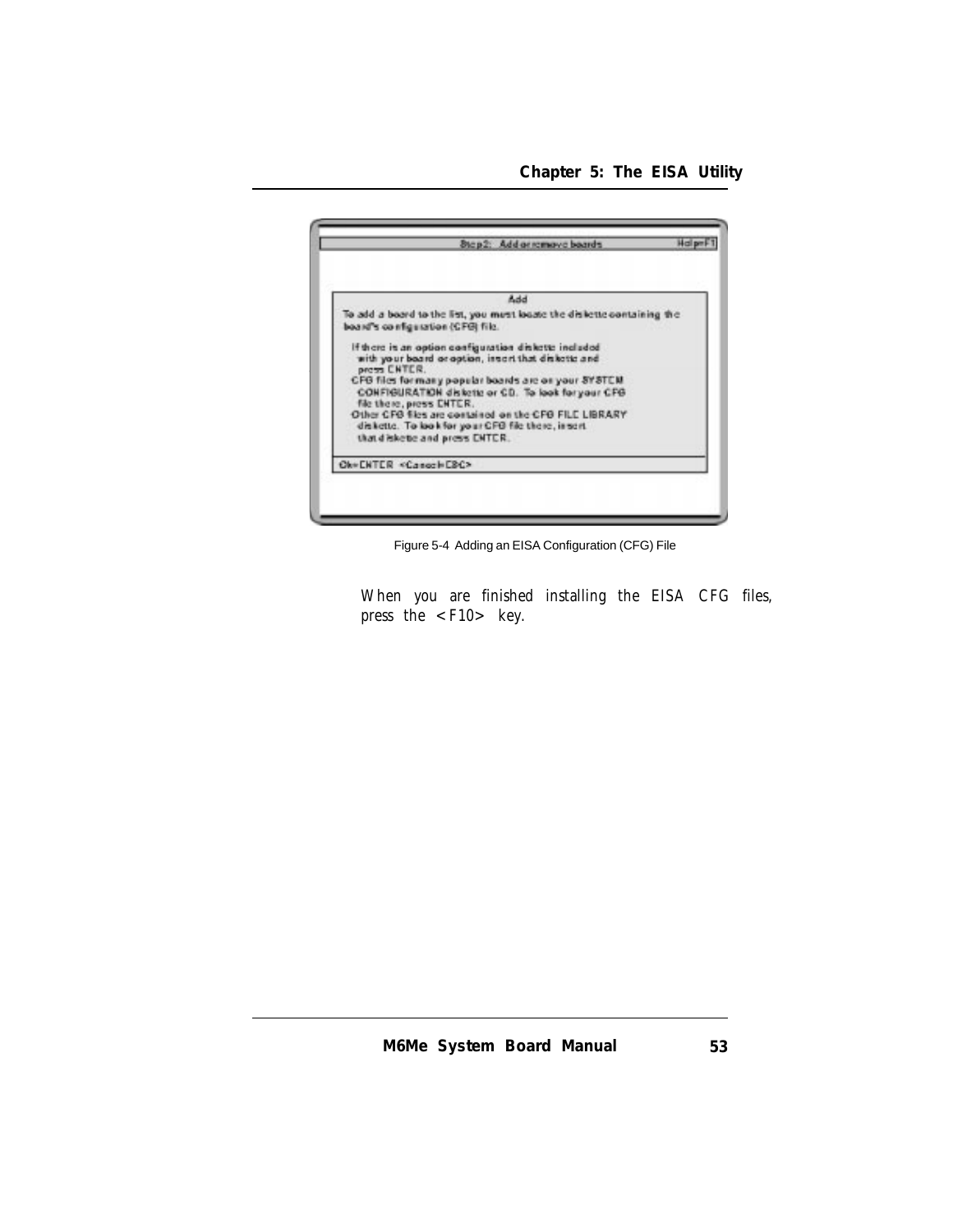Figure 5-4 Adding an EISA Configuration (CFG) File

When you are finished installing the EISA CFG files, press the <F10> key.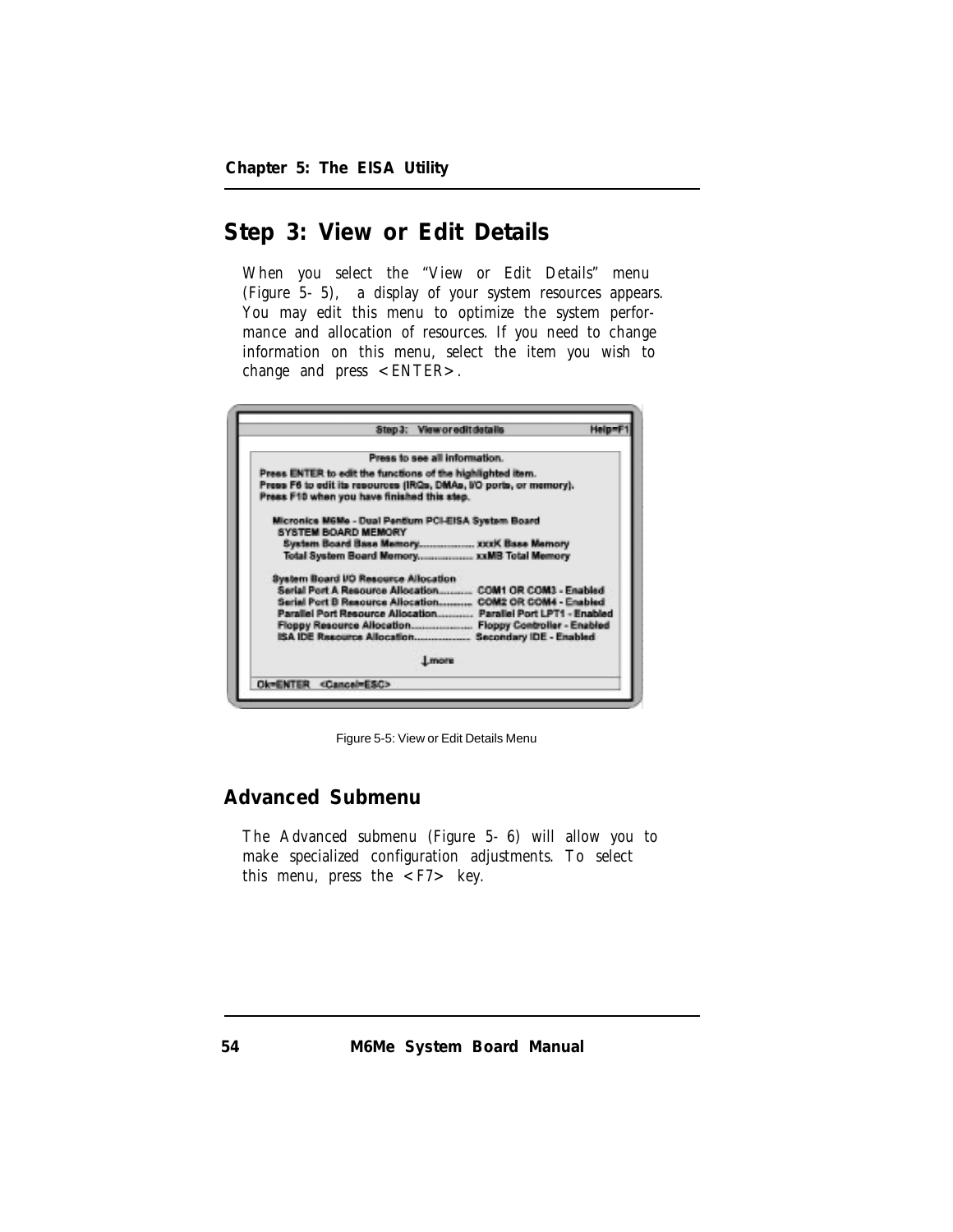## Step 3: View or Edit Details

When you select the "View or Edit Details" menu (Figure 5- 5), a display of your system resources appears. You may edit this menu to optimize the system performance and allocation of resources. If you need to change information on this menu, select the item you wish to change and press <ENTER>.

```
                    Step 3:   View or edit details                    Help=F1

                      Press to see all information.
Press ENTER to edit the functions of the highlighted item.
Press F6 to edit its resources (IRQs, DMAs, I/O ports, or memory).
Press F10 when you have finished this step.

  Micronics M6Me - Dual Pentium PCI-EISA System Board
   SYSTEM BOARD MEMORY
    System Board Base Memory.................. xxxK Base Memory
    Total System Board Memory................. xxMB Total Memory

  System Board I/O Resource Allocation
   Serial Port A Resource Allocation.......... COM1 OR COM3 - Enabled
   Serial Port B Resource Allocation.......... COM2 OR COM4 - Enabled
   Parallel Port Resource Allocation.......... Parallel Port LPT1 - Enabled
   Floppy Resource Allocation................. Floppy Controller - Enabled
   ISA IDE Resource Allocation................ Secondary IDE - Enabled

                              ↓more

Ok=ENTER  <Cancel=ESC>
```

Figure 5-5: View or Edit Details Menu

### Advanced Submenu

The Advanced submenu (Figure 5- 6) will allow you to make specialized configuration adjustments. To select this menu, press the <F7> key.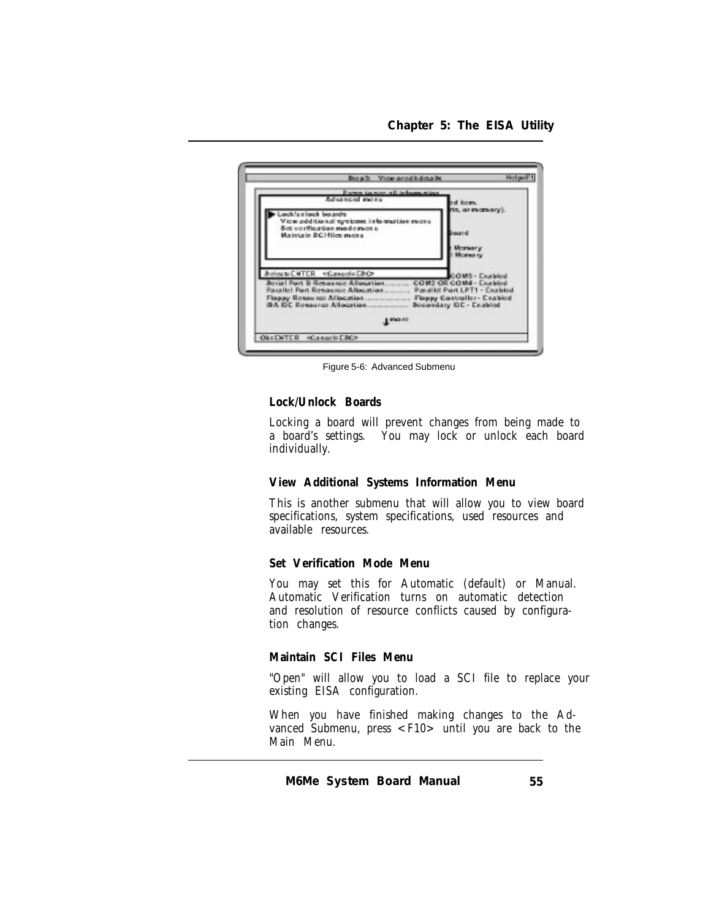Figure 5-6: Advanced Submenu

**Lock/Unlock Boards**

Locking a board will prevent changes from being made to a board's settings. You may lock or unlock each board individually.

**View Additional Systems Information Menu**

This is another submenu that will allow you to view board specifications, system specifications, used resources and available resources.

**Set Verification Mode Menu**

You may set this for Automatic (default) or Manual. Automatic Verification turns on automatic detection and resolution of resource conflicts caused by configuration changes.

**Maintain SCI Files Menu**

"Open" will allow you to load a SCI file to replace your existing EISA configuration.

When you have finished making changes to the Advanced Submenu, press <F10> until you are back to the Main Menu.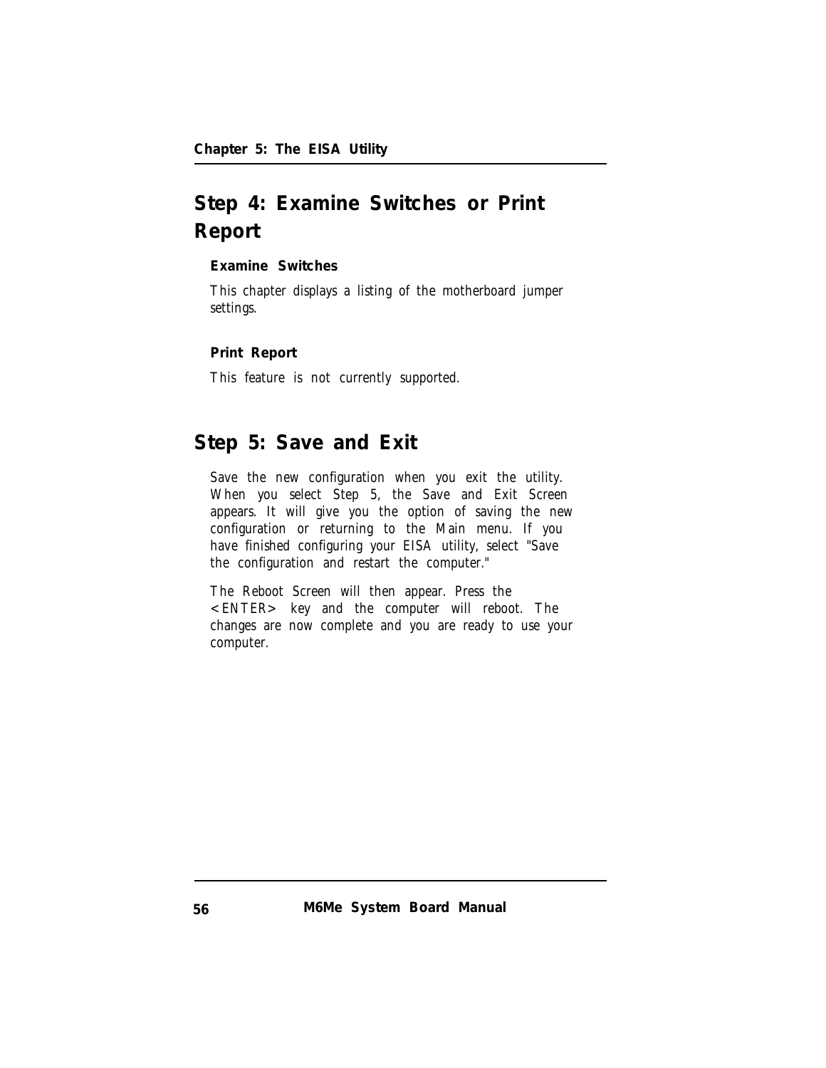## Step 4: Examine Switches or Print Report

### Examine Switches

This chapter displays a listing of the motherboard jumper settings.

### Print Report

This feature is not currently supported.

## Step 5: Save and Exit

Save the new configuration when you exit the utility. When you select Step 5, the Save and Exit Screen appears. It will give you the option of saving the new configuration or returning to the Main menu. If you have finished configuring your EISA utility, select "Save the configuration and restart the computer."

The Reboot Screen will then appear. Press the <ENTER> key and the computer will reboot. The changes are now complete and you are ready to use your computer.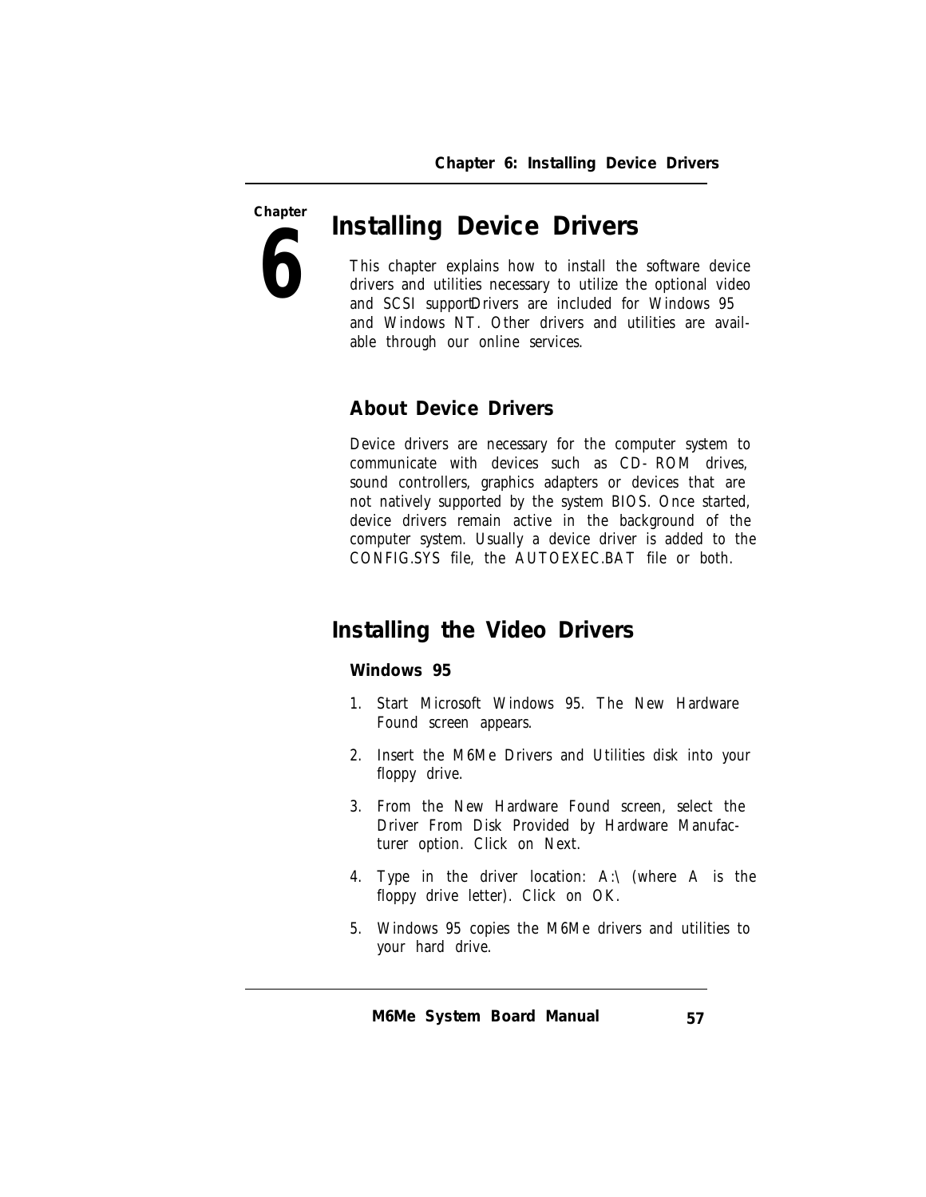Chapter

6

# Installing Device Drivers

This chapter explains how to install the software device drivers and utilities necessary to utilize the optional video and SCSI supportDrivers are included for Windows 95 and Windows NT. Other drivers and utilities are available through our online services.

### About Device Drivers

Device drivers are necessary for the computer system to communicate with devices such as CD- ROM drives, sound controllers, graphics adapters or devices that are not natively supported by the system BIOS. Once started, device drivers remain active in the background of the computer system. Usually a device driver is added to the CONFIG.SYS file, the AUTOEXEC.BAT file or both.

## Installing the Video Drivers

#### Windows 95

1. Start Microsoft Windows 95. The New Hardware Found screen appears.
2. Insert the M6Me Drivers and Utilities disk into your floppy drive.
3. From the New Hardware Found screen, select the Driver From Disk Provided by Hardware Manufacturer option. Click on Next.
4. Type in the driver location: A:\ (where A is the floppy drive letter). Click on OK.
5. Windows 95 copies the M6Me drivers and utilities to your hard drive.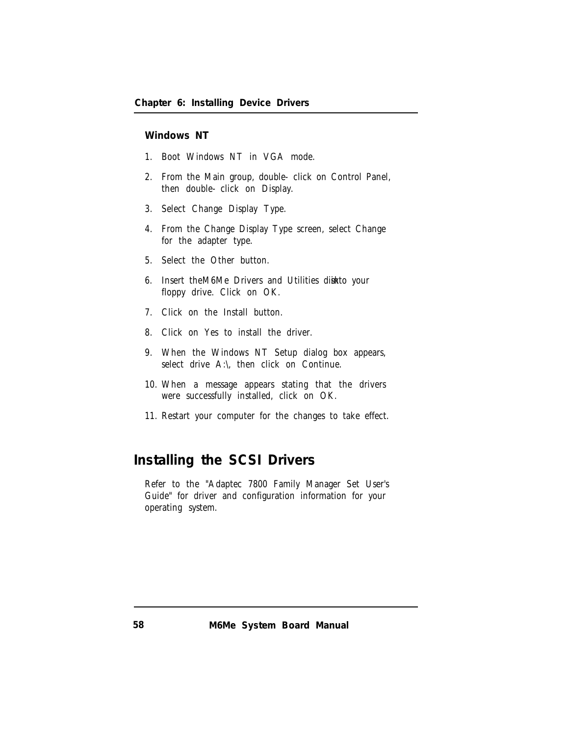### Windows NT

1. Boot Windows NT in VGA mode.
2. From the Main group, double-click on Control Panel, then double-click on Display.
3. Select Change Display Type.
4. From the Change Display Type screen, select Change for the adapter type.
5. Select the Other button.
6. Insert the M6Me Drivers and Utilities disk into your floppy drive. Click on OK.
7. Click on the Install button.
8. Click on Yes to install the driver.
9. When the Windows NT Setup dialog box appears, select drive A:\, then click on Continue.
10. When a message appears stating that the drivers were successfully installed, click on OK.
11. Restart your computer for the changes to take effect.

## Installing the SCSI Drivers

Refer to the "Adaptec 7800 Family Manager Set User's Guide" for driver and configuration information for your operating system.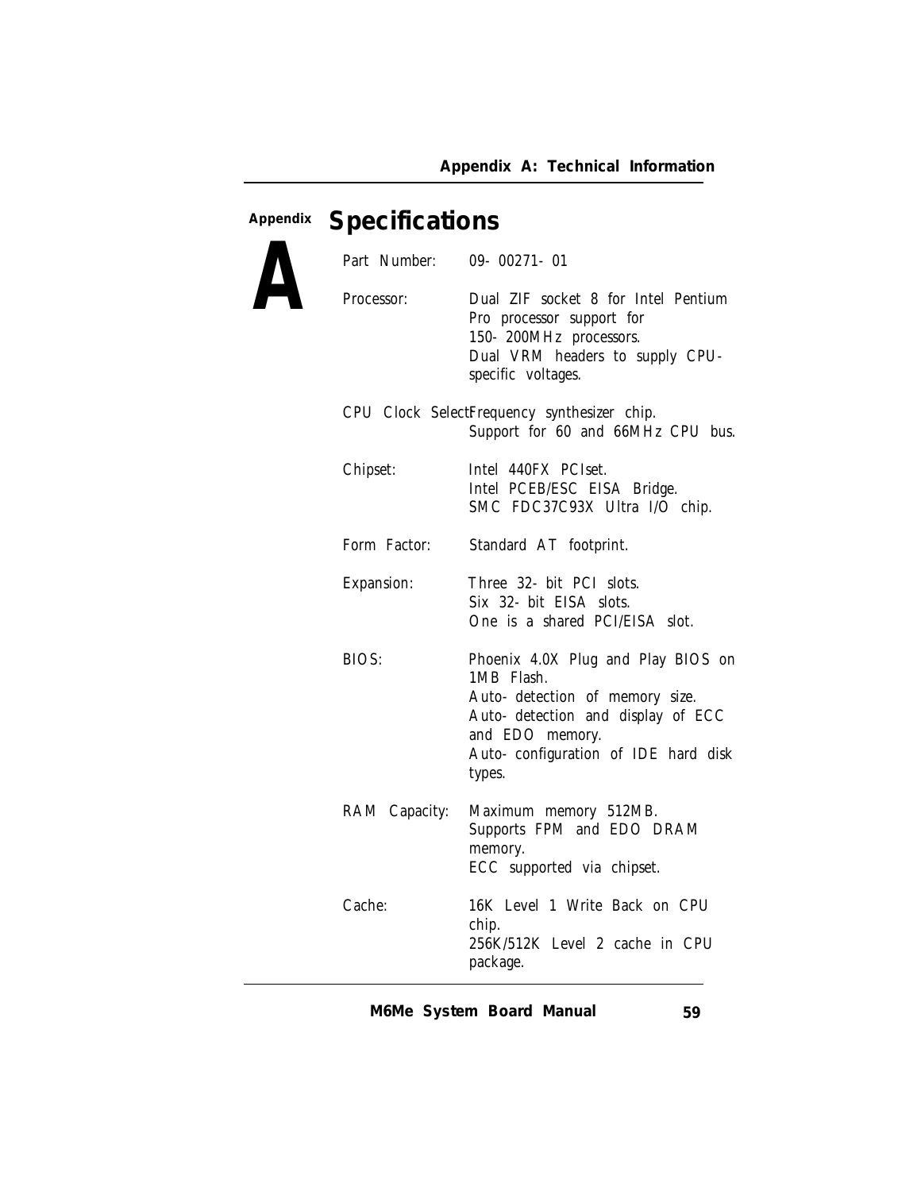# Appendix A

## Specifications

| | |
|---|---|
| Part Number: | 09-00271-01 |
| Processor: | Dual ZIF socket 8 for Intel Pentium Pro processor support for 150-200MHz processors.<br>Dual VRM headers to supply CPU-specific voltages. |
| CPU Clock Select: | Frequency synthesizer chip.<br>Support for 60 and 66MHz CPU bus. |
| Chipset: | Intel 440FX PCIset.<br>Intel PCEB/ESC EISA Bridge.<br>SMC FDC37C93X Ultra I/O chip. |
| Form Factor: | Standard AT footprint. |
| Expansion: | Three 32-bit PCI slots.<br>Six 32-bit EISA slots.<br>One is a shared PCI/EISA slot. |
| BIOS: | Phoenix 4.0X Plug and Play BIOS on 1MB Flash.<br>Auto-detection of memory size.<br>Auto-detection and display of ECC and EDO memory.<br>Auto-configuration of IDE hard disk types. |
| RAM Capacity: | Maximum memory 512MB.<br>Supports FPM and EDO DRAM memory.<br>ECC supported via chipset. |
| Cache: | 16K Level 1 Write Back on CPU chip.<br>256K/512K Level 2 cache in CPU package. |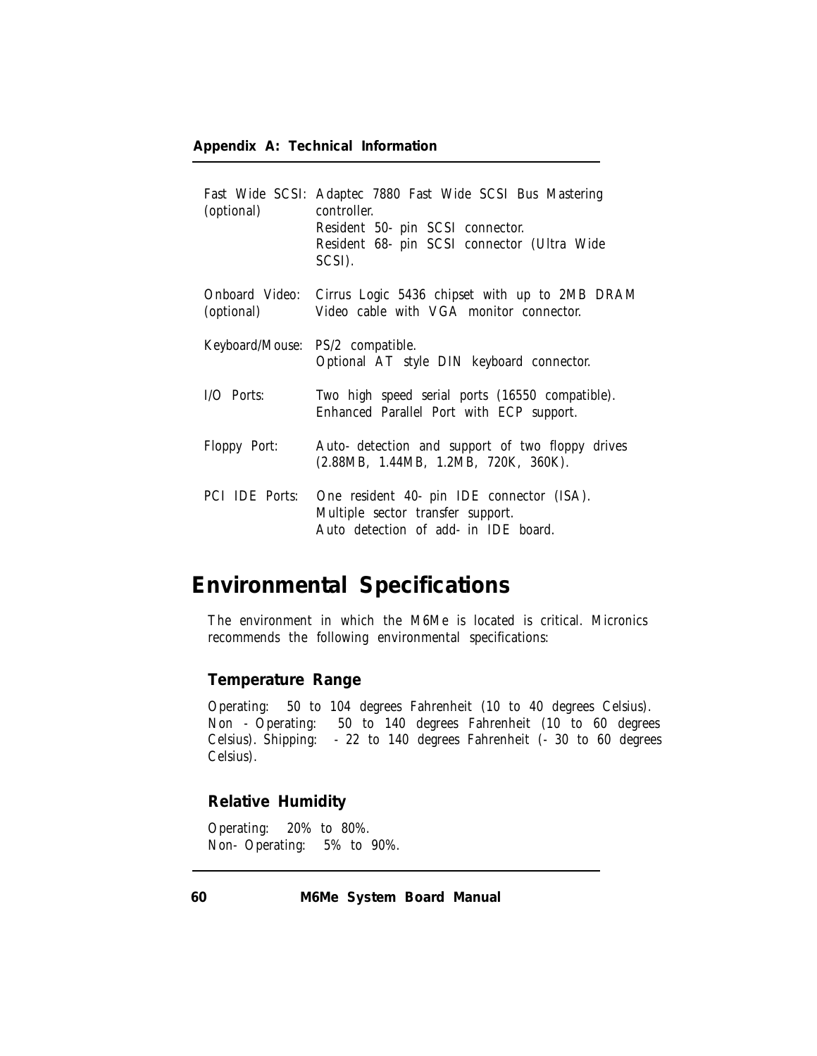| | |
|---|---|
| Fast Wide SCSI: (optional) | Adaptec 7880 Fast Wide SCSI Bus Mastering controller.<br>Resident 50-pin SCSI connector.<br>Resident 68-pin SCSI connector (Ultra Wide SCSI). |
| Onboard Video: (optional) | Cirrus Logic 5436 chipset with up to 2MB DRAM<br>Video cable with VGA monitor connector. |
| Keyboard/Mouse: | PS/2 compatible.<br>Optional AT style DIN keyboard connector. |
| I/O Ports: | Two high speed serial ports (16550 compatible).<br>Enhanced Parallel Port with ECP support. |
| Floppy Port: | Auto-detection and support of two floppy drives (2.88MB, 1.44MB, 1.2MB, 720K, 360K). |
| PCI IDE Ports: | One resident 40-pin IDE connector (ISA).<br>Multiple sector transfer support.<br>Auto detection of add-in IDE board. |

# Environmental Specifications

The environment in which the M6Me is located is critical. Micronics recommends the following environmental specifications:

## Temperature Range

Operating: 50 to 104 degrees Fahrenheit (10 to 40 degrees Celsius). Non-Operating: 50 to 140 degrees Fahrenheit (10 to 60 degrees Celsius). Shipping: -22 to 140 degrees Fahrenheit (-30 to 60 degrees Celsius).

## Relative Humidity

Operating: 20% to 80%.
Non-Operating: 5% to 90%.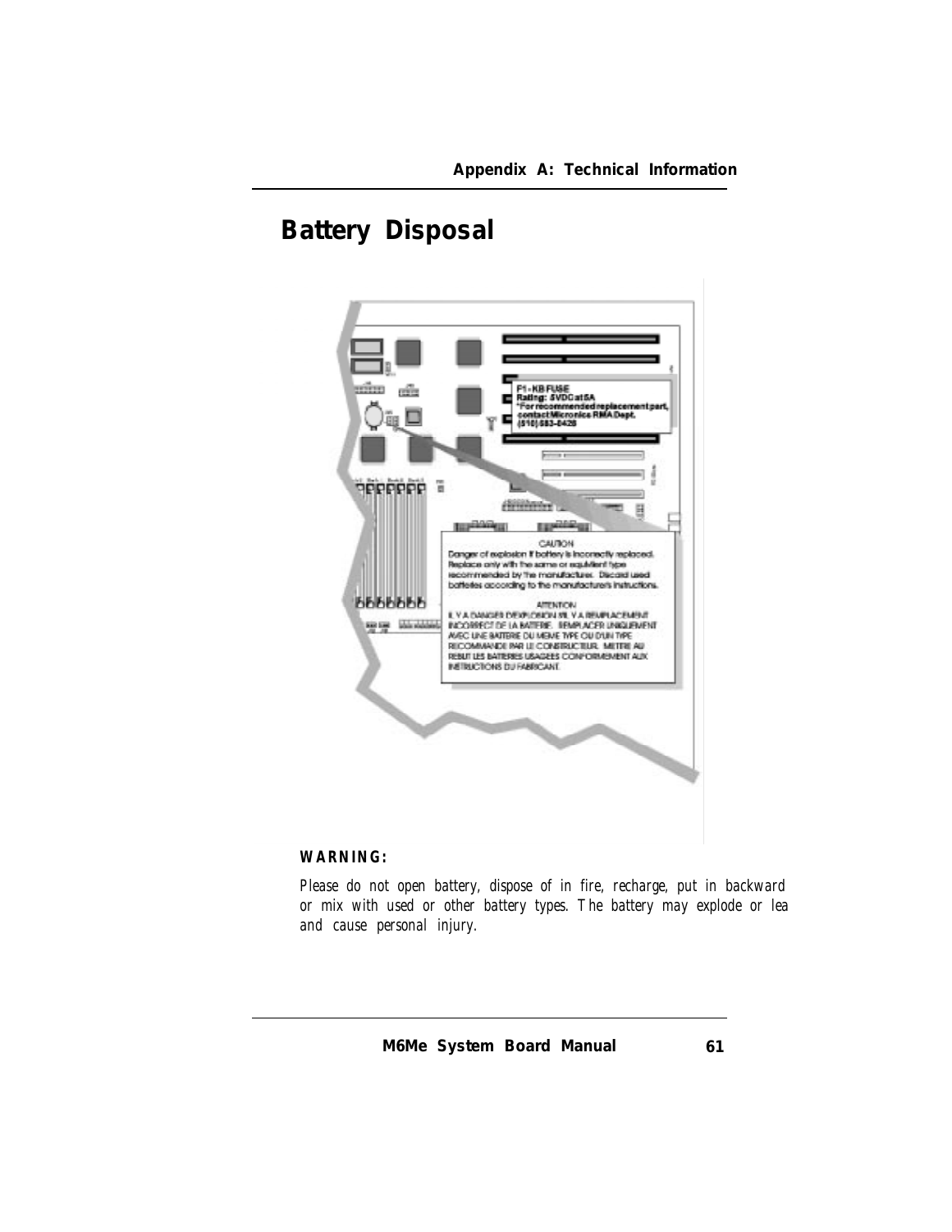# Battery Disposal

**WARNING:**

*Please do not open battery, dispose of in fire, recharge, put in backward or mix with used or other battery types. The battery may explode or lea and cause personal injury.*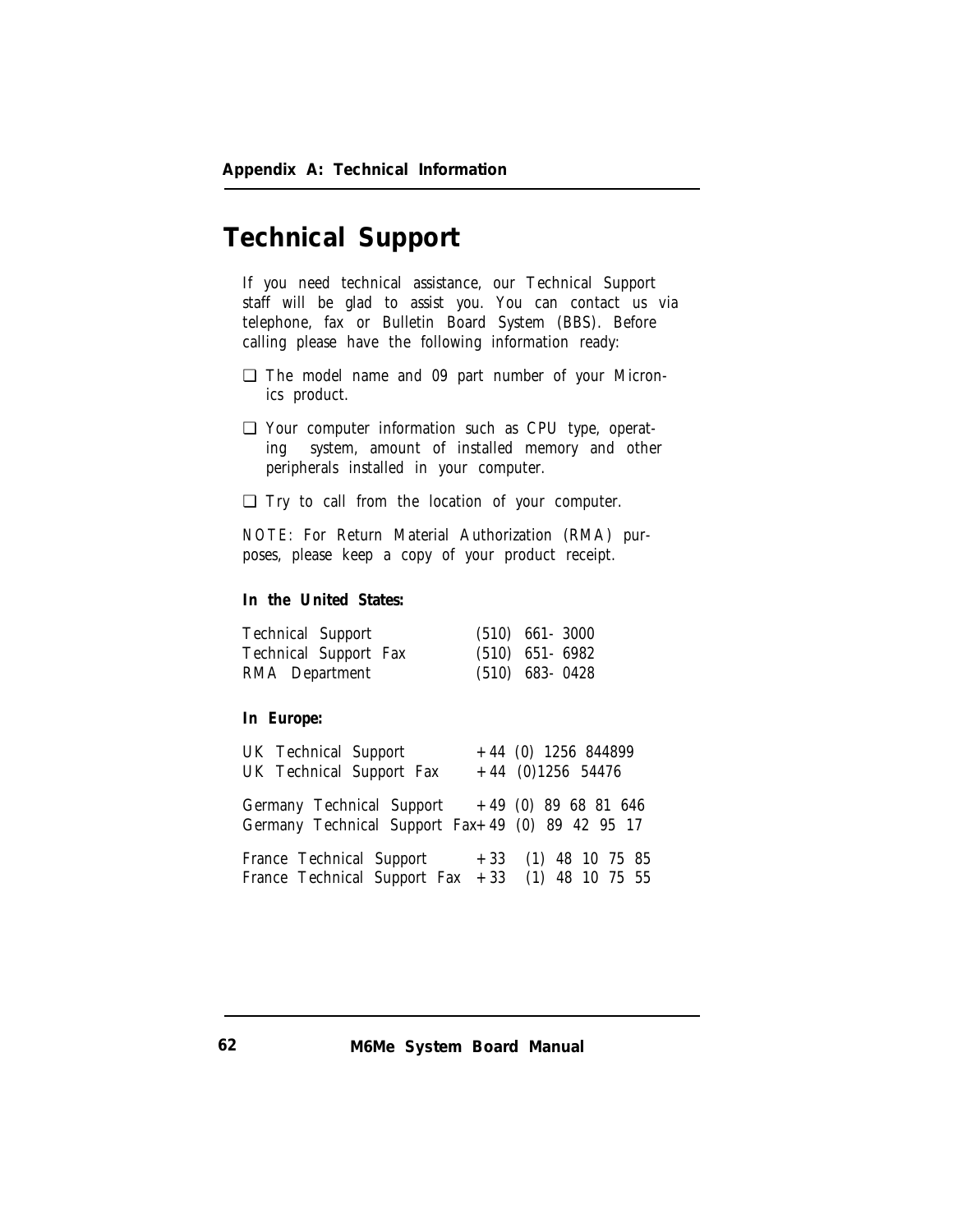# Technical Support

If you need technical assistance, our Technical Support staff will be glad to assist you. You can contact us via telephone, fax or Bulletin Board System (BBS). Before calling please have the following information ready:

❑ The model name and 09 part number of your Micronics product.

❑ Your computer information such as CPU type, operating system, amount of installed memory and other peripherals installed in your computer.

❑ Try to call from the location of your computer.

NOTE: For Return Material Authorization (RMA) purposes, please keep a copy of your product receipt.

**In the United States:**

| | |
|---|---|
| Technical Support | (510) 661-3000 |
| Technical Support Fax | (510) 651-6982 |
| RMA Department | (510) 683-0428 |

**In Europe:**

| | |
|---|---|
| UK Technical Support | +44 (0) 1256 844899 |
| UK Technical Support Fax | +44 (0)1256 54476 |
| Germany Technical Support | +49 (0) 89 68 81 646 |
| Germany Technical Support Fax | +49 (0) 89 42 95 17 |
| France Technical Support | +33 (1) 48 10 75 85 |
| France Technical Support Fax | +33 (1) 48 10 75 55 |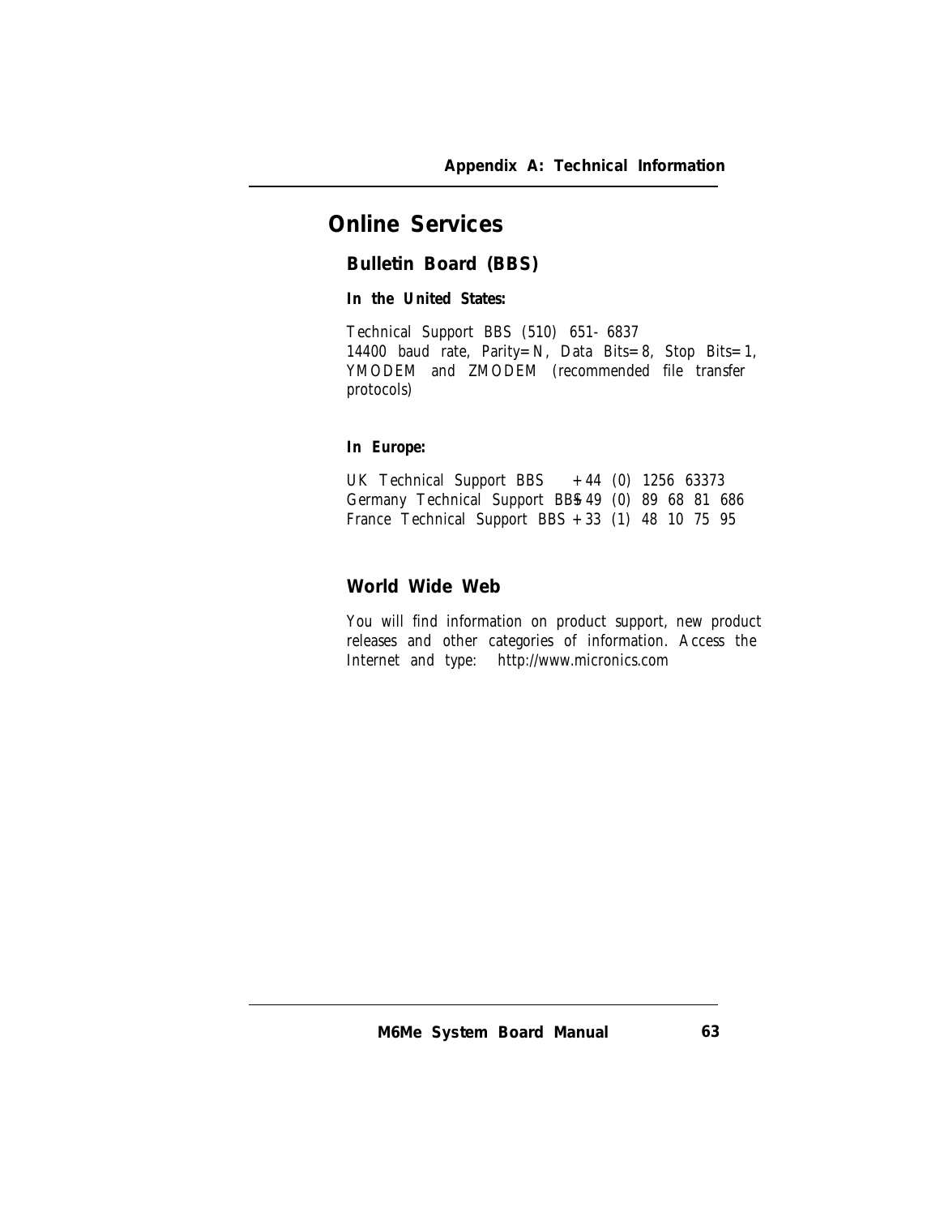# Online Services

## Bulletin Board (BBS)

**In the United States:**

Technical Support BBS (510) 651-6837
14400 baud rate, Parity=N, Data Bits=8, Stop Bits=1, YMODEM and ZMODEM (recommended file transfer protocols)

**In Europe:**

UK Technical Support BBS +44 (0) 1256 63373
Germany Technical Support BBS +49 (0) 89 68 81 686
France Technical Support BBS +33 (1) 48 10 75 95

## World Wide Web

You will find information on product support, new product releases and other categories of information. Access the Internet and type: http://www.micronics.com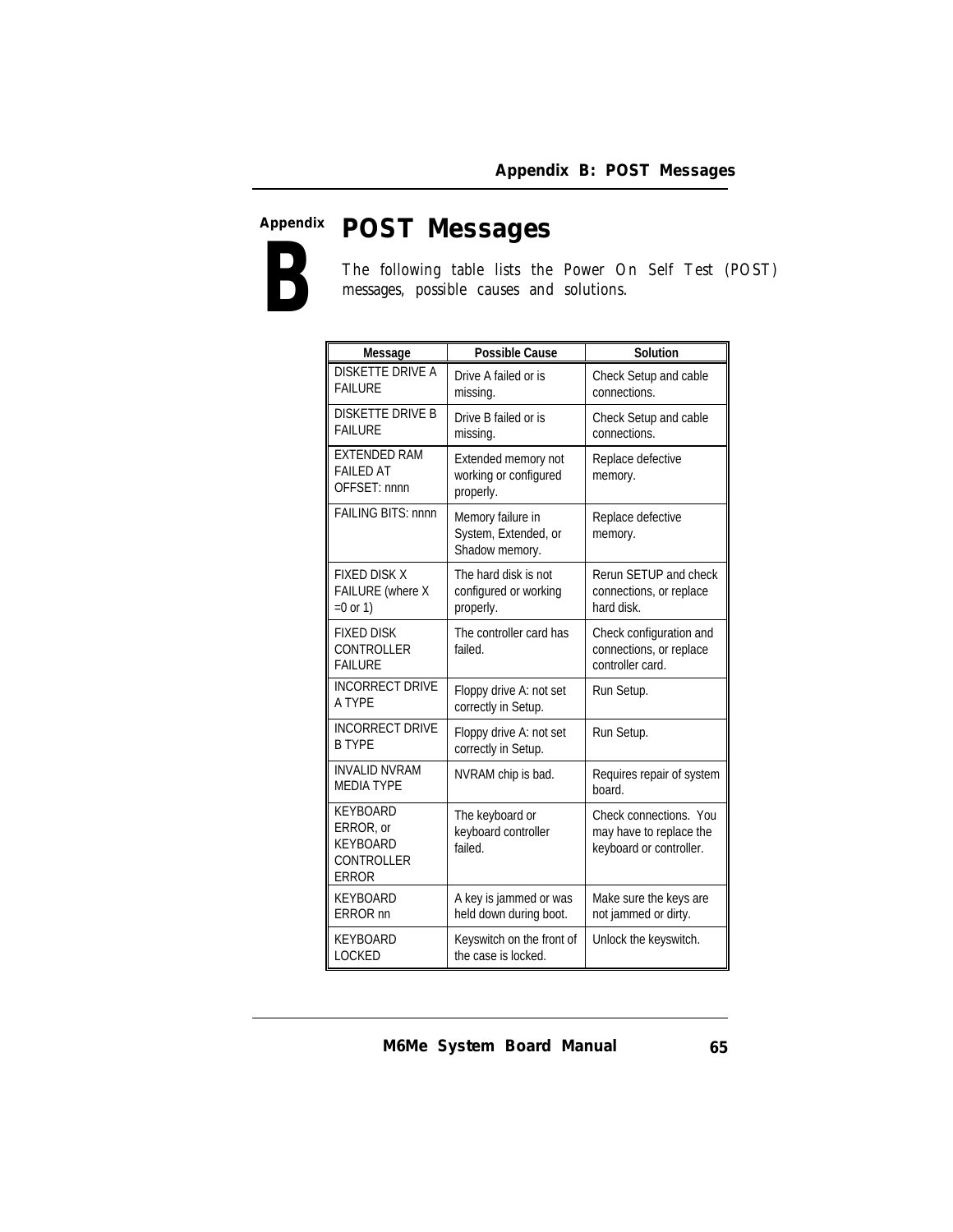# Appendix B: POST Messages

The following table lists the Power On Self Test (POST) messages, possible causes and solutions.

| Message | Possible Cause | Solution |
|---|---|---|
| DISKETTE DRIVE A FAILURE | Drive A failed or is missing. | Check Setup and cable connections. |
| DISKETTE DRIVE B FAILURE | Drive B failed or is missing. | Check Setup and cable connections. |
| EXTENDED RAM FAILED AT OFFSET: nnnn | Extended memory not working or configured properly. | Replace defective memory. |
| FAILING BITS: nnnn | Memory failure in System, Extended, or Shadow memory. | Replace defective memory. |
| FIXED DISK X FAILURE (where X =0 or 1) | The hard disk is not configured or working properly. | Rerun SETUP and check connections, or replace hard disk. |
| FIXED DISK CONTROLLER FAILURE | The controller card has failed. | Check configuration and connections, or replace controller card. |
| INCORRECT DRIVE A TYPE | Floppy drive A: not set correctly in Setup. | Run Setup. |
| INCORRECT DRIVE B TYPE | Floppy drive A: not set correctly in Setup. | Run Setup. |
| INVALID NVRAM MEDIA TYPE | NVRAM chip is bad. | Requires repair of system board. |
| KEYBOARD ERROR, or KEYBOARD CONTROLLER ERROR | The keyboard or keyboard controller failed. | Check connections. You may have to replace the keyboard or controller. |
| KEYBOARD ERROR nn | A key is jammed or was held down during boot. | Make sure the keys are not jammed or dirty. |
| KEYBOARD LOCKED | Keyswitch on the front of the case is locked. | Unlock the keyswitch. |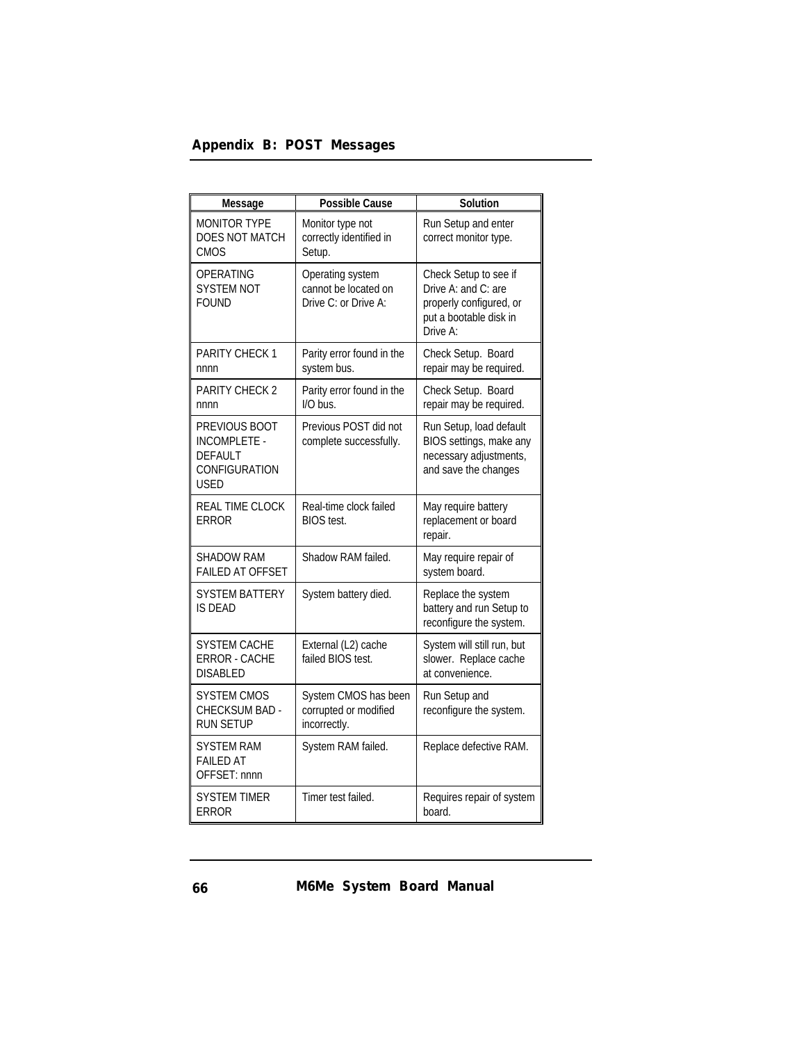| Message | Possible Cause | Solution |
|---|---|---|
| MONITOR TYPE DOES NOT MATCH CMOS | Monitor type not correctly identified in Setup. | Run Setup and enter correct monitor type. |
| OPERATING SYSTEM NOT FOUND | Operating system cannot be located on Drive C: or Drive A: | Check Setup to see if Drive A: and C: are properly configured, or put a bootable disk in Drive A: |
| PARITY CHECK 1 nnnn | Parity error found in the system bus. | Check Setup. Board repair may be required. |
| PARITY CHECK 2 nnnn | Parity error found in the I/O bus. | Check Setup. Board repair may be required. |
| PREVIOUS BOOT INCOMPLETE - DEFAULT CONFIGURATION USED | Previous POST did not complete successfully. | Run Setup, load default BIOS settings, make any necessary adjustments, and save the changes |
| REAL TIME CLOCK ERROR | Real-time clock failed BIOS test. | May require battery replacement or board repair. |
| SHADOW RAM FAILED AT OFFSET | Shadow RAM failed. | May require repair of system board. |
| SYSTEM BATTERY IS DEAD | System battery died. | Replace the system battery and run Setup to reconfigure the system. |
| SYSTEM CACHE ERROR - CACHE DISABLED | External (L2) cache failed BIOS test. | System will still run, but slower. Replace cache at convenience. |
| SYSTEM CMOS CHECKSUM BAD - RUN SETUP | System CMOS has been corrupted or modified incorrectly. | Run Setup and reconfigure the system. |
| SYSTEM RAM FAILED AT OFFSET: nnnn | System RAM failed. | Replace defective RAM. |
| SYSTEM TIMER ERROR | Timer test failed. | Requires repair of system board. |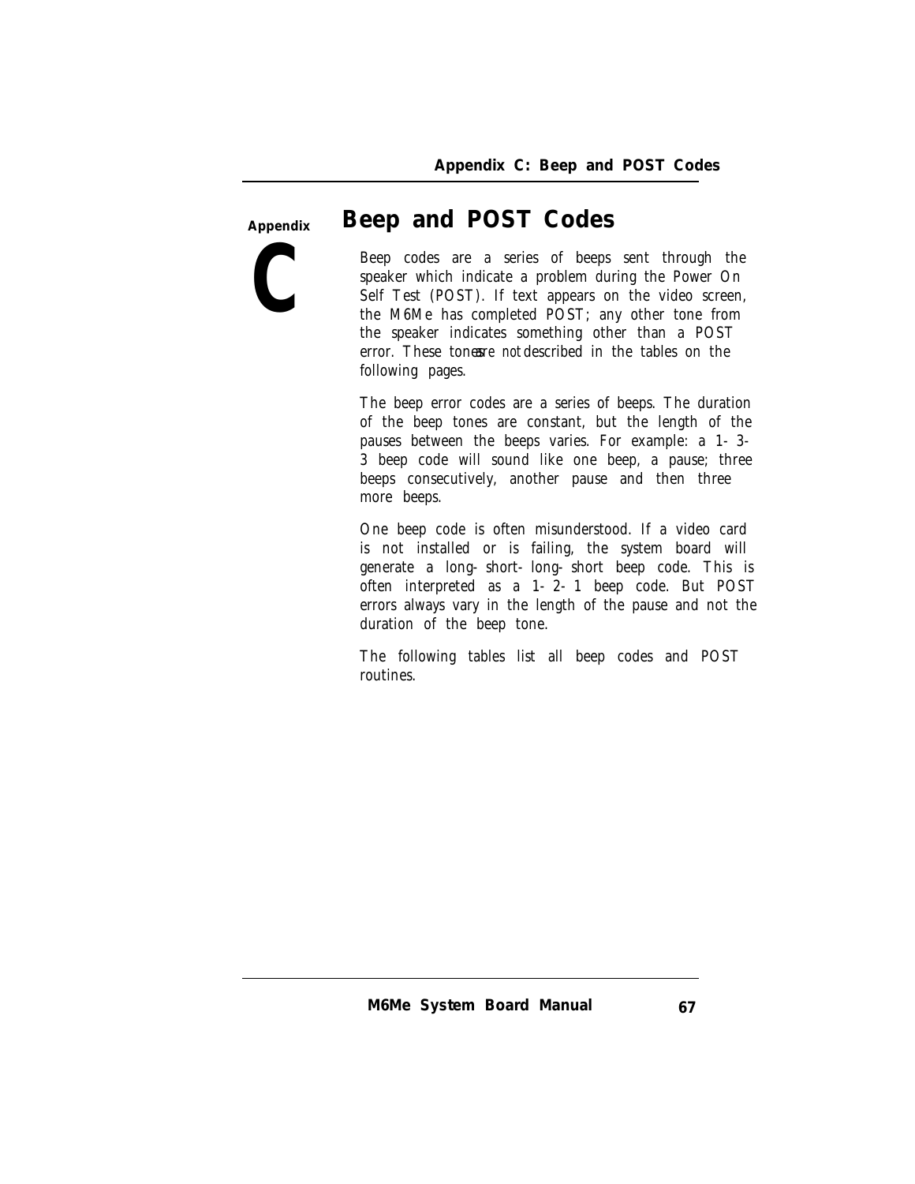# Appendix C

## Beep and POST Codes

Beep codes are a series of beeps sent through the speaker which indicate a problem during the Power On Self Test (POST). If text appears on the video screen, the M6Me has completed POST; any other tone from the speaker indicates something other than a POST error. These tones *are not* described in the tables on the following pages.

The beep error codes are a series of beeps. The duration of the beep tones are constant, but the length of the pauses between the beeps varies. For example: a 1-3-3 beep code will sound like one beep, a pause; three beeps consecutively, another pause and then three more beeps.

One beep code is often misunderstood. If a video card is not installed or is failing, the system board will generate a long-short-long-short beep code. This is often interpreted as a 1-2-1 beep code. But POST errors always vary in the length of the pause and not the duration of the beep tone.

The following tables list all beep codes and POST routines.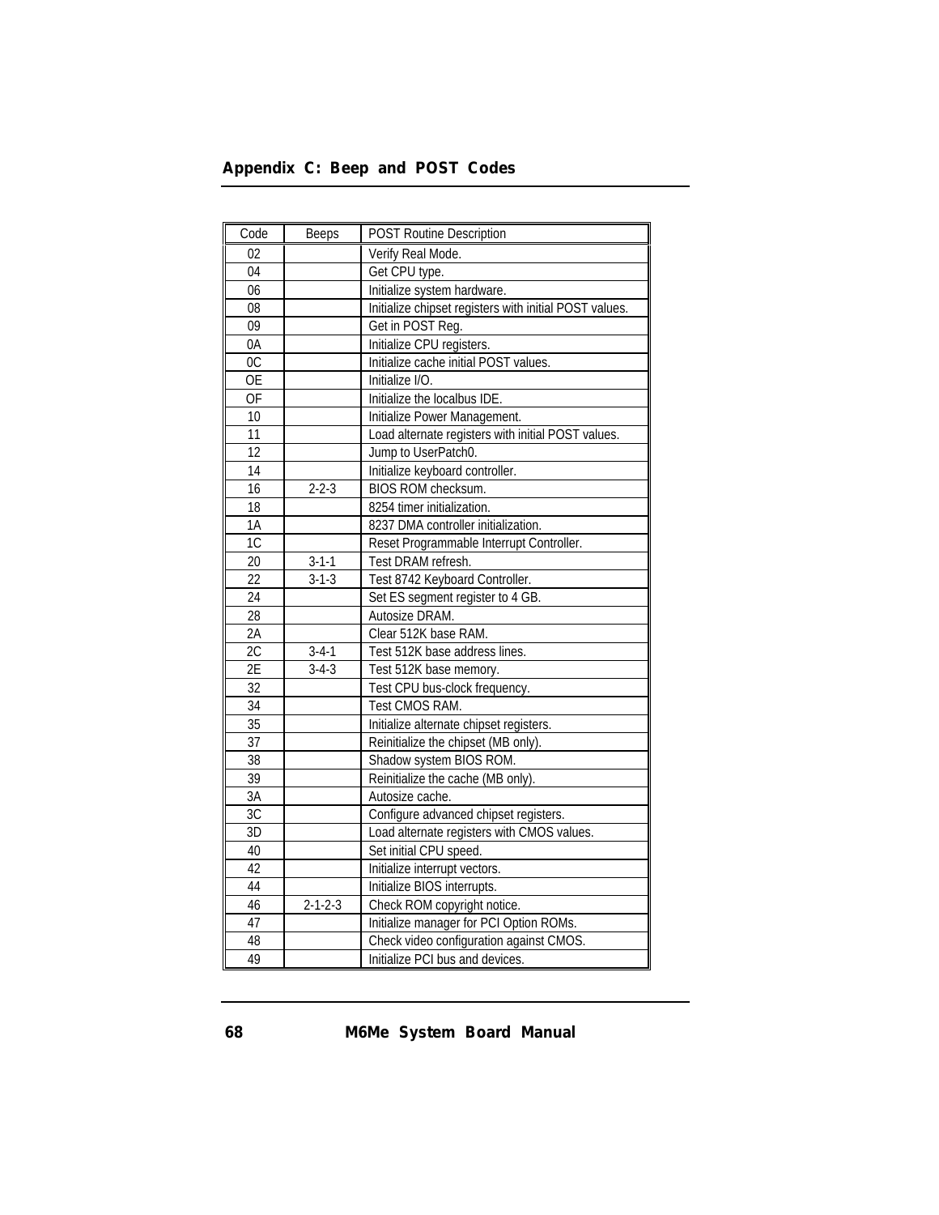| Code | Beeps | POST Routine Description |
|---|---|---|
| 02 | | Verify Real Mode. |
| 04 | | Get CPU type. |
| 06 | | Initialize system hardware. |
| 08 | | Initialize chipset registers with initial POST values. |
| 09 | | Get in POST Reg. |
| 0A | | Initialize CPU registers. |
| 0C | | Initialize cache initial POST values. |
| OE | | Initialize I/O. |
| OF | | Initialize the localbus IDE. |
| 10 | | Initialize Power Management. |
| 11 | | Load alternate registers with initial POST values. |
| 12 | | Jump to UserPatch0. |
| 14 | | Initialize keyboard controller. |
| 16 | 2-2-3 | BIOS ROM checksum. |
| 18 | | 8254 timer initialization. |
| 1A | | 8237 DMA controller initialization. |
| 1C | | Reset Programmable Interrupt Controller. |
| 20 | 3-1-1 | Test DRAM refresh. |
| 22 | 3-1-3 | Test 8742 Keyboard Controller. |
| 24 | | Set ES segment register to 4 GB. |
| 28 | | Autosize DRAM. |
| 2A | | Clear 512K base RAM. |
| 2C | 3-4-1 | Test 512K base address lines. |
| 2E | 3-4-3 | Test 512K base memory. |
| 32 | | Test CPU bus-clock frequency. |
| 34 | | Test CMOS RAM. |
| 35 | | Initialize alternate chipset registers. |
| 37 | | Reinitialize the chipset (MB only). |
| 38 | | Shadow system BIOS ROM. |
| 39 | | Reinitialize the cache (MB only). |
| 3A | | Autosize cache. |
| 3C | | Configure advanced chipset registers. |
| 3D | | Load alternate registers with CMOS values. |
| 40 | | Set initial CPU speed. |
| 42 | | Initialize interrupt vectors. |
| 44 | | Initialize BIOS interrupts. |
| 46 | 2-1-2-3 | Check ROM copyright notice. |
| 47 | | Initialize manager for PCI Option ROMs. |
| 48 | | Check video configuration against CMOS. |
| 49 | | Initialize PCI bus and devices. |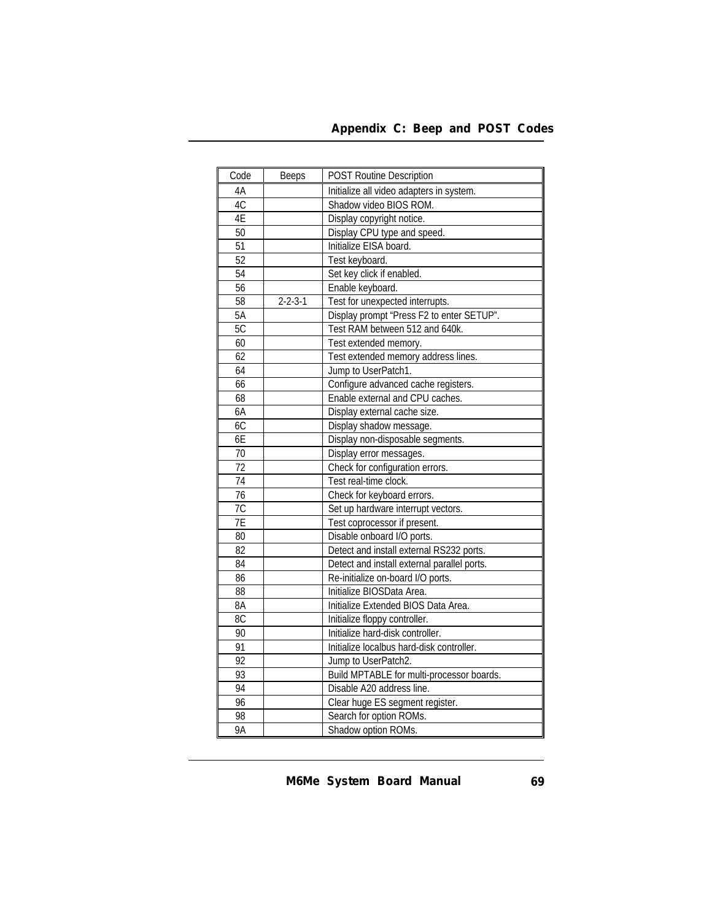| Code | Beeps | POST Routine Description |
|---|---|---|
| 4A | | Initialize all video adapters in system. |
| 4C | | Shadow video BIOS ROM. |
| 4E | | Display copyright notice. |
| 50 | | Display CPU type and speed. |
| 51 | | Initialize EISA board. |
| 52 | | Test keyboard. |
| 54 | | Set key click if enabled. |
| 56 | | Enable keyboard. |
| 58 | 2-2-3-1 | Test for unexpected interrupts. |
| 5A | | Display prompt "Press F2 to enter SETUP". |
| 5C | | Test RAM between 512 and 640k. |
| 60 | | Test extended memory. |
| 62 | | Test extended memory address lines. |
| 64 | | Jump to UserPatch1. |
| 66 | | Configure advanced cache registers. |
| 68 | | Enable external and CPU caches. |
| 6A | | Display external cache size. |
| 6C | | Display shadow message. |
| 6E | | Display non-disposable segments. |
| 70 | | Display error messages. |
| 72 | | Check for configuration errors. |
| 74 | | Test real-time clock. |
| 76 | | Check for keyboard errors. |
| 7C | | Set up hardware interrupt vectors. |
| 7E | | Test coprocessor if present. |
| 80 | | Disable onboard I/O ports. |
| 82 | | Detect and install external RS232 ports. |
| 84 | | Detect and install external parallel ports. |
| 86 | | Re-initialize on-board I/O ports. |
| 88 | | Initialize BIOSData Area. |
| 8A | | Initialize Extended BIOS Data Area. |
| 8C | | Initialize floppy controller. |
| 90 | | Initialize hard-disk controller. |
| 91 | | Initialize localbus hard-disk controller. |
| 92 | | Jump to UserPatch2. |
| 93 | | Build MPTABLE for multi-processor boards. |
| 94 | | Disable A20 address line. |
| 96 | | Clear huge ES segment register. |
| 98 | | Search for option ROMs. |
| 9A | | Shadow option ROMs. |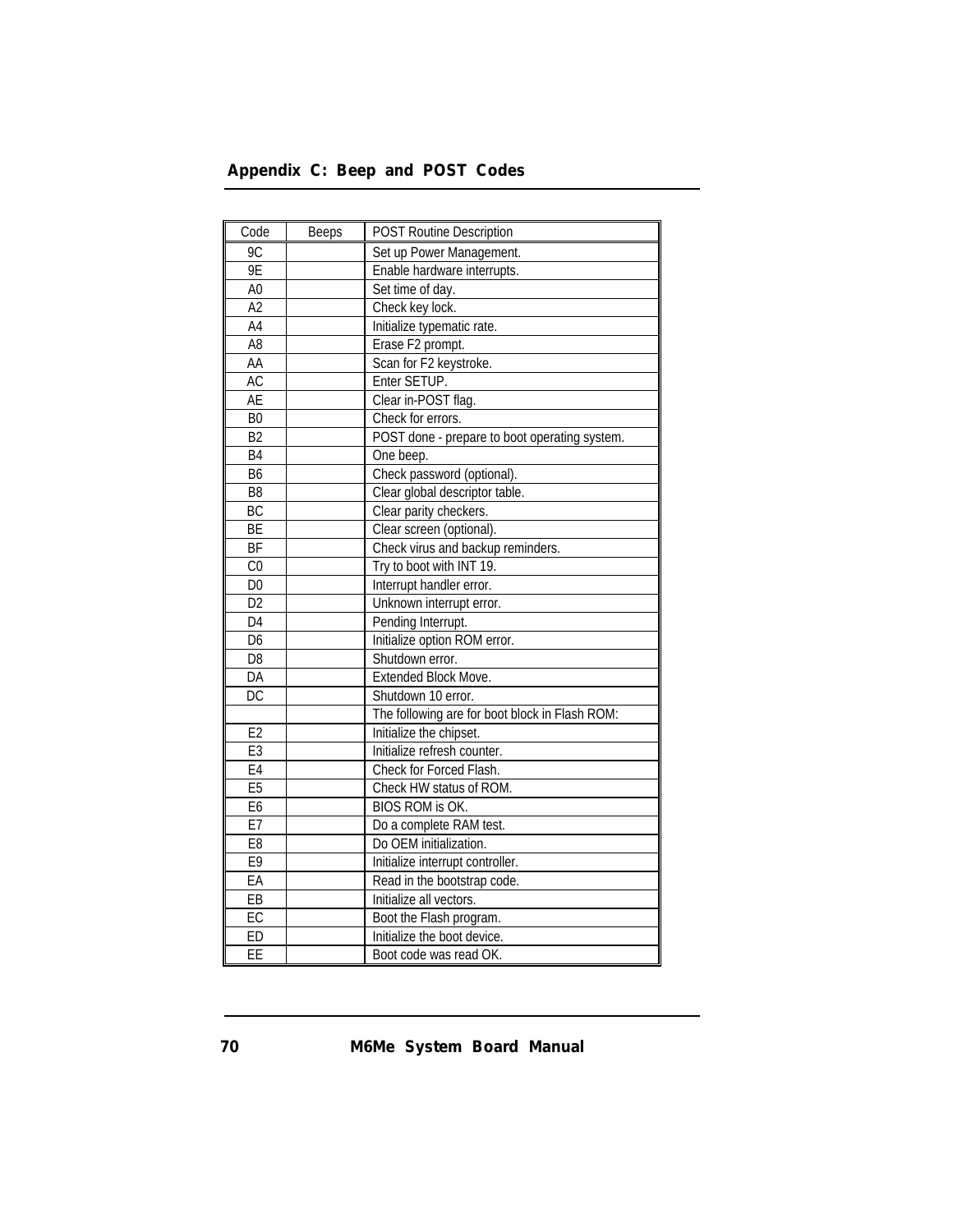| Code | Beeps | POST Routine Description |
|---|---|---|
| 9C | | Set up Power Management. |
| 9E | | Enable hardware interrupts. |
| A0 | | Set time of day. |
| A2 | | Check key lock. |
| A4 | | Initialize typematic rate. |
| A8 | | Erase F2 prompt. |
| AA | | Scan for F2 keystroke. |
| AC | | Enter SETUP. |
| AE | | Clear in-POST flag. |
| B0 | | Check for errors. |
| B2 | | POST done - prepare to boot operating system. |
| B4 | | One beep. |
| B6 | | Check password (optional). |
| B8 | | Clear global descriptor table. |
| BC | | Clear parity checkers. |
| BE | | Clear screen (optional). |
| BF | | Check virus and backup reminders. |
| C0 | | Try to boot with INT 19. |
| D0 | | Interrupt handler error. |
| D2 | | Unknown interrupt error. |
| D4 | | Pending Interrupt. |
| D6 | | Initialize option ROM error. |
| D8 | | Shutdown error. |
| DA | | Extended Block Move. |
| DC | | Shutdown 10 error. |
| | | The following are for boot block in Flash ROM: |
| E2 | | Initialize the chipset. |
| E3 | | Initialize refresh counter. |
| E4 | | Check for Forced Flash. |
| E5 | | Check HW status of ROM. |
| E6 | | BIOS ROM is OK. |
| E7 | | Do a complete RAM test. |
| E8 | | Do OEM initialization. |
| E9 | | Initialize interrupt controller. |
| EA | | Read in the bootstrap code. |
| EB | | Initialize all vectors. |
| EC | | Boot the Flash program. |
| ED | | Initialize the boot device. |
| EE | | Boot code was read OK. |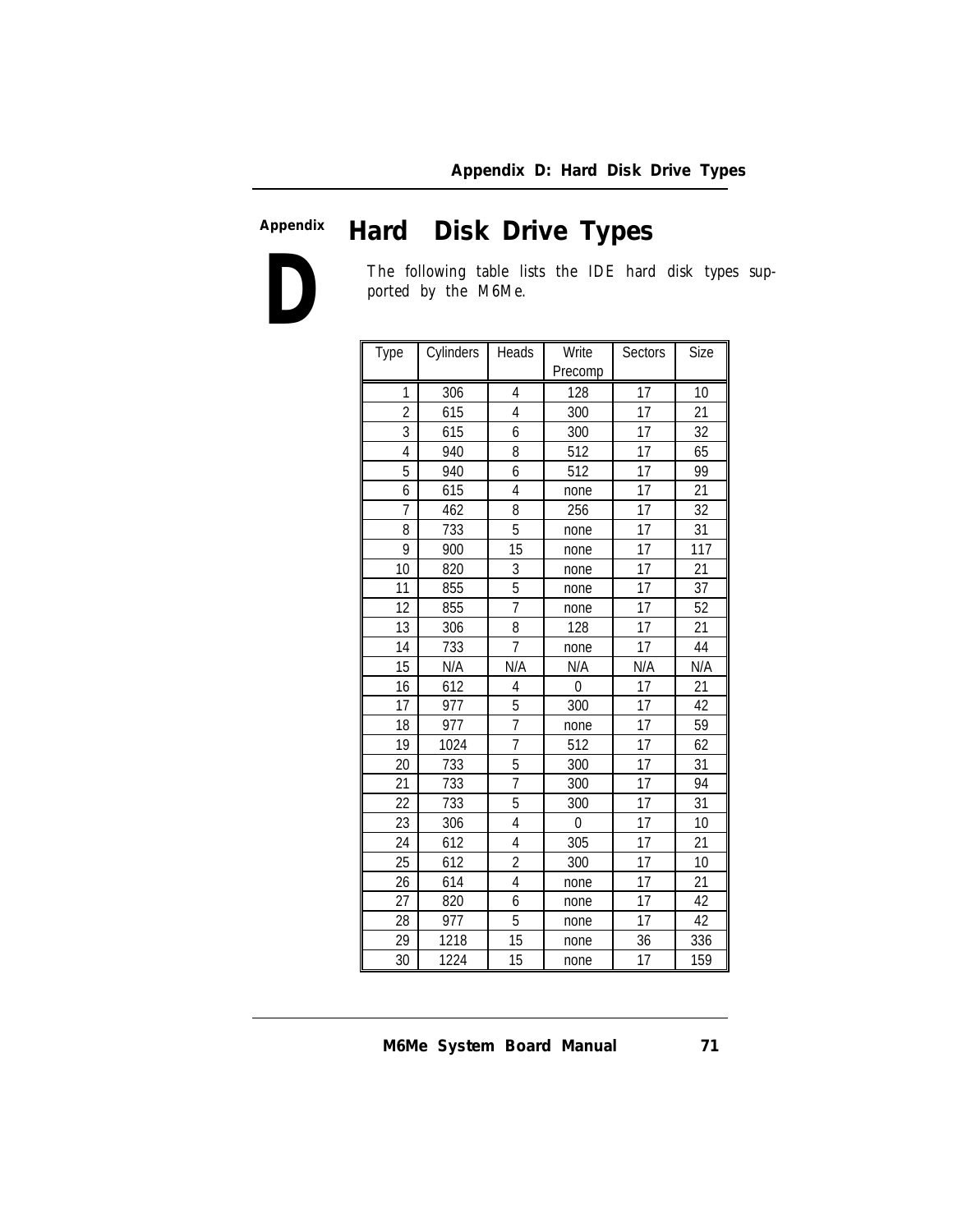# Appendix D: Hard Disk Drive Types

The following table lists the IDE hard disk types supported by the M6Me.

| Type | Cylinders | Heads | Write Precomp | Sectors | Size |
|---|---|---|---|---|---|
| 1 | 306 | 4 | 128 | 17 | 10 |
| 2 | 615 | 4 | 300 | 17 | 21 |
| 3 | 615 | 6 | 300 | 17 | 32 |
| 4 | 940 | 8 | 512 | 17 | 65 |
| 5 | 940 | 6 | 512 | 17 | 99 |
| 6 | 615 | 4 | none | 17 | 21 |
| 7 | 462 | 8 | 256 | 17 | 32 |
| 8 | 733 | 5 | none | 17 | 31 |
| 9 | 900 | 15 | none | 17 | 117 |
| 10 | 820 | 3 | none | 17 | 21 |
| 11 | 855 | 5 | none | 17 | 37 |
| 12 | 855 | 7 | none | 17 | 52 |
| 13 | 306 | 8 | 128 | 17 | 21 |
| 14 | 733 | 7 | none | 17 | 44 |
| 15 | N/A | N/A | N/A | N/A | N/A |
| 16 | 612 | 4 | 0 | 17 | 21 |
| 17 | 977 | 5 | 300 | 17 | 42 |
| 18 | 977 | 7 | none | 17 | 59 |
| 19 | 1024 | 7 | 512 | 17 | 62 |
| 20 | 733 | 5 | 300 | 17 | 31 |
| 21 | 733 | 7 | 300 | 17 | 94 |
| 22 | 733 | 5 | 300 | 17 | 31 |
| 23 | 306 | 4 | 0 | 17 | 10 |
| 24 | 612 | 4 | 305 | 17 | 21 |
| 25 | 612 | 2 | 300 | 17 | 10 |
| 26 | 614 | 4 | none | 17 | 21 |
| 27 | 820 | 6 | none | 17 | 42 |
| 28 | 977 | 5 | none | 17 | 42 |
| 29 | 1218 | 15 | none | 36 | 336 |
| 30 | 1224 | 15 | none | 17 | 159 |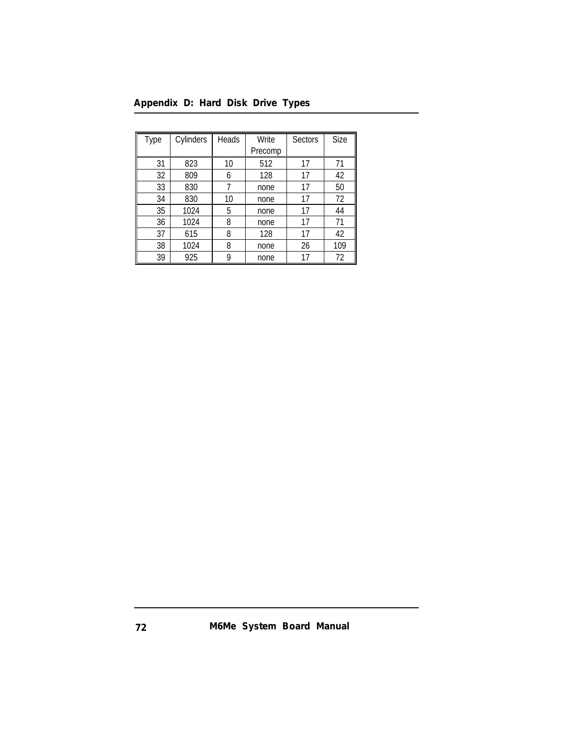| Type | Cylinders | Heads | Write Precomp | Sectors | Size |
|---|---|---|---|---|---|
| 31 | 823 | 10 | 512 | 17 | 71 |
| 32 | 809 | 6 | 128 | 17 | 42 |
| 33 | 830 | 7 | none | 17 | 50 |
| 34 | 830 | 10 | none | 17 | 72 |
| 35 | 1024 | 5 | none | 17 | 44 |
| 36 | 1024 | 8 | none | 17 | 71 |
| 37 | 615 | 8 | 128 | 17 | 42 |
| 38 | 1024 | 8 | none | 26 | 109 |
| 39 | 925 | 9 | none | 17 | 72 |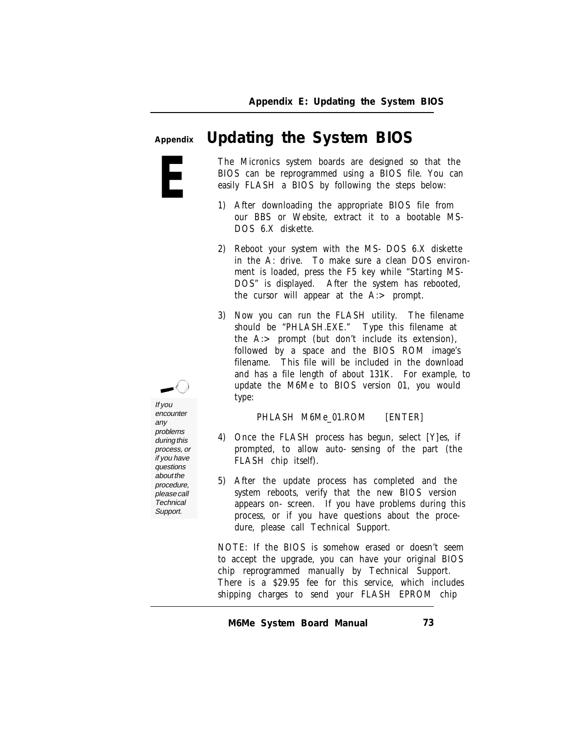# Appendix E

## Updating the System BIOS

The Micronics system boards are designed so that the BIOS can be reprogrammed using a BIOS file. You can easily FLASH a BIOS by following the steps below:

1) After downloading the appropriate BIOS file from our BBS or Website, extract it to a bootable MS-DOS 6.X diskette.

2) Reboot your system with the MS-DOS 6.X diskette in the A: drive. To make sure a clean DOS environment is loaded, press the F5 key while "Starting MS-DOS" is displayed. After the system has rebooted, the cursor will appear at the A:> prompt.

3) Now you can run the FLASH utility. The filename should be "PHLASH.EXE." Type this filename at the A:> prompt (but don't include its extension), followed by a space and the BIOS ROM image's filename. This file will be included in the download and has a file length of about 131K. For example, to update the M6Me to BIOS version 01, you would type:

   PHLASH M6Me_01.ROM [ENTER]

4) Once the FLASH process has begun, select [Y]es, if prompted, to allow auto-sensing of the part (the FLASH chip itself).

5) After the update process has completed and the system reboots, verify that the new BIOS version appears on-screen. If you have problems during this process, or if you have questions about the procedure, please call Technical Support.

*If you encounter any problems during this process, or if you have questions about the procedure, please call Technical Support.*

NOTE: If the BIOS is somehow erased or doesn't seem to accept the upgrade, you can have your original BIOS chip reprogrammed manually by Technical Support. There is a $29.95 fee for this service, which includes shipping charges to send your FLASH EPROM chip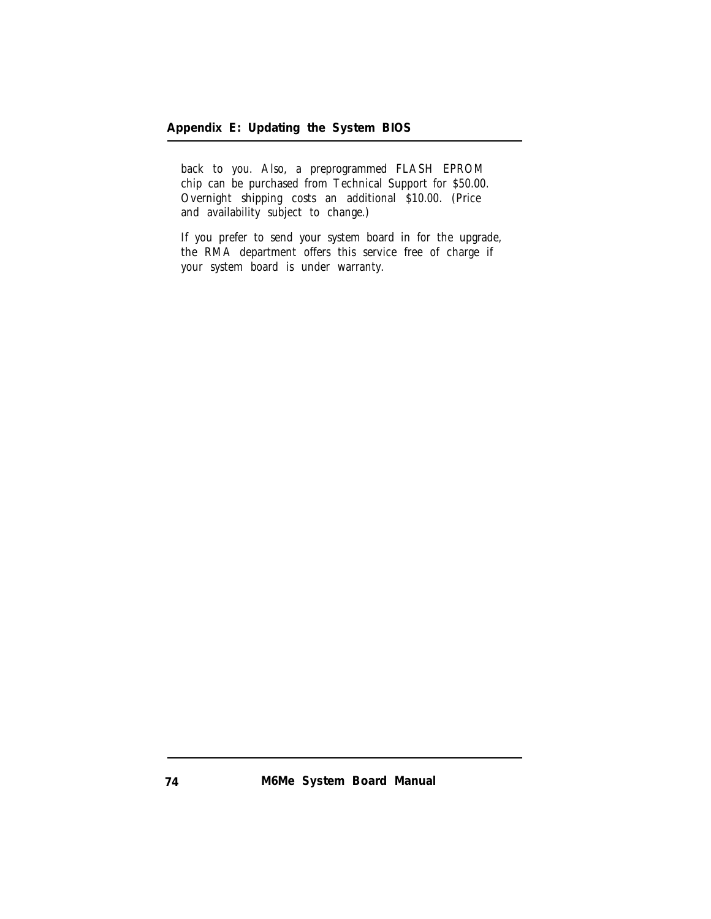back to you. Also, a preprogrammed FLASH EPROM chip can be purchased from Technical Support for $50.00. Overnight shipping costs an additional $10.00. (Price and availability subject to change.)

If you prefer to send your system board in for the upgrade, the RMA department offers this service free of charge if your system board is under warranty.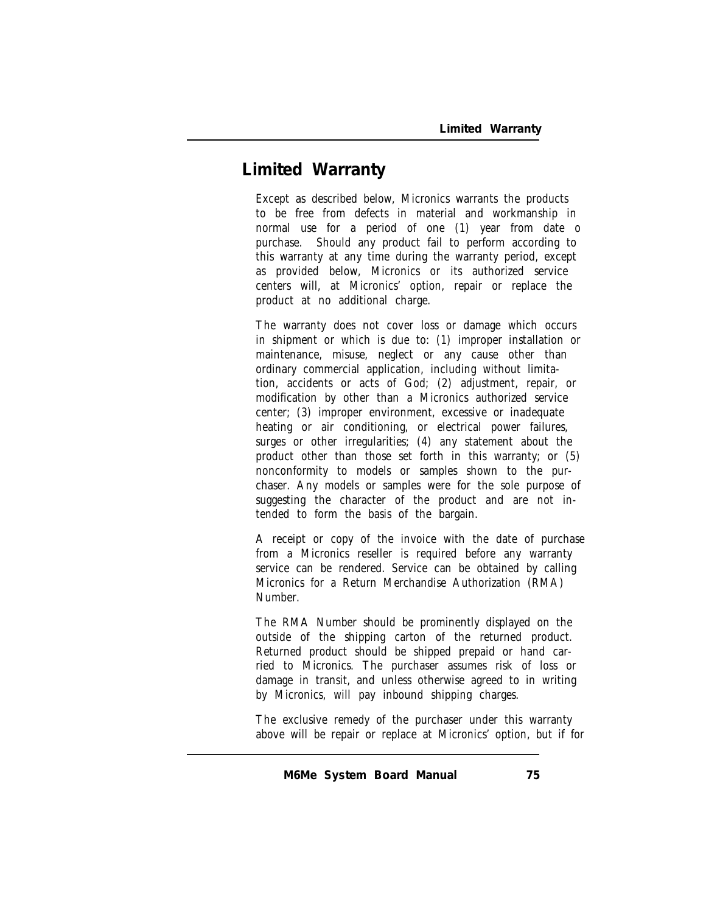# Limited Warranty

Except as described below, Micronics warrants the products to be free from defects in material and workmanship in normal use for a period of one (1) year from date o purchase. Should any product fail to perform according to this warranty at any time during the warranty period, except as provided below, Micronics or its authorized service centers will, at Micronics' option, repair or replace the product at no additional charge.

The warranty does not cover loss or damage which occurs in shipment or which is due to: (1) improper installation or maintenance, misuse, neglect or any cause other than ordinary commercial application, including without limitation, accidents or acts of God; (2) adjustment, repair, or modification by other than a Micronics authorized service center; (3) improper environment, excessive or inadequate heating or air conditioning, or electrical power failures, surges or other irregularities; (4) any statement about the product other than those set forth in this warranty; or (5) nonconformity to models or samples shown to the purchaser. Any models or samples were for the sole purpose of suggesting the character of the product and are not intended to form the basis of the bargain.

A receipt or copy of the invoice with the date of purchase from a Micronics reseller is required before any warranty service can be rendered. Service can be obtained by calling Micronics for a Return Merchandise Authorization (RMA) Number.

The RMA Number should be prominently displayed on the outside of the shipping carton of the returned product. Returned product should be shipped prepaid or hand carried to Micronics. The purchaser assumes risk of loss or damage in transit, and unless otherwise agreed to in writing by Micronics, will pay inbound shipping charges.

The exclusive remedy of the purchaser under this warranty above will be repair or replace at Micronics' option, but if for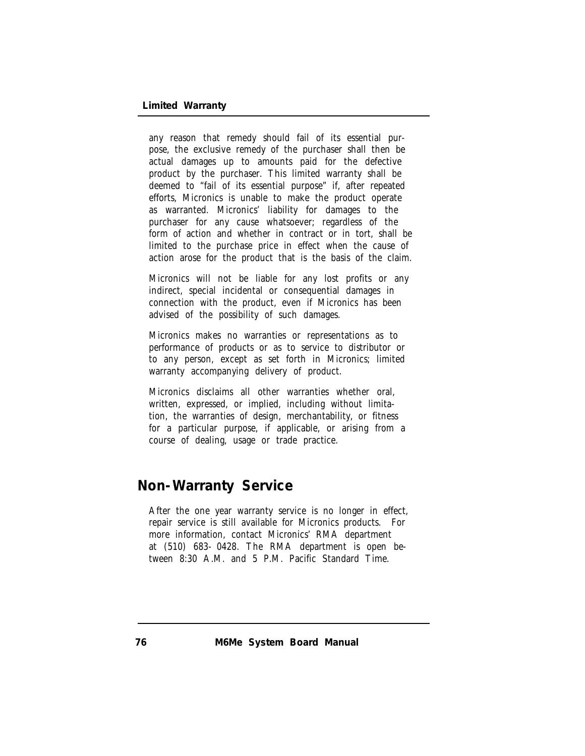any reason that remedy should fail of its essential purpose, the exclusive remedy of the purchaser shall then be actual damages up to amounts paid for the defective product by the purchaser. This limited warranty shall be deemed to "fail of its essential purpose" if, after repeated efforts, Micronics is unable to make the product operate as warranted. Micronics' liability for damages to the purchaser for any cause whatsoever; regardless of the form of action and whether in contract or in tort, shall be limited to the purchase price in effect when the cause of action arose for the product that is the basis of the claim.

Micronics will not be liable for any lost profits or any indirect, special incidental or consequential damages in connection with the product, even if Micronics has been advised of the possibility of such damages.

Micronics makes no warranties or representations as to performance of products or as to service to distributor or to any person, except as set forth in Micronics; limited warranty accompanying delivery of product.

Micronics disclaims all other warranties whether oral, written, expressed, or implied, including without limitation, the warranties of design, merchantability, or fitness for a particular purpose, if applicable, or arising from a course of dealing, usage or trade practice.

## Non-Warranty Service

After the one year warranty service is no longer in effect, repair service is still available for Micronics products. For more information, contact Micronics' RMA department at (510) 683- 0428. The RMA department is open between 8:30 A.M. and 5 P.M. Pacific Standard Time.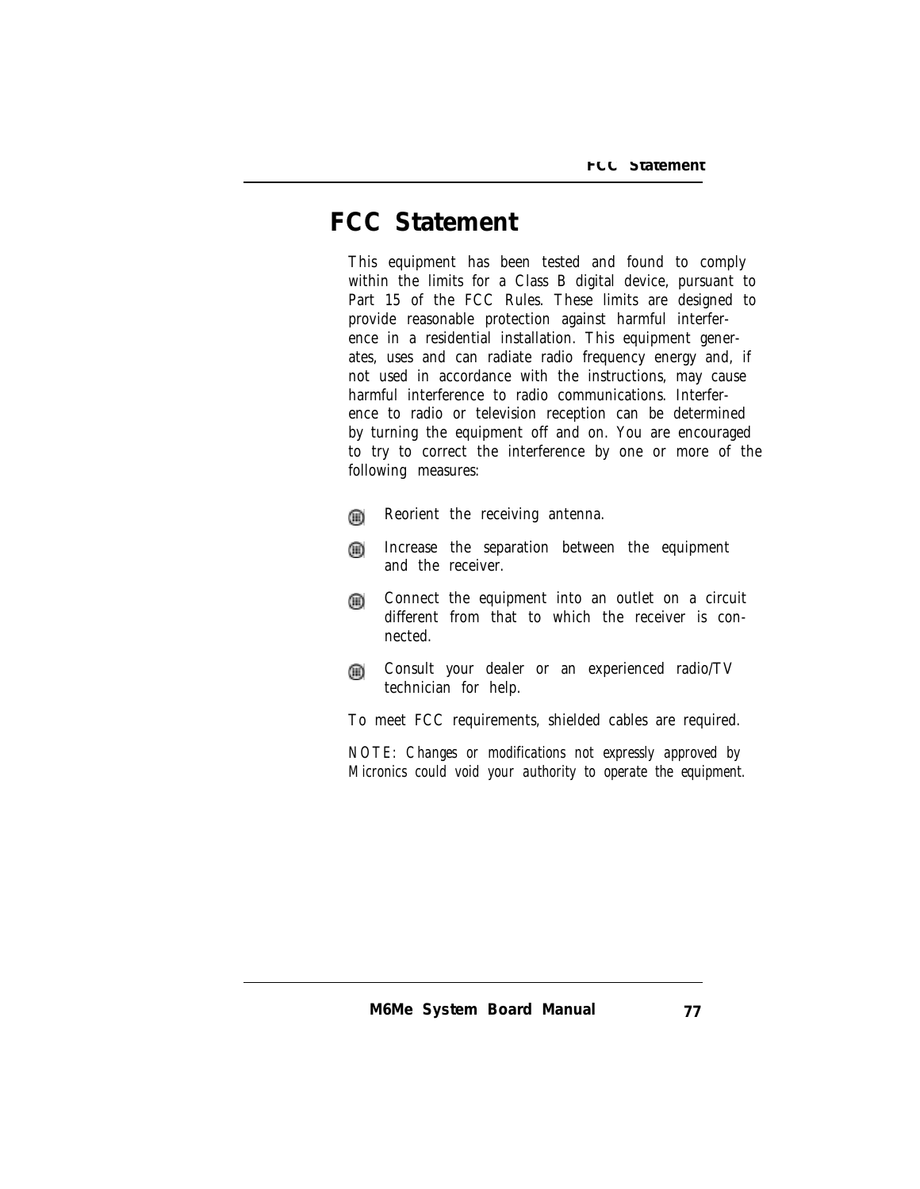# FCC Statement

This equipment has been tested and found to comply within the limits for a Class B digital device, pursuant to Part 15 of the FCC Rules. These limits are designed to provide reasonable protection against harmful interference in a residential installation. This equipment generates, uses and can radiate radio frequency energy and, if not used in accordance with the instructions, may cause harmful interference to radio communications. Interference to radio or television reception can be determined by turning the equipment off and on. You are encouraged to try to correct the interference by one or more of the following measures:

- Reorient the receiving antenna.
- Increase the separation between the equipment and the receiver.
- Connect the equipment into an outlet on a circuit different from that to which the receiver is connected.
- Consult your dealer or an experienced radio/TV technician for help.

To meet FCC requirements, shielded cables are required.

*NOTE: Changes or modifications not expressly approved by Micronics could void your authority to operate the equipment.*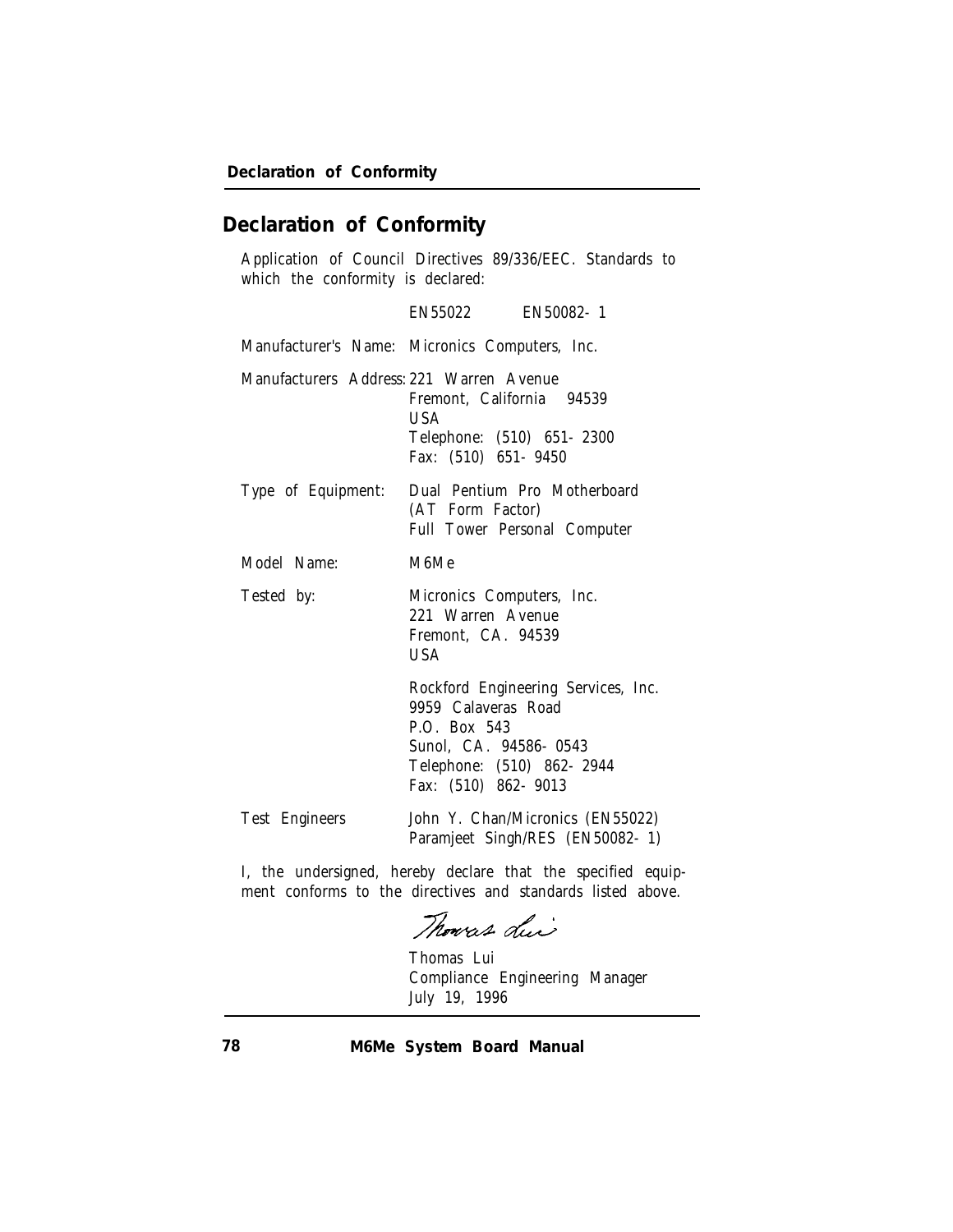## Declaration of Conformity

Application of Council Directives 89/336/EEC. Standards to which the conformity is declared:

EN55022 EN50082-1

| | |
|---|---|
| Manufacturer's Name: | Micronics Computers, Inc. |
| Manufacturers Address: | 221 Warren Avenue<br>Fremont, California 94539<br>USA<br>Telephone: (510) 651-2300<br>Fax: (510) 651-9450 |
| Type of Equipment: | Dual Pentium Pro Motherboard<br>(AT Form Factor)<br>Full Tower Personal Computer |
| Model Name: | M6Me |
| Tested by: | Micronics Computers, Inc.<br>221 Warren Avenue<br>Fremont, CA. 94539<br>USA |
| | Rockford Engineering Services, Inc.<br>9959 Calaveras Road<br>P.O. Box 543<br>Sunol, CA. 94586-0543<br>Telephone: (510) 862-2944<br>Fax: (510) 862-9013 |
| Test Engineers | John Y. Chan/Micronics (EN55022)<br>Paramjeet Singh/RES (EN50082-1) |

I, the undersigned, hereby declare that the specified equipment conforms to the directives and standards listed above.

Thomas Lui
Compliance Engineering Manager
July 19, 1996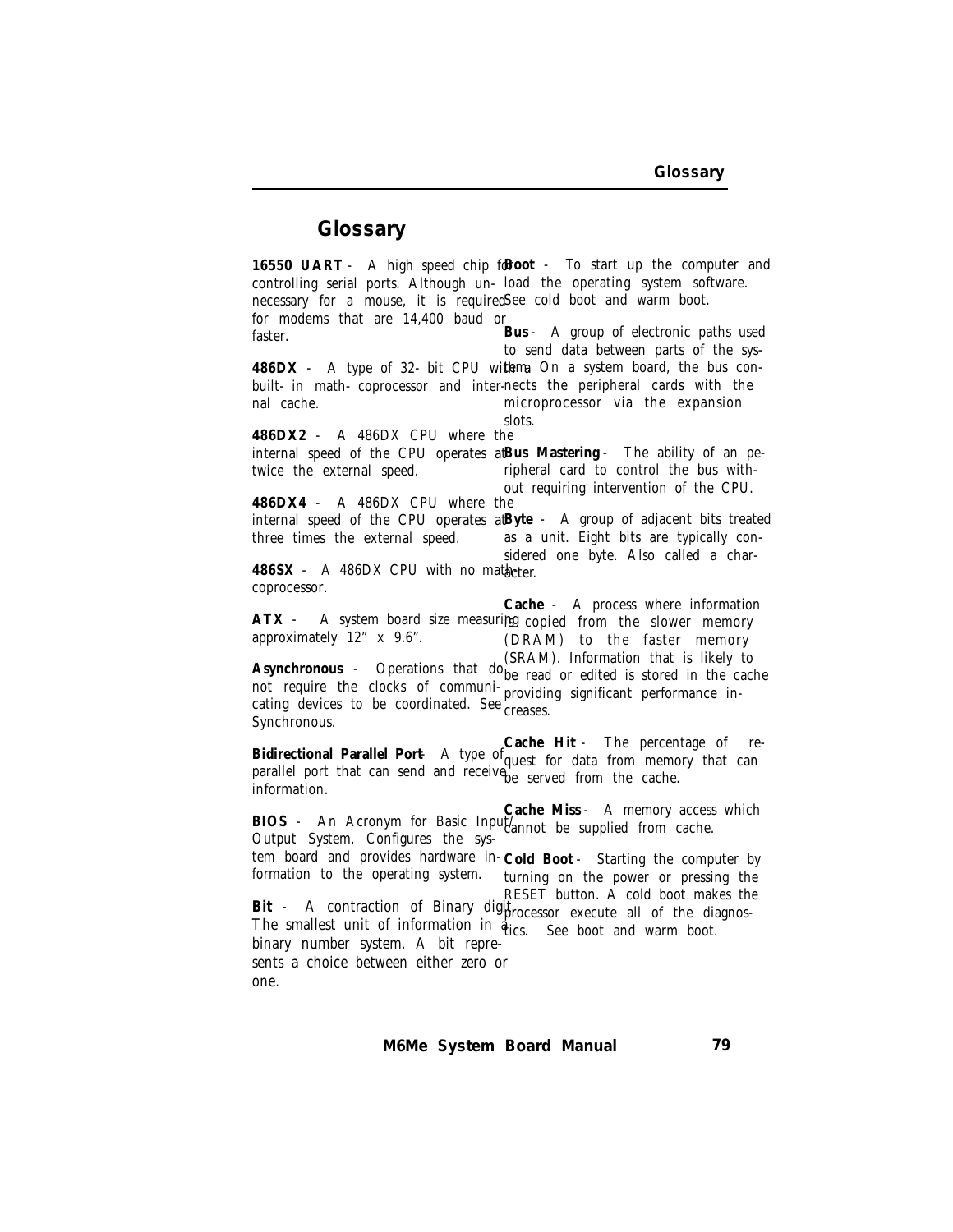# Glossary

**16550 UART** - A high speed chip for controlling serial ports. Although unnecessary for a mouse, it is required for modems that are 14,400 baud or faster.

**486DX** - A type of 32- bit CPU with a built- in math- coprocessor and internal cache.

**486DX2** - A 486DX CPU where the internal speed of the CPU operates at twice the external speed.

**486DX4** - A 486DX CPU where the internal speed of the CPU operates at three times the external speed.

**486SX** - A 486DX CPU with no math-coprocessor.

**ATX** - A system board size measuring approximately 12" x 9.6".

**Asynchronous** - Operations that do not require the clocks of communicating devices to be coordinated. See Synchronous.

**Bidirectional Parallel Port** - A type of parallel port that can send and receive information.

**BIOS** - An Acronym for Basic Input/Output System. Configures the system board and provides hardware information to the operating system.

**Bit** - A contraction of Binary digit. The smallest unit of information in a binary number system. A bit represents a choice between either zero or one.

**Boot** - To start up the computer and load the operating system software. See cold boot and warm boot.

**Bus** - A group of electronic paths used to send data between parts of the system. On a system board, the bus connects the peripheral cards with the microprocessor via the expansion slots.

**Bus Mastering** - The ability of an peripheral card to control the bus without requiring intervention of the CPU.

**Byte** - A group of adjacent bits treated as a unit. Eight bits are typically considered one byte. Also called a character.

**Cache** - A process where information is copied from the slower memory (DRAM) to the faster memory (SRAM). Information that is likely to be read or edited is stored in the cache providing significant performance increases.

**Cache Hit** - The percentage of request for data from memory that can be served from the cache.

**Cache Miss** - A memory access which cannot be supplied from cache.

**Cold Boot** - Starting the computer by turning on the power or pressing the RESET button. A cold boot makes the processor execute all of the diagnostics. See boot and warm boot.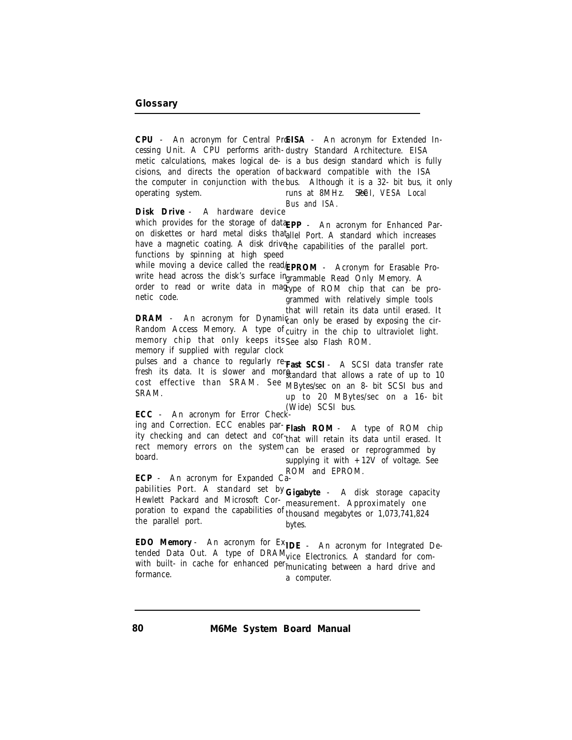## Glossary

**CPU** - An acronym for Central Processing Unit. A CPU performs arithmetic calculations, makes logical decisions, and directs the operation of the computer in conjunction with the operating system.

**Disk Drive** - A hardware device which provides for the storage of data on diskettes or hard metal disks that have a magnetic coating. A disk drive functions by spinning at high speed while moving a device called the read/write head across the disk's surface in order to read or write data in magnetic code.

**DRAM** - An acronym for Dynamic Random Access Memory. A type of memory chip that only keeps its memory if supplied with regular clock pulses and a chance to regularly refresh its data. It is slower and more cost effective than SRAM. See SRAM.

**ECC** - An acronym for Error Checking and Correction. ECC enables parity checking and can detect and correct memory errors on the system board.

**ECP** - An acronym for Expanded Capabilities Port. A standard set by Hewlett Packard and Microsoft Corporation to expand the capabilities of the parallel port.

**EDO Memory** - An acronym for Extended Data Out. A type of DRAM with built- in cache for enhanced performance.

**EISA** - An acronym for Extended Industry Standard Architecture. EISA is a bus design standard which is fully backward compatible with the ISA bus. Although it is a 32- bit bus, it only runs at 8MHz. See PCI, VESA Local Bus and ISA.

**EPP** - An acronym for Enhanced Parallel Port. A standard which increases the capabilities of the parallel port.

**EPROM** - Acronym for Erasable Programmable Read Only Memory. A type of ROM chip that can be programmed with relatively simple tools that will retain its data until erased. It can only be erased by exposing the circuitry in the chip to ultraviolet light. See also Flash ROM.

**Fast SCSI** - A SCSI data transfer rate standard that allows a rate of up to 10 MBytes/sec on an 8- bit SCSI bus and up to 20 MBytes/sec on a 16- bit (Wide) SCSI bus.

**Flash ROM** - A type of ROM chip that will retain its data until erased. It can be erased or reprogrammed by supplying it with +12V of voltage. See ROM and EPROM.

**Gigabyte** - A disk storage capacity measurement. Approximately one thousand megabytes or 1,073,741,824 bytes.

**IDE** - An acronym for Integrated Device Electronics. A standard for communicating between a hard drive and a computer.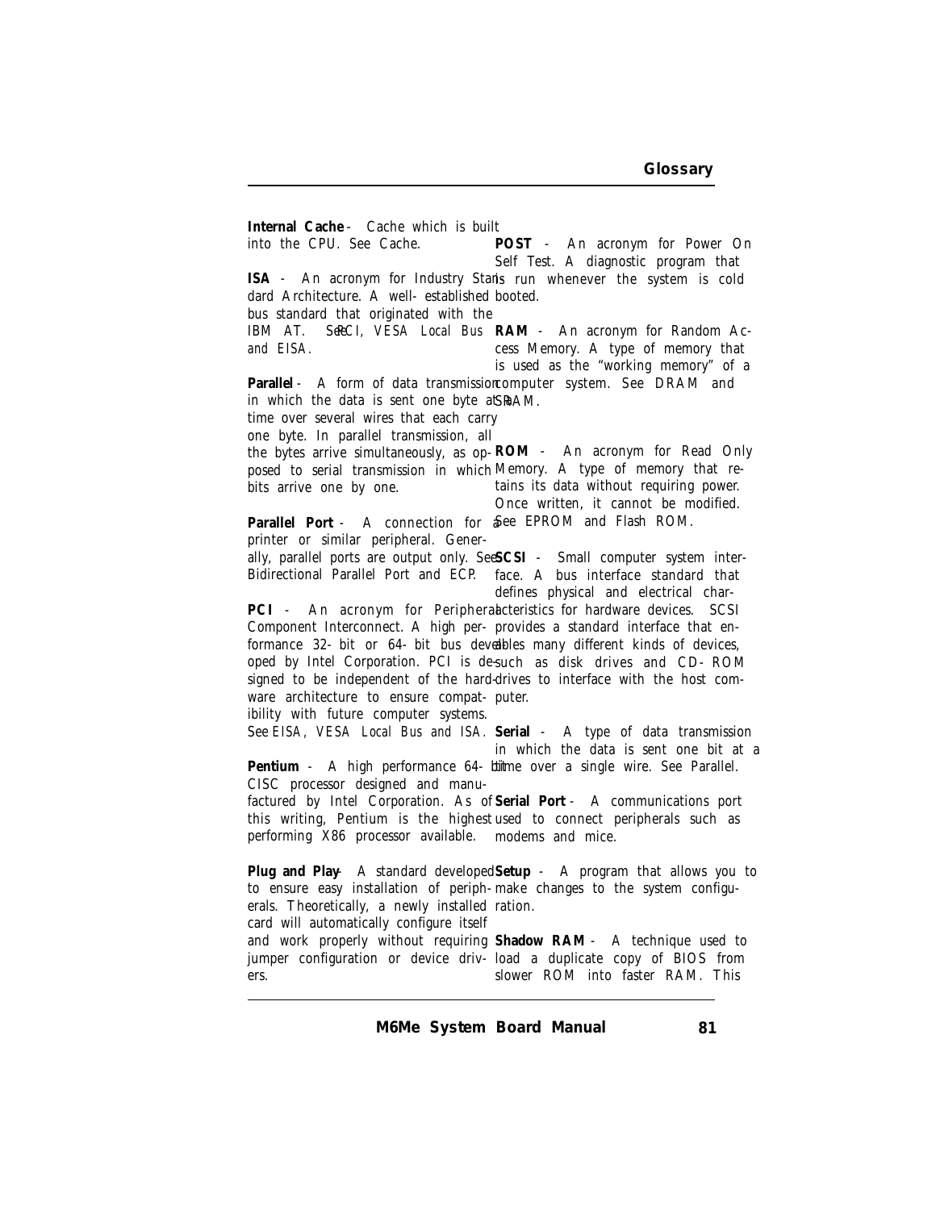**Internal Cache** - Cache which is built into the CPU. See Cache.

**ISA** - An acronym for Industry Standard Architecture. A well-established bus standard that originated with the IBM AT. See *PCI, VESA Local Bus and EISA.*

**Parallel** - A form of data transmission in which the data is sent one byte at a time over several wires that each carry one byte. In parallel transmission, all the bytes arrive simultaneously, as opposed to serial transmission in which bits arrive one by one.

**Parallel Port** - A connection for a printer or similar peripheral. Generally, parallel ports are output only. See Bidirectional Parallel Port and ECP.

**PCI** - An acronym for Peripheral Component Interconnect. A high performance 32-bit or 64-bit bus developed by Intel Corporation. PCI is designed to be independent of the hardware architecture to ensure compatibility with future computer systems. See *EISA, VESA Local Bus and ISA.*

**Pentium** - A high performance 64-bit CISC processor designed and manufactured by Intel Corporation. As of this writing, Pentium is the highest performing X86 processor available.

**Plug and Play** - A standard developed to ensure easy installation of peripherals. Theoretically, a newly installed card will automatically configure itself and work properly without requiring jumper configuration or device drivers.

**POST** - An acronym for Power On Self Test. A diagnostic program that is run whenever the system is cold booted.

**RAM** - An acronym for Random Access Memory. A type of memory that is used as the "working memory" of a computer system. See DRAM and SRAM.

**ROM** - An acronym for Read Only Memory. A type of memory that retains its data without requiring power. Once written, it cannot be modified. See EPROM and Flash ROM.

**SCSI** - Small computer system interface. A bus interface standard that defines physical and electrical characteristics for hardware devices. SCSI provides a standard interface that enables many different kinds of devices, such as disk drives and CD-ROM drives to interface with the host computer.

**Serial** - A type of data transmission in which the data is sent one bit at a time over a single wire. See Parallel.

**Serial Port** - A communications port used to connect peripherals such as modems and mice.

**Setup** - A program that allows you to make changes to the system configuration.

**Shadow RAM** - A technique used to load a duplicate copy of BIOS from slower ROM into faster RAM. This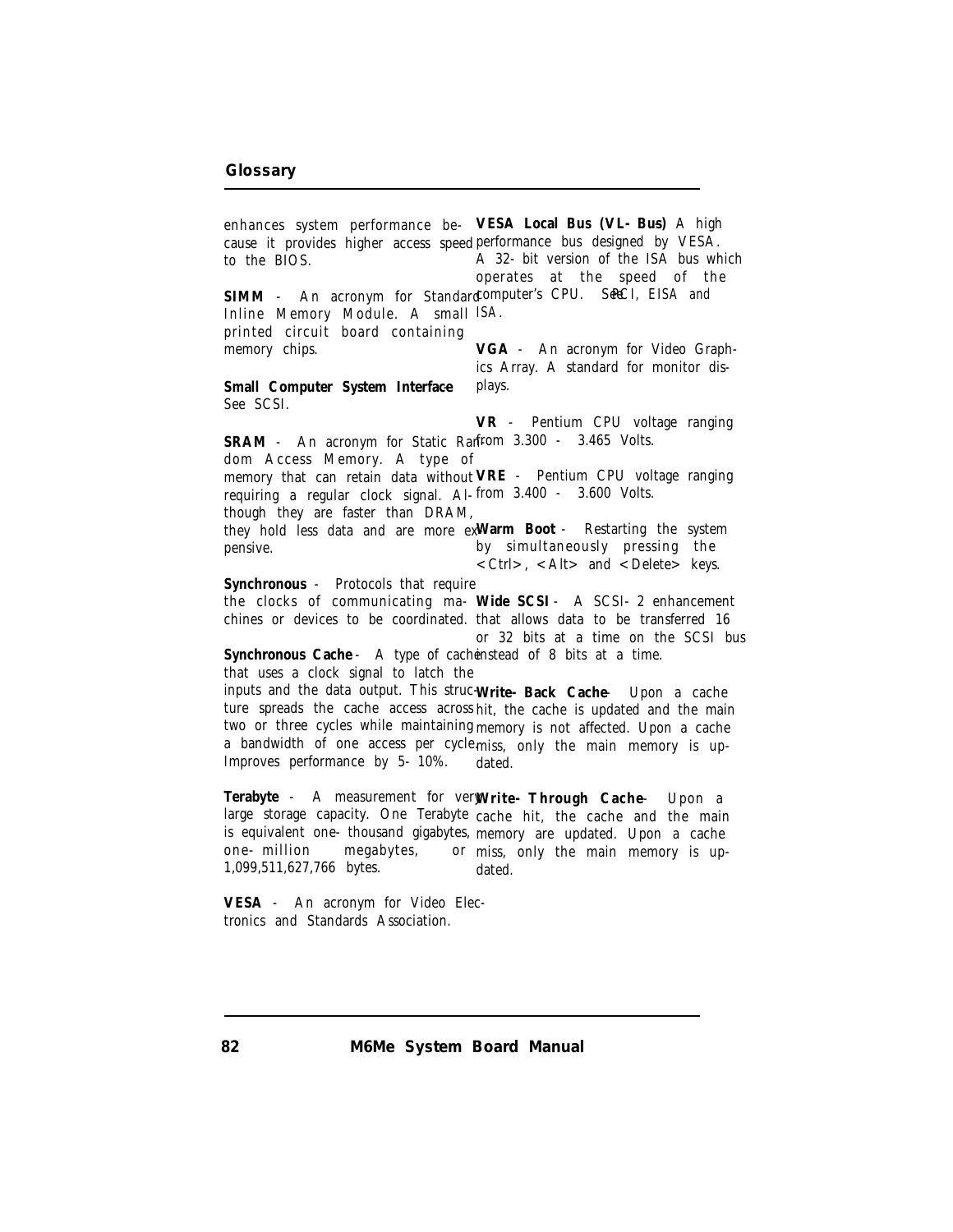enhances system performance because it provides higher access speed to the BIOS.

**SIMM** - An acronym for Standard Inline Memory Module. A small printed circuit board containing memory chips.

**Small Computer System Interface** See SCSI.

**SRAM** - An acronym for Static Random Access Memory. A type of memory that can retain data without requiring a regular clock signal. Although they are faster than DRAM, they hold less data and are more expensive.

**Synchronous** - Protocols that require the clocks of communicating machines or devices to be coordinated.

**Synchronous Cache** - A type of cache that uses a clock signal to latch the inputs and the data output. This structure spreads the cache access across two or three cycles while maintaining a bandwidth of one access per cycle. Improves performance by 5- 10%.

**Terabyte** - A measurement for very large storage capacity. One Terabyte is equivalent one- thousand gigabytes, one- million megabytes, or 1,099,511,627,766 bytes.

**VESA** - An acronym for Video Electronics and Standards Association.

**VESA Local Bus (VL- Bus)** A high performance bus designed by VESA. A 32- bit version of the ISA bus which operates at the speed of the computer's CPU. See PCI, EISA and ISA.

**VGA** - An acronym for Video Graphics Array. A standard for monitor displays.

**VR** - Pentium CPU voltage ranging from 3.300 - 3.465 Volts.

**VRE** - Pentium CPU voltage ranging from 3.400 - 3.600 Volts.

**Warm Boot** - Restarting the system by simultaneously pressing the <Ctrl>, <Alt> and <Delete> keys.

**Wide SCSI** - A SCSI- 2 enhancement that allows data to be transferred 16 or 32 bits at a time on the SCSI bus instead of 8 bits at a time.

**Write- Back Cache** - Upon a cache hit, the cache is updated and the main memory is not affected. Upon a cache miss, only the main memory is updated.

**Write- Through Cache** - Upon a cache hit, the cache and the main memory are updated. Upon a cache miss, only the main memory is updated.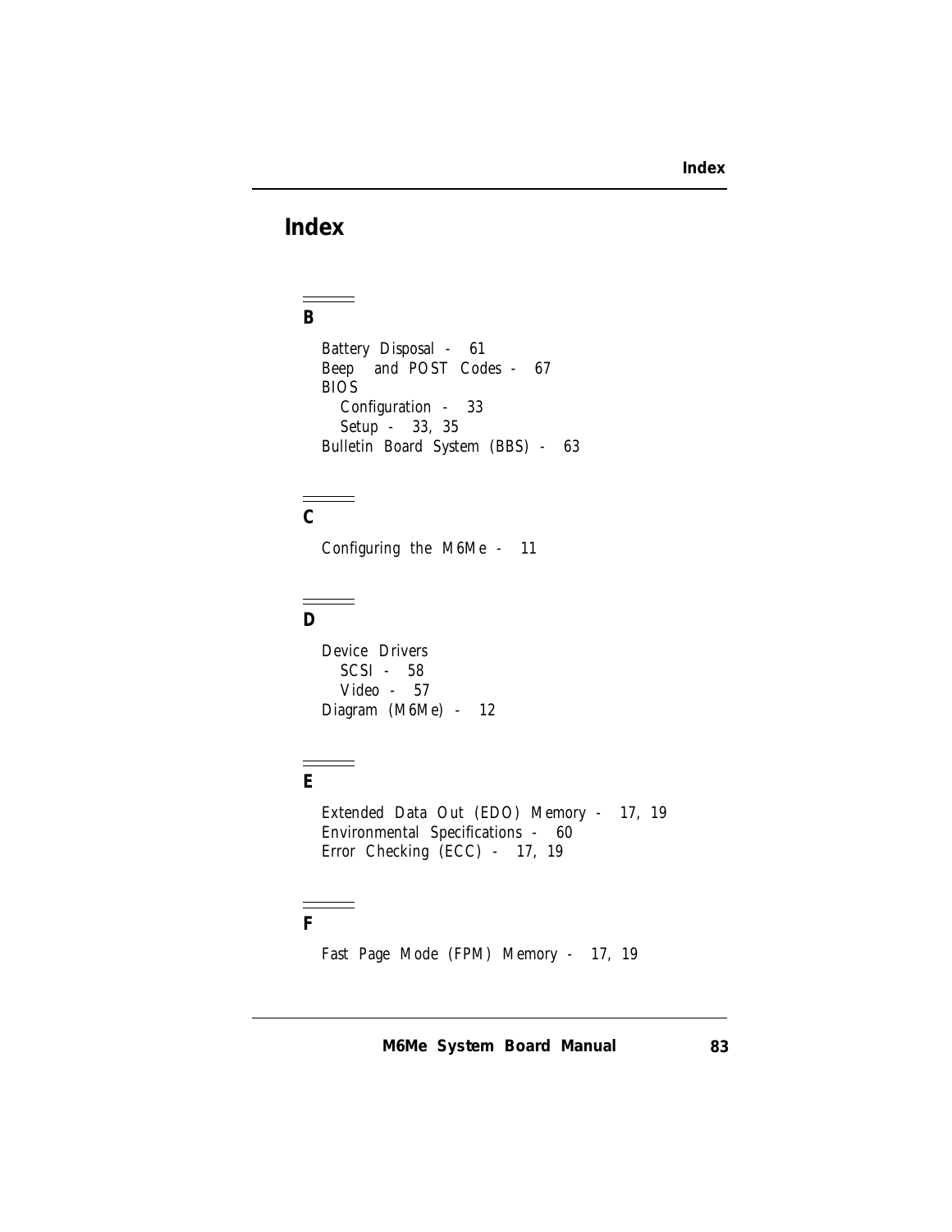# Index

## B

- Battery Disposal - 61
- Beep and POST Codes - 67
- BIOS
  - Configuration - 33
  - Setup - 33, 35
- Bulletin Board System (BBS) - 63

## C

- Configuring the M6Me - 11

## D

- Device Drivers
  - SCSI - 58
  - Video - 57
- Diagram (M6Me) - 12

## E

- Extended Data Out (EDO) Memory - 17, 19
- Environmental Specifications - 60
- Error Checking (ECC) - 17, 19

## F

- Fast Page Mode (FPM) Memory - 17, 19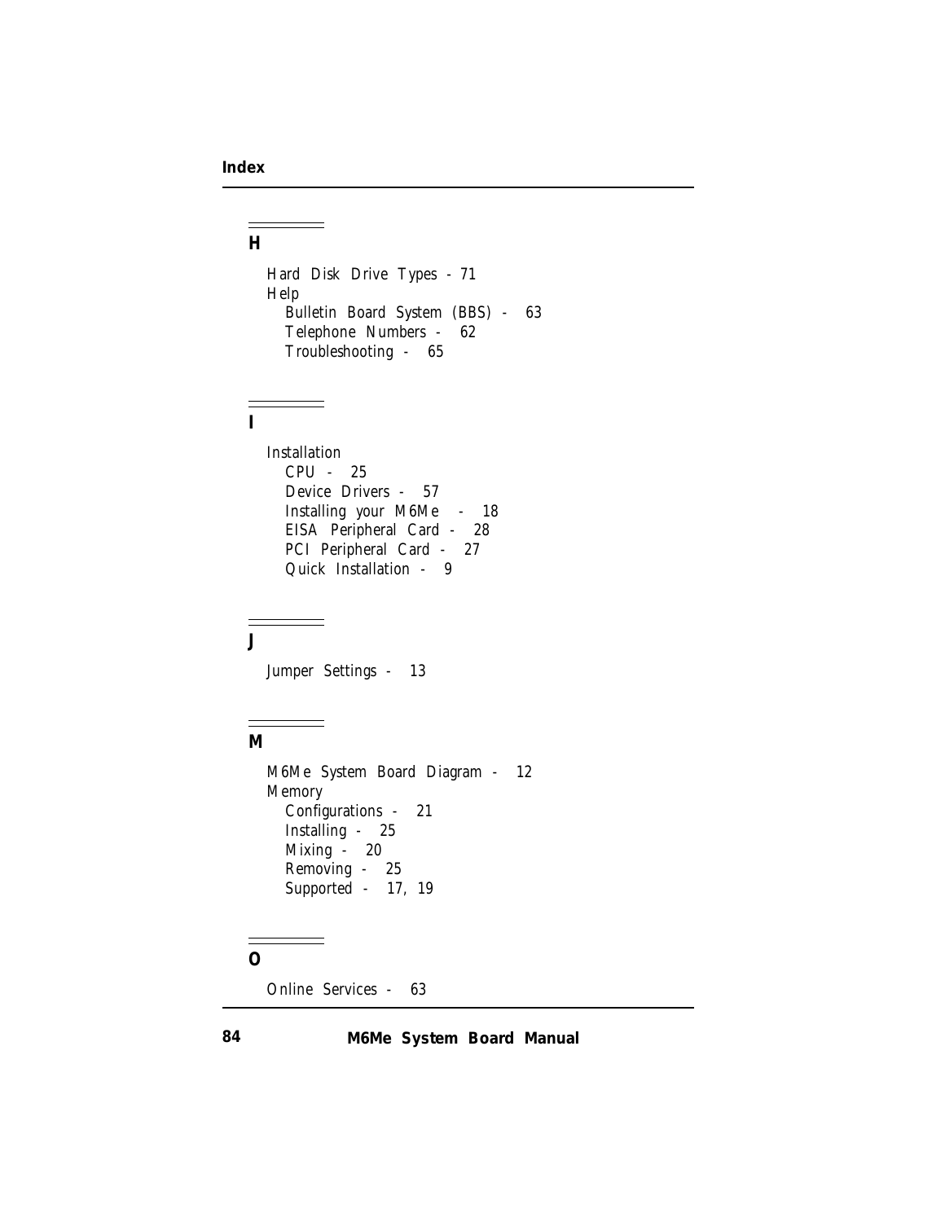## H

- Hard Disk Drive Types - 71
- Help
  - Bulletin Board System (BBS) - 63
  - Telephone Numbers - 62
  - Troubleshooting - 65

## I

- Installation
  - CPU - 25
  - Device Drivers - 57
  - Installing your M6Me - 18
  - EISA Peripheral Card - 28
  - PCI Peripheral Card - 27
  - Quick Installation - 9

## J

- Jumper Settings - 13

## M

- M6Me System Board Diagram - 12
- Memory
  - Configurations - 21
  - Installing - 25
  - Mixing - 20
  - Removing - 25
  - Supported - 17, 19

## O

- Online Services - 63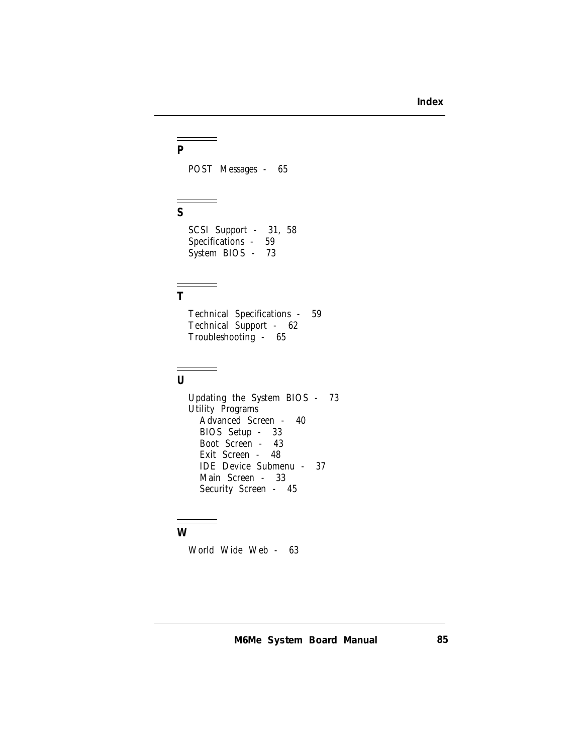## P

POST Messages - 65

## S

SCSI Support - 31, 58
Specifications - 59
System BIOS - 73

## T

Technical Specifications - 59
Technical Support - 62
Troubleshooting - 65

## U

Updating the System BIOS - 73
Utility Programs
- Advanced Screen - 40
- BIOS Setup - 33
- Boot Screen - 43
- Exit Screen - 48
- IDE Device Submenu - 37
- Main Screen - 33
- Security Screen - 45

## W

World Wide Web - 63